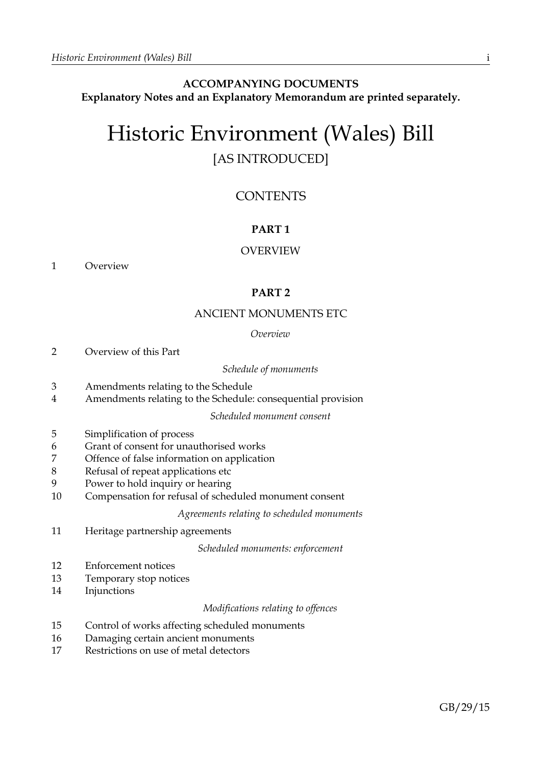**ACCOMPANYING DOCUMENTS**
**Explanatory Notes and an Explanatory Memorandum are printed separately.**

# Historic Environment (Wales) Bill

[AS INTRODUCED]

## CONTENTS

### PART 1

OVERVIEW

1 Overview

### PART 2

ANCIENT MONUMENTS ETC

*Overview*

2 Overview of this Part

*Schedule of monuments*

3 Amendments relating to the Schedule
4 Amendments relating to the Schedule: consequential provision

*Scheduled monument consent*

5 Simplification of process
6 Grant of consent for unauthorised works
7 Offence of false information on application
8 Refusal of repeat applications etc
9 Power to hold inquiry or hearing
10 Compensation for refusal of scheduled monument consent

*Agreements relating to scheduled monuments*

11 Heritage partnership agreements

*Scheduled monuments: enforcement*

12 Enforcement notices
13 Temporary stop notices
14 Injunctions

*Modifications relating to offences*

15 Control of works affecting scheduled monuments
16 Damaging certain ancient monuments
17 Restrictions on use of metal detectors

GB/29/15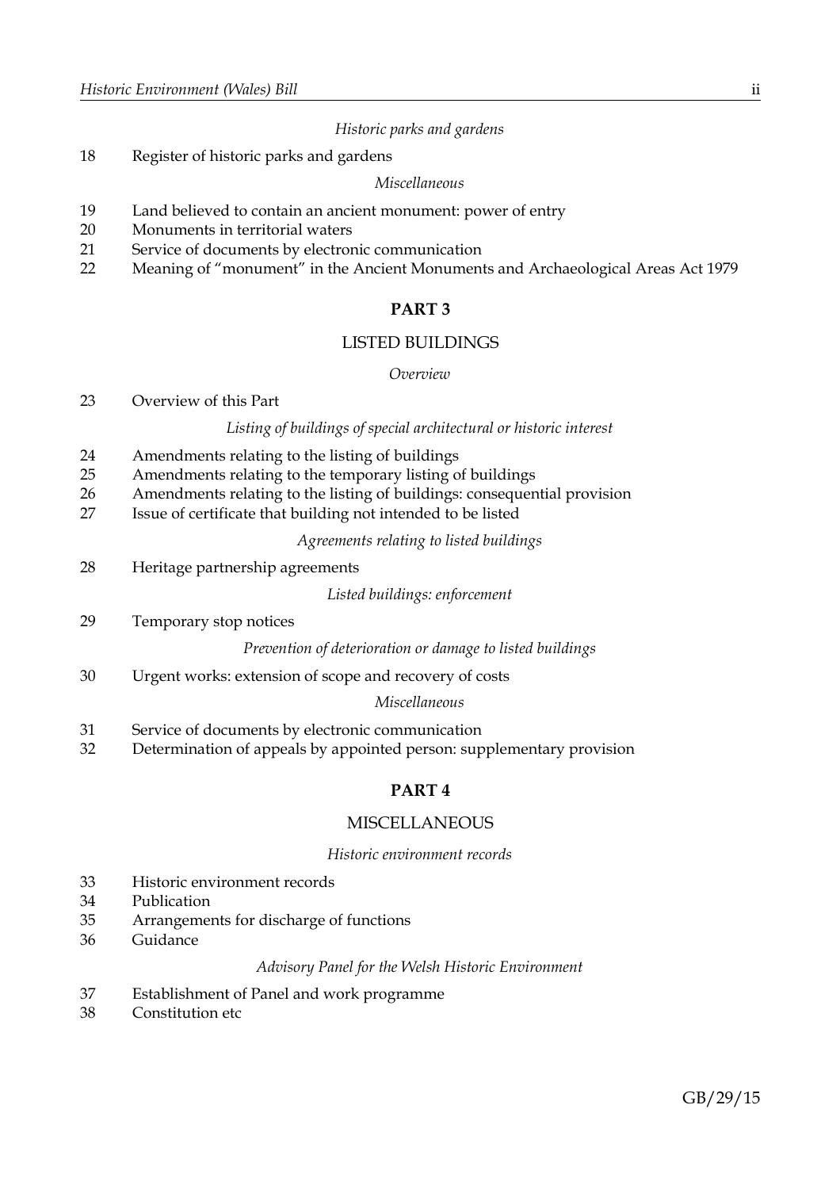*Historic parks and gardens*

18 Register of historic parks and gardens

*Miscellaneous*

19 Land believed to contain an ancient monument: power of entry
20 Monuments in territorial waters
21 Service of documents by electronic communication
22 Meaning of "monument" in the Ancient Monuments and Archaeological Areas Act 1979

## PART 3

## LISTED BUILDINGS

*Overview*

23 Overview of this Part

*Listing of buildings of special architectural or historic interest*

24 Amendments relating to the listing of buildings
25 Amendments relating to the temporary listing of buildings
26 Amendments relating to the listing of buildings: consequential provision
27 Issue of certificate that building not intended to be listed

*Agreements relating to listed buildings*

28 Heritage partnership agreements

*Listed buildings: enforcement*

29 Temporary stop notices

*Prevention of deterioration or damage to listed buildings*

30 Urgent works: extension of scope and recovery of costs

*Miscellaneous*

31 Service of documents by electronic communication
32 Determination of appeals by appointed person: supplementary provision

## PART 4

## MISCELLANEOUS

*Historic environment records*

33 Historic environment records
34 Publication
35 Arrangements for discharge of functions
36 Guidance

*Advisory Panel for the Welsh Historic Environment*

37 Establishment of Panel and work programme
38 Constitution etc

GB/29/15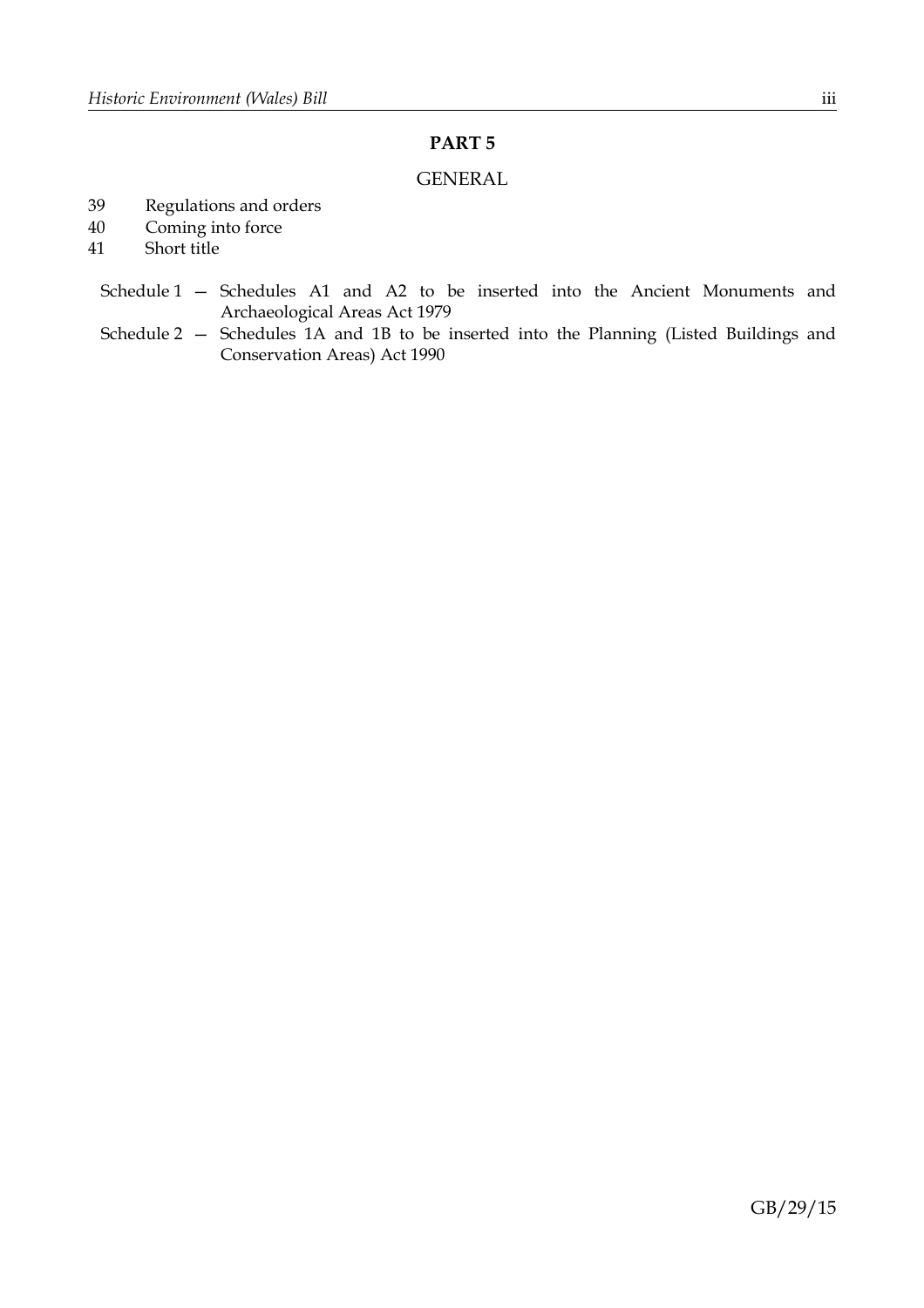## PART 5

### GENERAL

39 Regulations and orders
40 Coming into force
41 Short title

Schedule 1 — Schedules A1 and A2 to be inserted into the Ancient Monuments and Archaeological Areas Act 1979

Schedule 2 — Schedules 1A and 1B to be inserted into the Planning (Listed Buildings and Conservation Areas) Act 1990

GB/29/15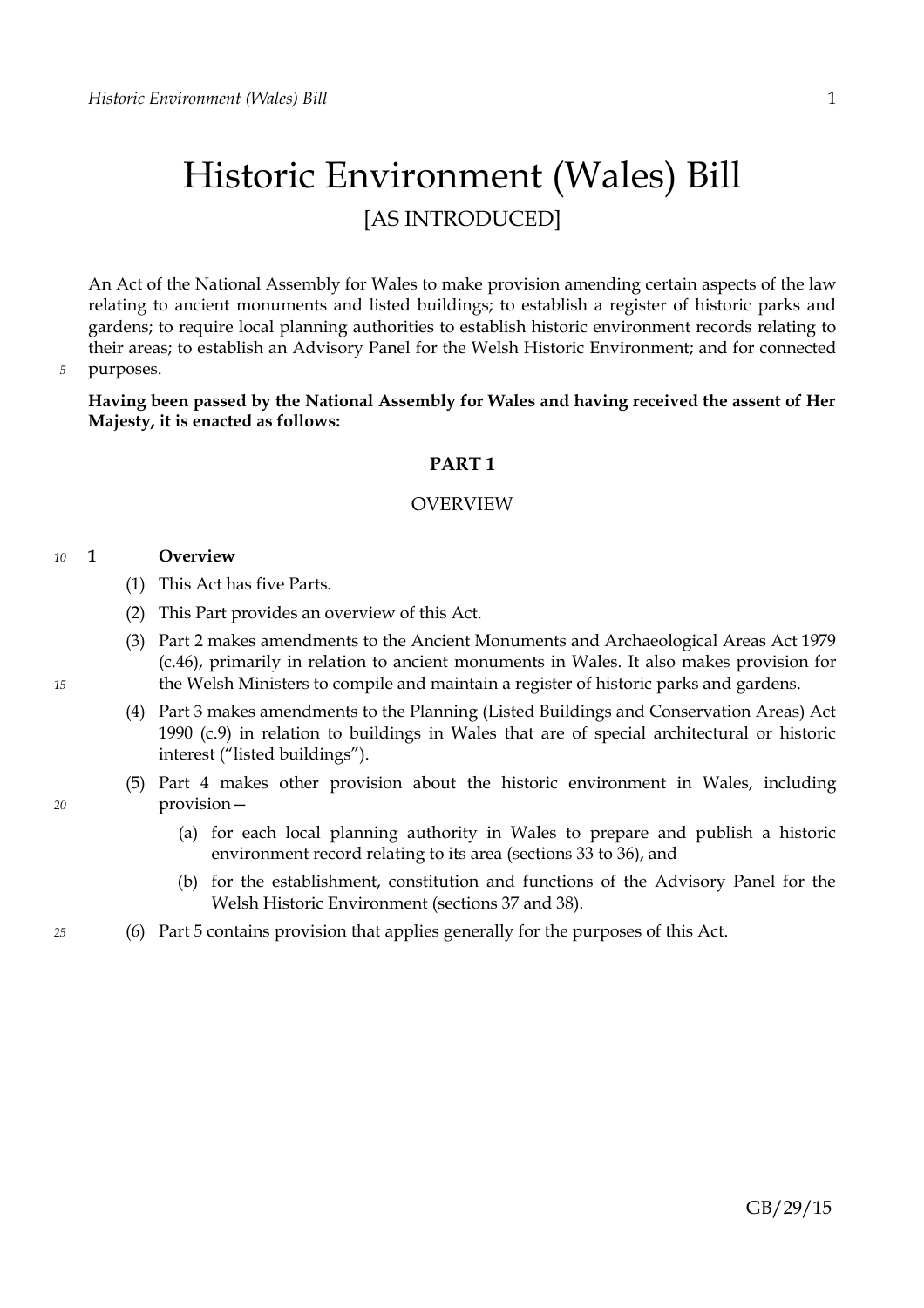# Historic Environment (Wales) Bill

[AS INTRODUCED]

An Act of the National Assembly for Wales to make provision amending certain aspects of the law relating to ancient monuments and listed buildings; to establish a register of historic parks and gardens; to require local planning authorities to establish historic environment records relating to their areas; to establish an Advisory Panel for the Welsh Historic Environment; and for connected purposes.

**Having been passed by the National Assembly for Wales and having received the assent of Her Majesty, it is enacted as follows:**

## PART 1

## OVERVIEW

### 1 Overview

(1) This Act has five Parts.

(2) This Part provides an overview of this Act.

(3) Part 2 makes amendments to the Ancient Monuments and Archaeological Areas Act 1979 (c.46), primarily in relation to ancient monuments in Wales. It also makes provision for the Welsh Ministers to compile and maintain a register of historic parks and gardens.

(4) Part 3 makes amendments to the Planning (Listed Buildings and Conservation Areas) Act 1990 (c.9) in relation to buildings in Wales that are of special architectural or historic interest ("listed buildings").

(5) Part 4 makes other provision about the historic environment in Wales, including provision—

(a) for each local planning authority in Wales to prepare and publish a historic environment record relating to its area (sections 33 to 36), and

(b) for the establishment, constitution and functions of the Advisory Panel for the Welsh Historic Environment (sections 37 and 38).

(6) Part 5 contains provision that applies generally for the purposes of this Act.

GB/29/15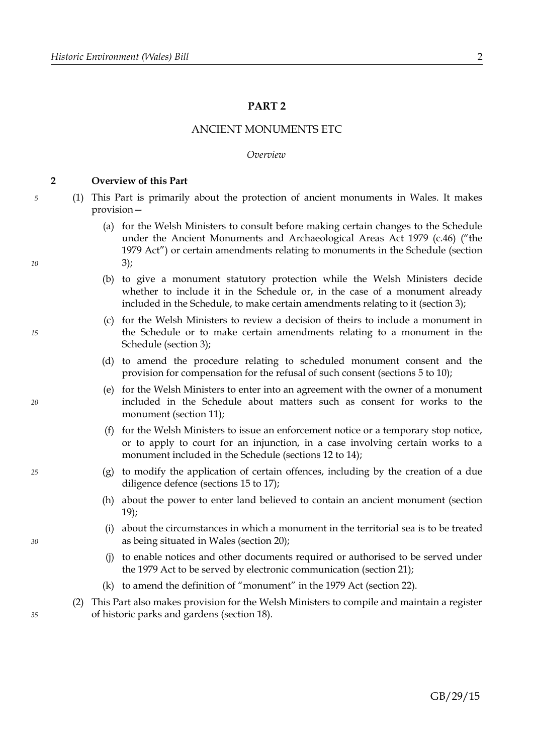# PART 2

## ANCIENT MONUMENTS ETC

*Overview*

### 2 Overview of this Part

(1) This Part is primarily about the protection of ancient monuments in Wales. It makes provision—

(a) for the Welsh Ministers to consult before making certain changes to the Schedule under the Ancient Monuments and Archaeological Areas Act 1979 (c.46) ("the 1979 Act") or certain amendments relating to monuments in the Schedule (section 3);

(b) to give a monument statutory protection while the Welsh Ministers decide whether to include it in the Schedule or, in the case of a monument already included in the Schedule, to make certain amendments relating to it (section 3);

(c) for the Welsh Ministers to review a decision of theirs to include a monument in the Schedule or to make certain amendments relating to a monument in the Schedule (section 3);

(d) to amend the procedure relating to scheduled monument consent and the provision for compensation for the refusal of such consent (sections 5 to 10);

(e) for the Welsh Ministers to enter into an agreement with the owner of a monument included in the Schedule about matters such as consent for works to the monument (section 11);

(f) for the Welsh Ministers to issue an enforcement notice or a temporary stop notice, or to apply to court for an injunction, in a case involving certain works to a monument included in the Schedule (sections 12 to 14);

(g) to modify the application of certain offences, including by the creation of a due diligence defence (sections 15 to 17);

(h) about the power to enter land believed to contain an ancient monument (section 19);

(i) about the circumstances in which a monument in the territorial sea is to be treated as being situated in Wales (section 20);

(j) to enable notices and other documents required or authorised to be served under the 1979 Act to be served by electronic communication (section 21);

(k) to amend the definition of "monument" in the 1979 Act (section 22).

(2) This Part also makes provision for the Welsh Ministers to compile and maintain a register of historic parks and gardens (section 18).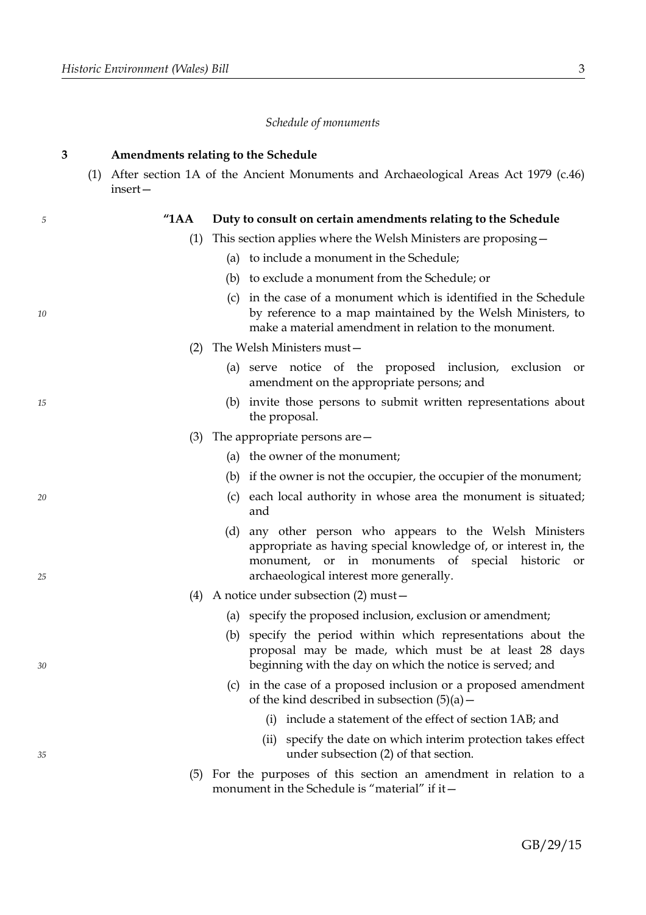*Schedule of monuments*

**3 Amendments relating to the Schedule**

(1) After section 1A of the Ancient Monuments and Archaeological Areas Act 1979 (c.46) insert—

**"1AA Duty to consult on certain amendments relating to the Schedule**

(1) This section applies where the Welsh Ministers are proposing—

(a) to include a monument in the Schedule;

(b) to exclude a monument from the Schedule; or

(c) in the case of a monument which is identified in the Schedule by reference to a map maintained by the Welsh Ministers, to make a material amendment in relation to the monument.

(2) The Welsh Ministers must—

(a) serve notice of the proposed inclusion, exclusion or amendment on the appropriate persons; and

(b) invite those persons to submit written representations about the proposal.

(3) The appropriate persons are—

(a) the owner of the monument;

(b) if the owner is not the occupier, the occupier of the monument;

(c) each local authority in whose area the monument is situated; and

(d) any other person who appears to the Welsh Ministers appropriate as having special knowledge of, or interest in, the monument, or in monuments of special historic or archaeological interest more generally.

(4) A notice under subsection (2) must—

(a) specify the proposed inclusion, exclusion or amendment;

(b) specify the period within which representations about the proposal may be made, which must be at least 28 days beginning with the day on which the notice is served; and

(c) in the case of a proposed inclusion or a proposed amendment of the kind described in subsection (5)(a)—

(i) include a statement of the effect of section 1AB; and

(ii) specify the date on which interim protection takes effect under subsection (2) of that section.

(5) For the purposes of this section an amendment in relation to a monument in the Schedule is "material" if it—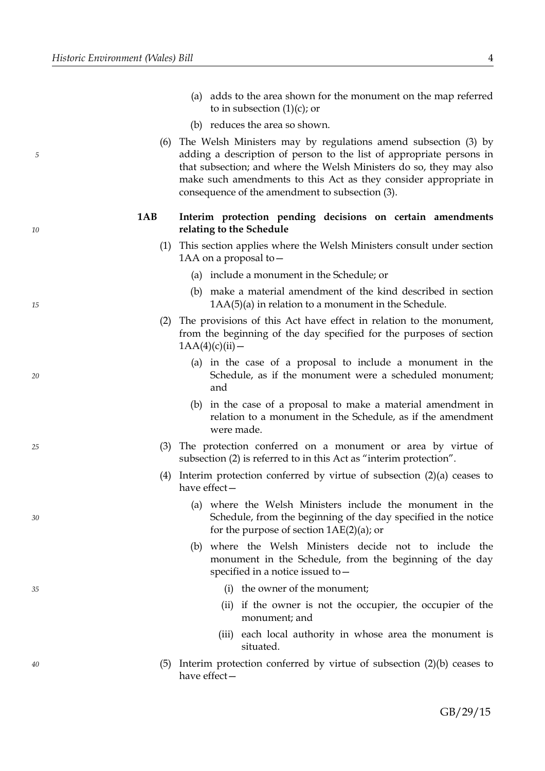(a) adds to the area shown for the monument on the map referred to in subsection (1)(c); or

(b) reduces the area so shown.

(6) The Welsh Ministers may by regulations amend subsection (3) by adding a description of person to the list of appropriate persons in that subsection; and where the Welsh Ministers do so, they may also make such amendments to this Act as they consider appropriate in consequence of the amendment to subsection (3).

**1AB Interim protection pending decisions on certain amendments relating to the Schedule**

(1) This section applies where the Welsh Ministers consult under section 1AA on a proposal to—

(a) include a monument in the Schedule; or

(b) make a material amendment of the kind described in section 1AA(5)(a) in relation to a monument in the Schedule.

(2) The provisions of this Act have effect in relation to the monument, from the beginning of the day specified for the purposes of section 1AA(4)(c)(ii)—

(a) in the case of a proposal to include a monument in the Schedule, as if the monument were a scheduled monument; and

(b) in the case of a proposal to make a material amendment in relation to a monument in the Schedule, as if the amendment were made.

(3) The protection conferred on a monument or area by virtue of subsection (2) is referred to in this Act as "interim protection".

(4) Interim protection conferred by virtue of subsection (2)(a) ceases to have effect—

(a) where the Welsh Ministers include the monument in the Schedule, from the beginning of the day specified in the notice for the purpose of section 1AE(2)(a); or

(b) where the Welsh Ministers decide not to include the monument in the Schedule, from the beginning of the day specified in a notice issued to—

(i) the owner of the monument;

(ii) if the owner is not the occupier, the occupier of the monument; and

(iii) each local authority in whose area the monument is situated.

(5) Interim protection conferred by virtue of subsection (2)(b) ceases to have effect—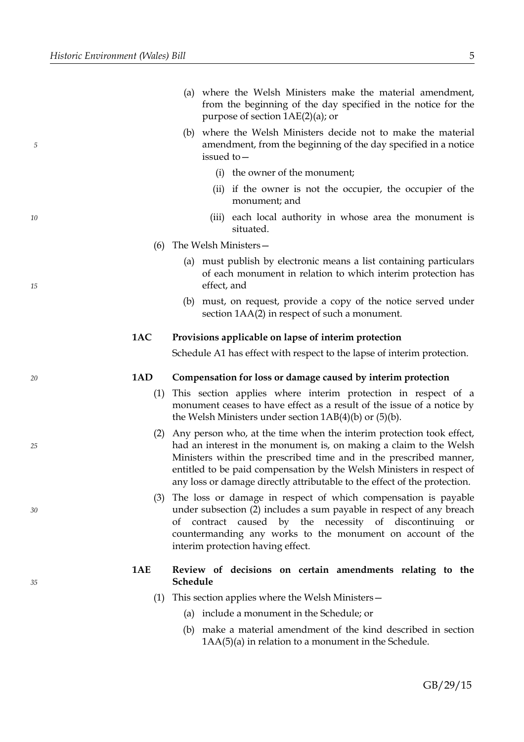(a) where the Welsh Ministers make the material amendment, from the beginning of the day specified in the notice for the purpose of section 1AE(2)(a); or

(b) where the Welsh Ministers decide not to make the material amendment, from the beginning of the day specified in a notice issued to—

(i) the owner of the monument;

(ii) if the owner is not the occupier, the occupier of the monument; and

(iii) each local authority in whose area the monument is situated.

(6) The Welsh Ministers—

(a) must publish by electronic means a list containing particulars of each monument in relation to which interim protection has effect, and

(b) must, on request, provide a copy of the notice served under section 1AA(2) in respect of such a monument.

**1AC Provisions applicable on lapse of interim protection**

Schedule A1 has effect with respect to the lapse of interim protection.

**1AD Compensation for loss or damage caused by interim protection**

(1) This section applies where interim protection in respect of a monument ceases to have effect as a result of the issue of a notice by the Welsh Ministers under section 1AB(4)(b) or (5)(b).

(2) Any person who, at the time when the interim protection took effect, had an interest in the monument is, on making a claim to the Welsh Ministers within the prescribed time and in the prescribed manner, entitled to be paid compensation by the Welsh Ministers in respect of any loss or damage directly attributable to the effect of the protection.

(3) The loss or damage in respect of which compensation is payable under subsection (2) includes a sum payable in respect of any breach of contract caused by the necessity of discontinuing or countermanding any works to the monument on account of the interim protection having effect.

**1AE Review of decisions on certain amendments relating to the Schedule**

(1) This section applies where the Welsh Ministers—

(a) include a monument in the Schedule; or

(b) make a material amendment of the kind described in section 1AA(5)(a) in relation to a monument in the Schedule.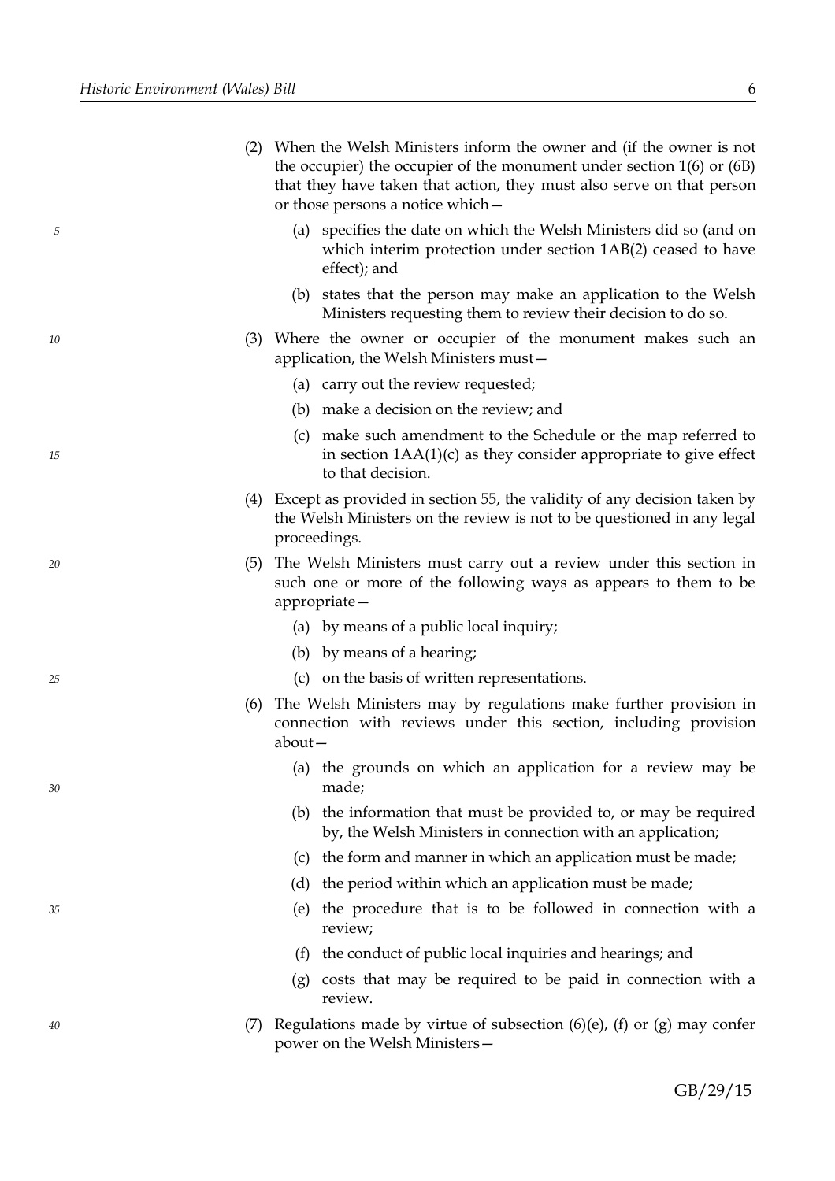(2) When the Welsh Ministers inform the owner and (if the owner is not the occupier) the occupier of the monument under section 1(6) or (6B) that they have taken that action, they must also serve on that person or those persons a notice which—

  (a) specifies the date on which the Welsh Ministers did so (and on which interim protection under section 1AB(2) ceased to have effect); and

  (b) states that the person may make an application to the Welsh Ministers requesting them to review their decision to do so.

(3) Where the owner or occupier of the monument makes such an application, the Welsh Ministers must—

  (a) carry out the review requested;

  (b) make a decision on the review; and

  (c) make such amendment to the Schedule or the map referred to in section 1AA(1)(c) as they consider appropriate to give effect to that decision.

(4) Except as provided in section 55, the validity of any decision taken by the Welsh Ministers on the review is not to be questioned in any legal proceedings.

(5) The Welsh Ministers must carry out a review under this section in such one or more of the following ways as appears to them to be appropriate—

  (a) by means of a public local inquiry;

  (b) by means of a hearing;

  (c) on the basis of written representations.

(6) The Welsh Ministers may by regulations make further provision in connection with reviews under this section, including provision about—

  (a) the grounds on which an application for a review may be made;

  (b) the information that must be provided to, or may be required by, the Welsh Ministers in connection with an application;

  (c) the form and manner in which an application must be made;

  (d) the period within which an application must be made;

  (e) the procedure that is to be followed in connection with a review;

  (f) the conduct of public local inquiries and hearings; and

  (g) costs that may be required to be paid in connection with a review.

(7) Regulations made by virtue of subsection (6)(e), (f) or (g) may confer power on the Welsh Ministers—

GB/29/15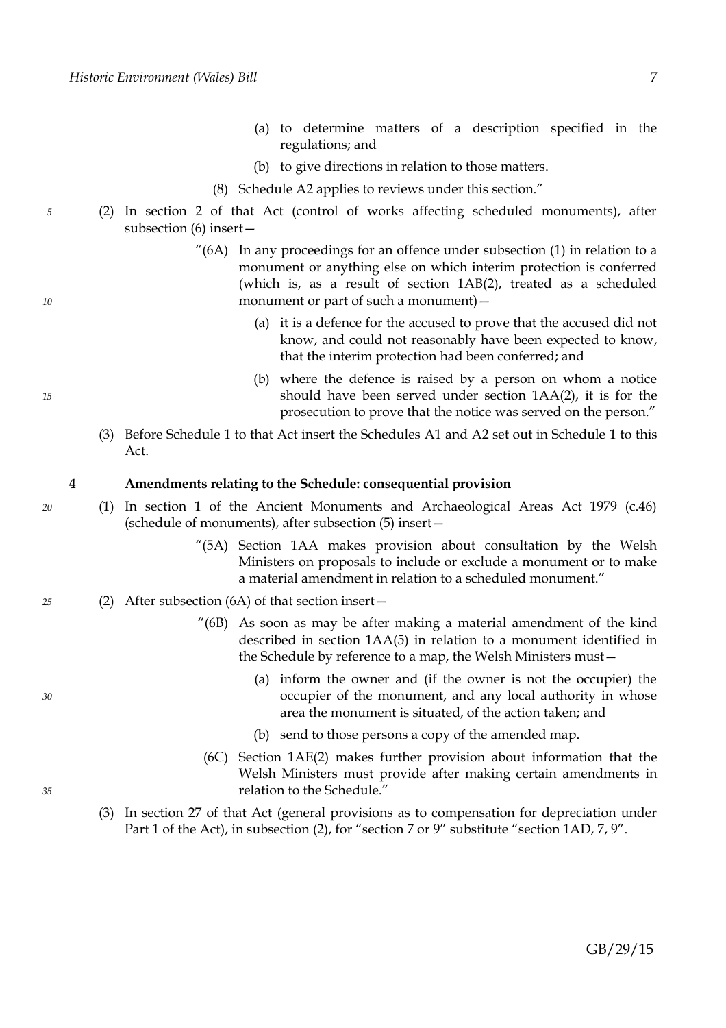(a) to determine matters of a description specified in the regulations; and

(b) to give directions in relation to those matters.

(8) Schedule A2 applies to reviews under this section."

(2) In section 2 of that Act (control of works affecting scheduled monuments), after subsection (6) insert—

"(6A) In any proceedings for an offence under subsection (1) in relation to a monument or anything else on which interim protection is conferred (which is, as a result of section 1AB(2), treated as a scheduled monument or part of such a monument)—

(a) it is a defence for the accused to prove that the accused did not know, and could not reasonably have been expected to know, that the interim protection had been conferred; and

(b) where the defence is raised by a person on whom a notice should have been served under section 1AA(2), it is for the prosecution to prove that the notice was served on the person."

(3) Before Schedule 1 to that Act insert the Schedules A1 and A2 set out in Schedule 1 to this Act.

### 4 Amendments relating to the Schedule: consequential provision

(1) In section 1 of the Ancient Monuments and Archaeological Areas Act 1979 (c.46) (schedule of monuments), after subsection (5) insert—

"(5A) Section 1AA makes provision about consultation by the Welsh Ministers on proposals to include or exclude a monument or to make a material amendment in relation to a scheduled monument."

(2) After subsection (6A) of that section insert—

"(6B) As soon as may be after making a material amendment of the kind described in section 1AA(5) in relation to a monument identified in the Schedule by reference to a map, the Welsh Ministers must—

(a) inform the owner and (if the owner is not the occupier) the occupier of the monument, and any local authority in whose area the monument is situated, of the action taken; and

(b) send to those persons a copy of the amended map.

(6C) Section 1AE(2) makes further provision about information that the Welsh Ministers must provide after making certain amendments in relation to the Schedule."

(3) In section 27 of that Act (general provisions as to compensation for depreciation under Part 1 of the Act), in subsection (2), for "section 7 or 9" substitute "section 1AD, 7, 9".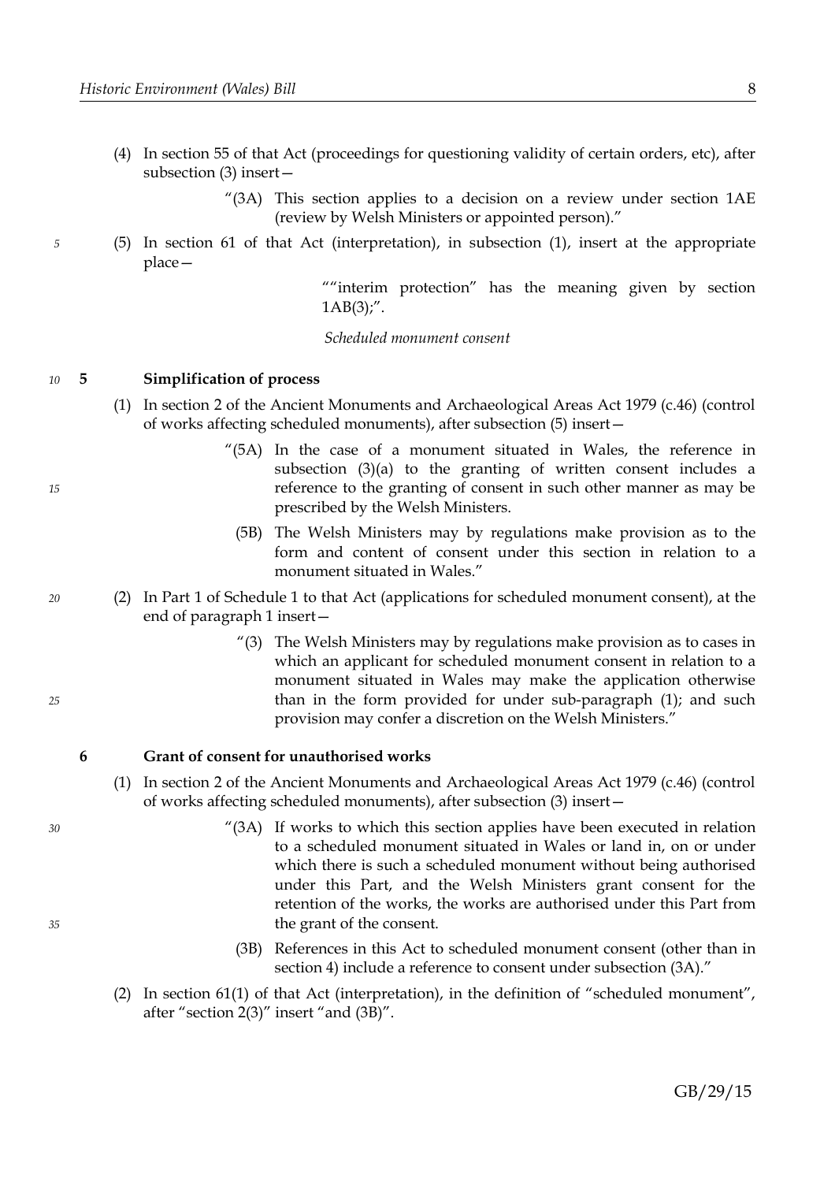(4) In section 55 of that Act (proceedings for questioning validity of certain orders, etc), after subsection (3) insert—

> "(3A) This section applies to a decision on a review under section 1AE (review by Welsh Ministers or appointed person)."

(5) In section 61 of that Act (interpretation), in subsection (1), insert at the appropriate place—

> ""interim protection" has the meaning given by section 1AB(3);".

*Scheduled monument consent*

**5 Simplification of process**

(1) In section 2 of the Ancient Monuments and Archaeological Areas Act 1979 (c.46) (control of works affecting scheduled monuments), after subsection (5) insert—

> "(5A) In the case of a monument situated in Wales, the reference in subsection (3)(a) to the granting of written consent includes a reference to the granting of consent in such other manner as may be prescribed by the Welsh Ministers.
>
> (5B) The Welsh Ministers may by regulations make provision as to the form and content of consent under this section in relation to a monument situated in Wales."

(2) In Part 1 of Schedule 1 to that Act (applications for scheduled monument consent), at the end of paragraph 1 insert—

> "(3) The Welsh Ministers may by regulations make provision as to cases in which an applicant for scheduled monument consent in relation to a monument situated in Wales may make the application otherwise than in the form provided for under sub-paragraph (1); and such provision may confer a discretion on the Welsh Ministers."

**6 Grant of consent for unauthorised works**

(1) In section 2 of the Ancient Monuments and Archaeological Areas Act 1979 (c.46) (control of works affecting scheduled monuments), after subsection (3) insert—

> "(3A) If works to which this section applies have been executed in relation to a scheduled monument situated in Wales or land in, on or under which there is such a scheduled monument without being authorised under this Part, and the Welsh Ministers grant consent for the retention of the works, the works are authorised under this Part from the grant of the consent.
>
> (3B) References in this Act to scheduled monument consent (other than in section 4) include a reference to consent under subsection (3A)."

(2) In section 61(1) of that Act (interpretation), in the definition of "scheduled monument", after "section 2(3)" insert "and (3B)".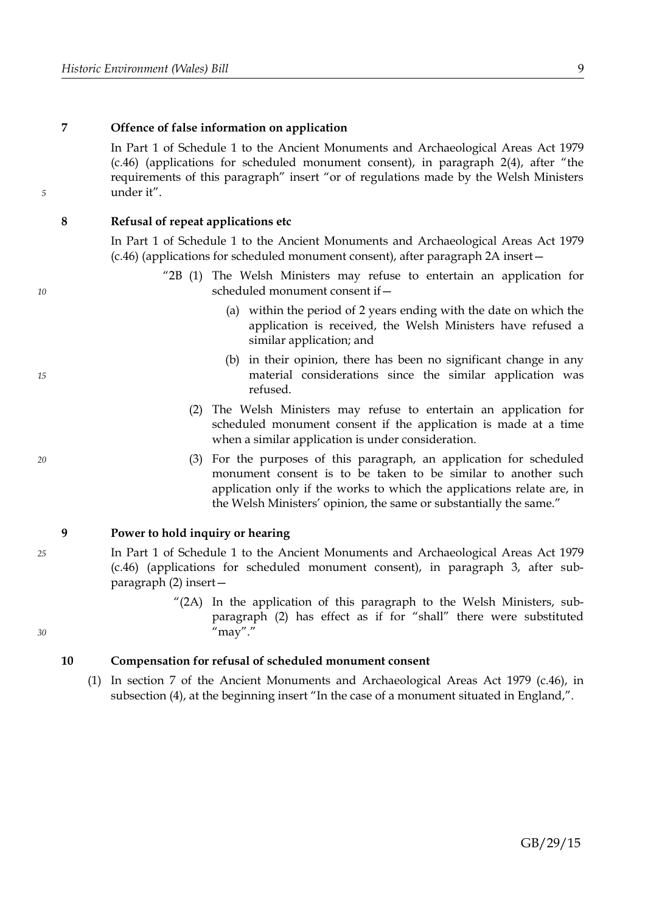## 7 Offence of false information on application

In Part 1 of Schedule 1 to the Ancient Monuments and Archaeological Areas Act 1979 (c.46) (applications for scheduled monument consent), in paragraph 2(4), after "the requirements of this paragraph" insert "or of regulations made by the Welsh Ministers under it".

## 8 Refusal of repeat applications etc

In Part 1 of Schedule 1 to the Ancient Monuments and Archaeological Areas Act 1979 (c.46) (applications for scheduled monument consent), after paragraph 2A insert—

"2B (1) The Welsh Ministers may refuse to entertain an application for scheduled monument consent if—

(a) within the period of 2 years ending with the date on which the application is received, the Welsh Ministers have refused a similar application; and

(b) in their opinion, there has been no significant change in any material considerations since the similar application was refused.

(2) The Welsh Ministers may refuse to entertain an application for scheduled monument consent if the application is made at a time when a similar application is under consideration.

(3) For the purposes of this paragraph, an application for scheduled monument consent is to be taken to be similar to another such application only if the works to which the applications relate are, in the Welsh Ministers' opinion, the same or substantially the same."

## 9 Power to hold inquiry or hearing

In Part 1 of Schedule 1 to the Ancient Monuments and Archaeological Areas Act 1979 (c.46) (applications for scheduled monument consent), in paragraph 3, after sub-paragraph (2) insert—

"(2A) In the application of this paragraph to the Welsh Ministers, sub-paragraph (2) has effect as if for "shall" there were substituted "may"."

## 10 Compensation for refusal of scheduled monument consent

(1) In section 7 of the Ancient Monuments and Archaeological Areas Act 1979 (c.46), in subsection (4), at the beginning insert "In the case of a monument situated in England,".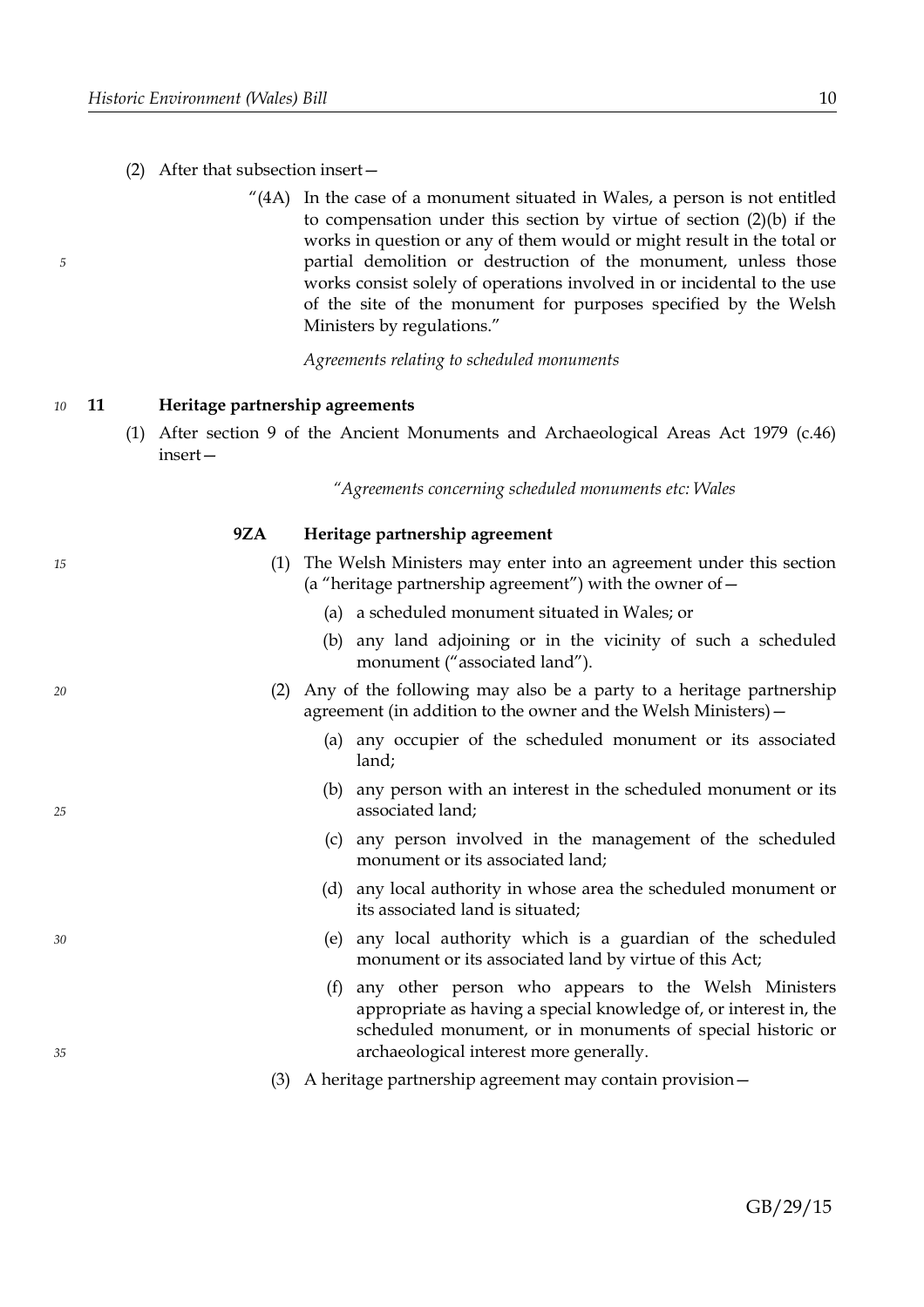(2) After that subsection insert—

"(4A) In the case of a monument situated in Wales, a person is not entitled to compensation under this section by virtue of section (2)(b) if the works in question or any of them would or might result in the total or partial demolition or destruction of the monument, unless those works consist solely of operations involved in or incidental to the use of the site of the monument for purposes specified by the Welsh Ministers by regulations."

*Agreements relating to scheduled monuments*

**11 Heritage partnership agreements**

(1) After section 9 of the Ancient Monuments and Archaeological Areas Act 1979 (c.46) insert—

*"Agreements concerning scheduled monuments etc: Wales*

**9ZA Heritage partnership agreement**

(1) The Welsh Ministers may enter into an agreement under this section (a "heritage partnership agreement") with the owner of—

(a) a scheduled monument situated in Wales; or

(b) any land adjoining or in the vicinity of such a scheduled monument ("associated land").

(2) Any of the following may also be a party to a heritage partnership agreement (in addition to the owner and the Welsh Ministers)—

(a) any occupier of the scheduled monument or its associated land;

(b) any person with an interest in the scheduled monument or its associated land;

(c) any person involved in the management of the scheduled monument or its associated land;

(d) any local authority in whose area the scheduled monument or its associated land is situated;

(e) any local authority which is a guardian of the scheduled monument or its associated land by virtue of this Act;

(f) any other person who appears to the Welsh Ministers appropriate as having a special knowledge of, or interest in, the scheduled monument, or in monuments of special historic or archaeological interest more generally.

(3) A heritage partnership agreement may contain provision—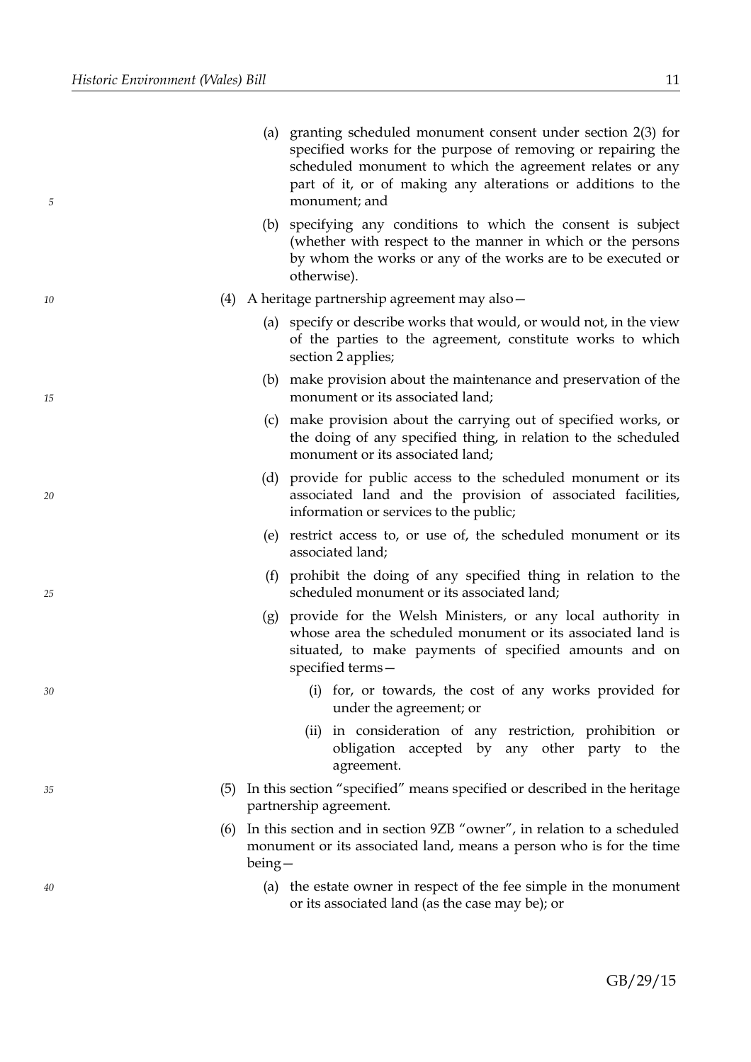(a) granting scheduled monument consent under section 2(3) for specified works for the purpose of removing or repairing the scheduled monument to which the agreement relates or any part of it, or of making any alterations or additions to the monument; and

(b) specifying any conditions to which the consent is subject (whether with respect to the manner in which or the persons by whom the works or any of the works are to be executed or otherwise).

(4) A heritage partnership agreement may also—

(a) specify or describe works that would, or would not, in the view of the parties to the agreement, constitute works to which section 2 applies;

(b) make provision about the maintenance and preservation of the monument or its associated land;

(c) make provision about the carrying out of specified works, or the doing of any specified thing, in relation to the scheduled monument or its associated land;

(d) provide for public access to the scheduled monument or its associated land and the provision of associated facilities, information or services to the public;

(e) restrict access to, or use of, the scheduled monument or its associated land;

(f) prohibit the doing of any specified thing in relation to the scheduled monument or its associated land;

(g) provide for the Welsh Ministers, or any local authority in whose area the scheduled monument or its associated land is situated, to make payments of specified amounts and on specified terms—

(i) for, or towards, the cost of any works provided for under the agreement; or

(ii) in consideration of any restriction, prohibition or obligation accepted by any other party to the agreement.

(5) In this section "specified" means specified or described in the heritage partnership agreement.

(6) In this section and in section 9ZB "owner", in relation to a scheduled monument or its associated land, means a person who is for the time being—

(a) the estate owner in respect of the fee simple in the monument or its associated land (as the case may be); or

GB/29/15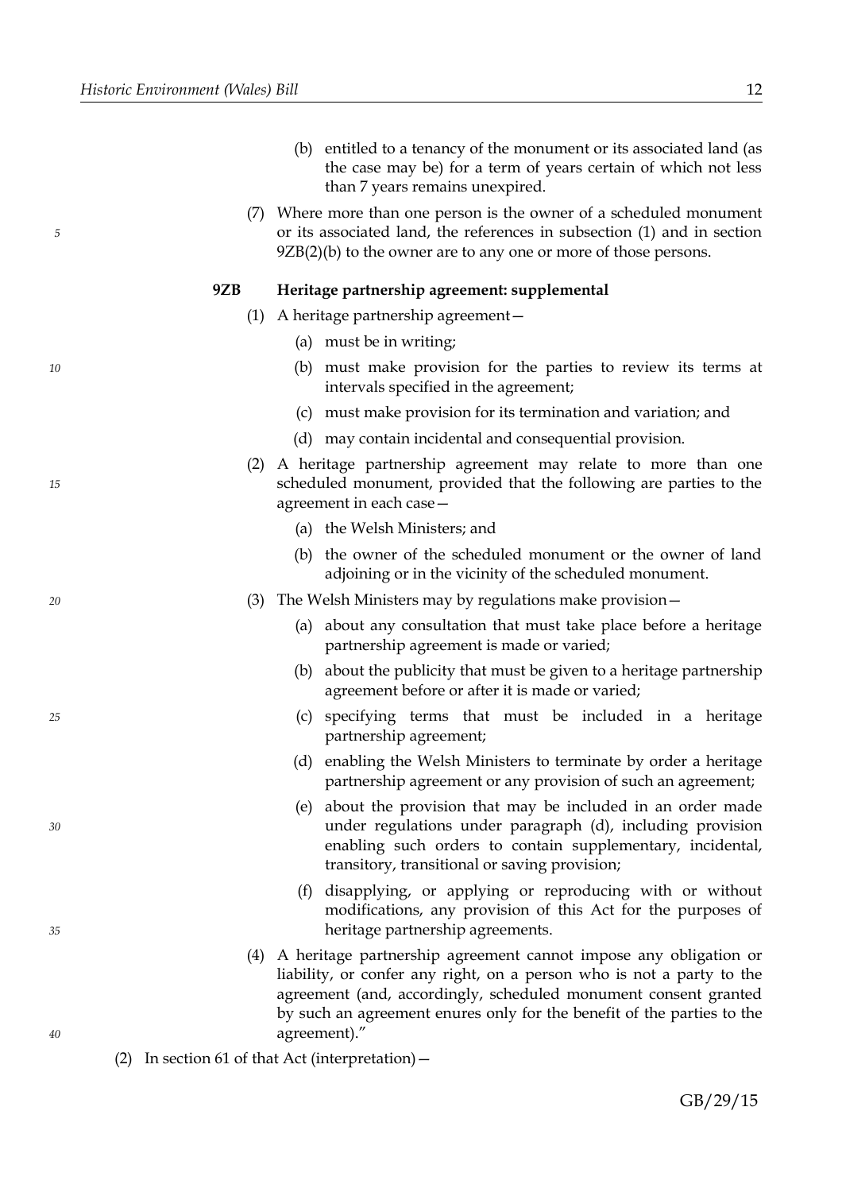(b) entitled to a tenancy of the monument or its associated land (as the case may be) for a term of years certain of which not less than 7 years remains unexpired.

(7) Where more than one person is the owner of a scheduled monument or its associated land, the references in subsection (1) and in section 9ZB(2)(b) to the owner are to any one or more of those persons.

**9ZB Heritage partnership agreement: supplemental**

(1) A heritage partnership agreement—

(a) must be in writing;

(b) must make provision for the parties to review its terms at intervals specified in the agreement;

(c) must make provision for its termination and variation; and

(d) may contain incidental and consequential provision.

(2) A heritage partnership agreement may relate to more than one scheduled monument, provided that the following are parties to the agreement in each case—

(a) the Welsh Ministers; and

(b) the owner of the scheduled monument or the owner of land adjoining or in the vicinity of the scheduled monument.

(3) The Welsh Ministers may by regulations make provision—

(a) about any consultation that must take place before a heritage partnership agreement is made or varied;

(b) about the publicity that must be given to a heritage partnership agreement before or after it is made or varied;

(c) specifying terms that must be included in a heritage partnership agreement;

(d) enabling the Welsh Ministers to terminate by order a heritage partnership agreement or any provision of such an agreement;

(e) about the provision that may be included in an order made under regulations under paragraph (d), including provision enabling such orders to contain supplementary, incidental, transitory, transitional or saving provision;

(f) disapplying, or applying or reproducing with or without modifications, any provision of this Act for the purposes of heritage partnership agreements.

(4) A heritage partnership agreement cannot impose any obligation or liability, or confer any right, on a person who is not a party to the agreement (and, accordingly, scheduled monument consent granted by such an agreement enures only for the benefit of the parties to the agreement)."

(2) In section 61 of that Act (interpretation)—

GB/29/15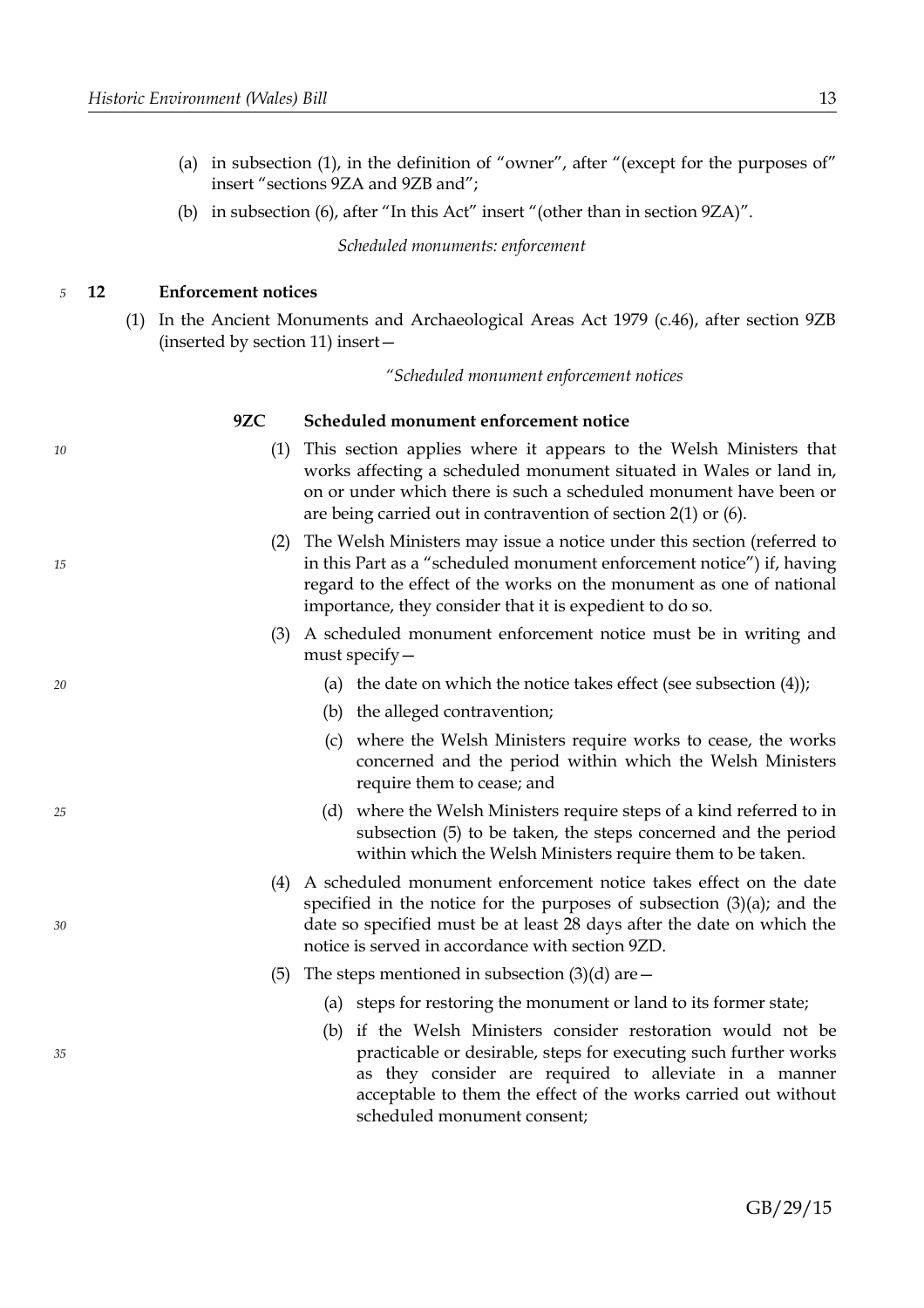(a) in subsection (1), in the definition of "owner", after "(except for the purposes of" insert "sections 9ZA and 9ZB and";

(b) in subsection (6), after "In this Act" insert "(other than in section 9ZA)".

*Scheduled monuments: enforcement*

**12 Enforcement notices**

(1) In the Ancient Monuments and Archaeological Areas Act 1979 (c.46), after section 9ZB (inserted by section 11) insert—

*"Scheduled monument enforcement notices*

**9ZC Scheduled monument enforcement notice**

(1) This section applies where it appears to the Welsh Ministers that works affecting a scheduled monument situated in Wales or land in, on or under which there is such a scheduled monument have been or are being carried out in contravention of section 2(1) or (6).

(2) The Welsh Ministers may issue a notice under this section (referred to in this Part as a "scheduled monument enforcement notice") if, having regard to the effect of the works on the monument as one of national importance, they consider that it is expedient to do so.

(3) A scheduled monument enforcement notice must be in writing and must specify—

(a) the date on which the notice takes effect (see subsection (4));

(b) the alleged contravention;

(c) where the Welsh Ministers require works to cease, the works concerned and the period within which the Welsh Ministers require them to cease; and

(d) where the Welsh Ministers require steps of a kind referred to in subsection (5) to be taken, the steps concerned and the period within which the Welsh Ministers require them to be taken.

(4) A scheduled monument enforcement notice takes effect on the date specified in the notice for the purposes of subsection (3)(a); and the date so specified must be at least 28 days after the date on which the notice is served in accordance with section 9ZD.

(5) The steps mentioned in subsection (3)(d) are—

(a) steps for restoring the monument or land to its former state;

(b) if the Welsh Ministers consider restoration would not be practicable or desirable, steps for executing such further works as they consider are required to alleviate in a manner acceptable to them the effect of the works carried out without scheduled monument consent;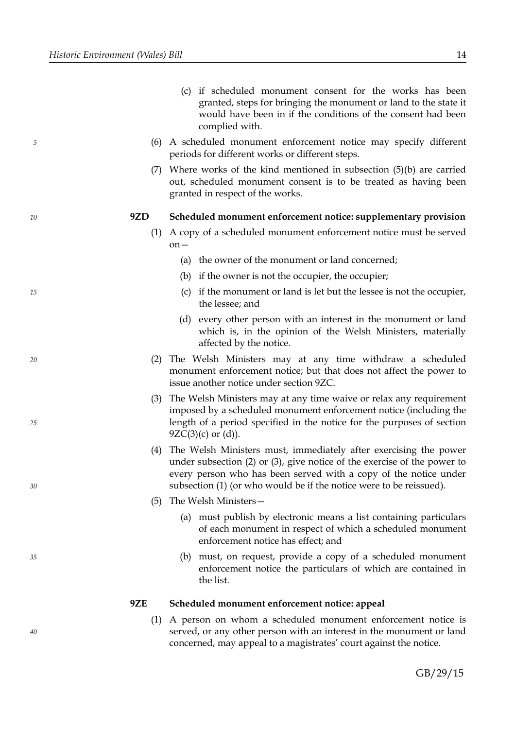(c) if scheduled monument consent for the works has been granted, steps for bringing the monument or land to the state it would have been in if the conditions of the consent had been complied with.

(6) A scheduled monument enforcement notice may specify different periods for different works or different steps.

(7) Where works of the kind mentioned in subsection (5)(b) are carried out, scheduled monument consent is to be treated as having been granted in respect of the works.

**9ZD Scheduled monument enforcement notice: supplementary provision**

(1) A copy of a scheduled monument enforcement notice must be served on—

(a) the owner of the monument or land concerned;

(b) if the owner is not the occupier, the occupier;

(c) if the monument or land is let but the lessee is not the occupier, the lessee; and

(d) every other person with an interest in the monument or land which is, in the opinion of the Welsh Ministers, materially affected by the notice.

(2) The Welsh Ministers may at any time withdraw a scheduled monument enforcement notice; but that does not affect the power to issue another notice under section 9ZC.

(3) The Welsh Ministers may at any time waive or relax any requirement imposed by a scheduled monument enforcement notice (including the length of a period specified in the notice for the purposes of section 9ZC(3)(c) or (d)).

(4) The Welsh Ministers must, immediately after exercising the power under subsection (2) or (3), give notice of the exercise of the power to every person who has been served with a copy of the notice under subsection (1) (or who would be if the notice were to be reissued).

(5) The Welsh Ministers—

(a) must publish by electronic means a list containing particulars of each monument in respect of which a scheduled monument enforcement notice has effect; and

(b) must, on request, provide a copy of a scheduled monument enforcement notice the particulars of which are contained in the list.

**9ZE Scheduled monument enforcement notice: appeal**

(1) A person on whom a scheduled monument enforcement notice is served, or any other person with an interest in the monument or land concerned, may appeal to a magistrates' court against the notice.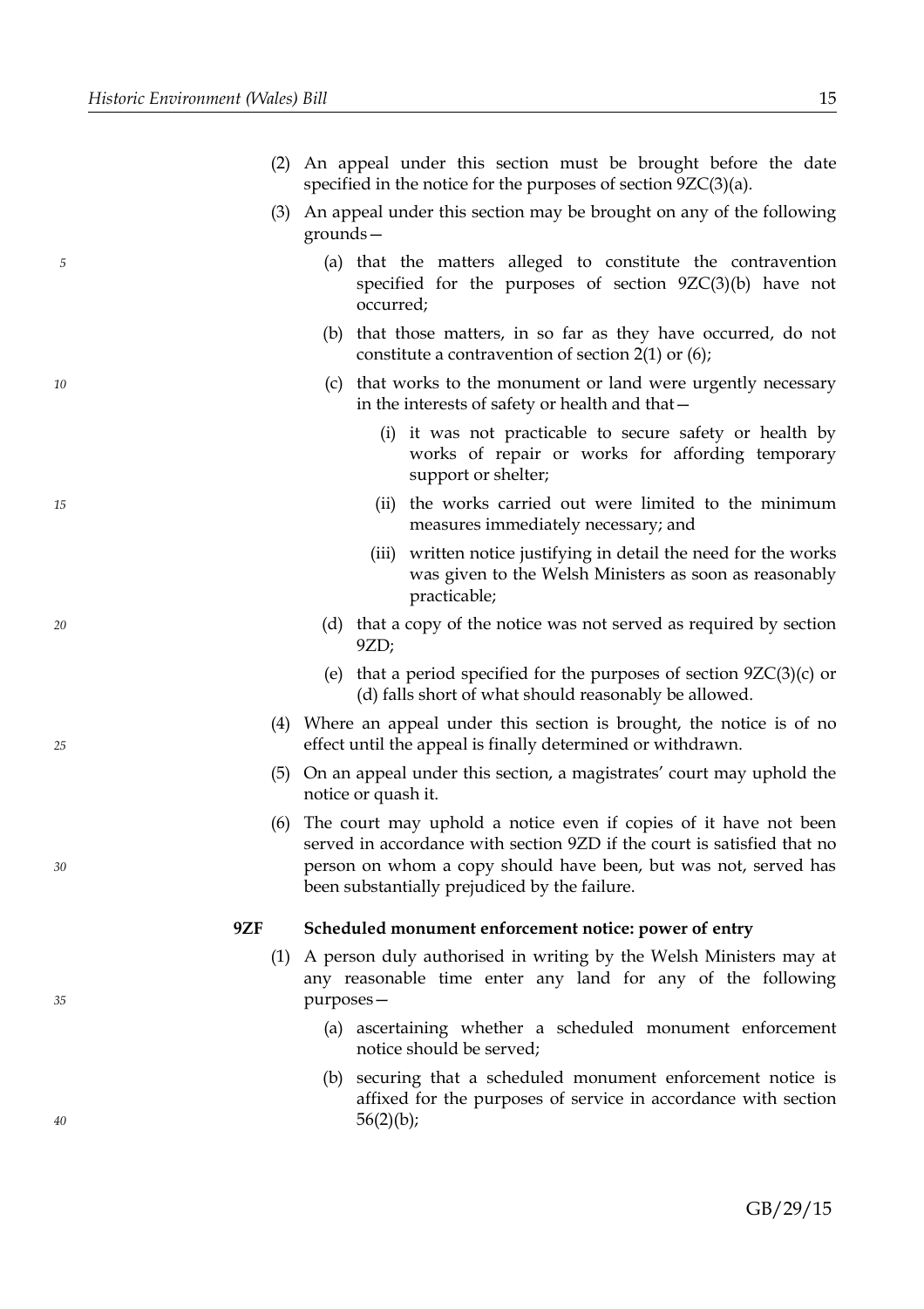(2) An appeal under this section must be brought before the date specified in the notice for the purposes of section 9ZC(3)(a).

(3) An appeal under this section may be brought on any of the following grounds—

(a) that the matters alleged to constitute the contravention specified for the purposes of section 9ZC(3)(b) have not occurred;

(b) that those matters, in so far as they have occurred, do not constitute a contravention of section 2(1) or (6);

(c) that works to the monument or land were urgently necessary in the interests of safety or health and that—

(i) it was not practicable to secure safety or health by works of repair or works for affording temporary support or shelter;

(ii) the works carried out were limited to the minimum measures immediately necessary; and

(iii) written notice justifying in detail the need for the works was given to the Welsh Ministers as soon as reasonably practicable;

(d) that a copy of the notice was not served as required by section 9ZD;

(e) that a period specified for the purposes of section 9ZC(3)(c) or (d) falls short of what should reasonably be allowed.

(4) Where an appeal under this section is brought, the notice is of no effect until the appeal is finally determined or withdrawn.

(5) On an appeal under this section, a magistrates' court may uphold the notice or quash it.

(6) The court may uphold a notice even if copies of it have not been served in accordance with section 9ZD if the court is satisfied that no person on whom a copy should have been, but was not, served has been substantially prejudiced by the failure.

**9ZF Scheduled monument enforcement notice: power of entry**

(1) A person duly authorised in writing by the Welsh Ministers may at any reasonable time enter any land for any of the following purposes—

(a) ascertaining whether a scheduled monument enforcement notice should be served;

(b) securing that a scheduled monument enforcement notice is affixed for the purposes of service in accordance with section 56(2)(b);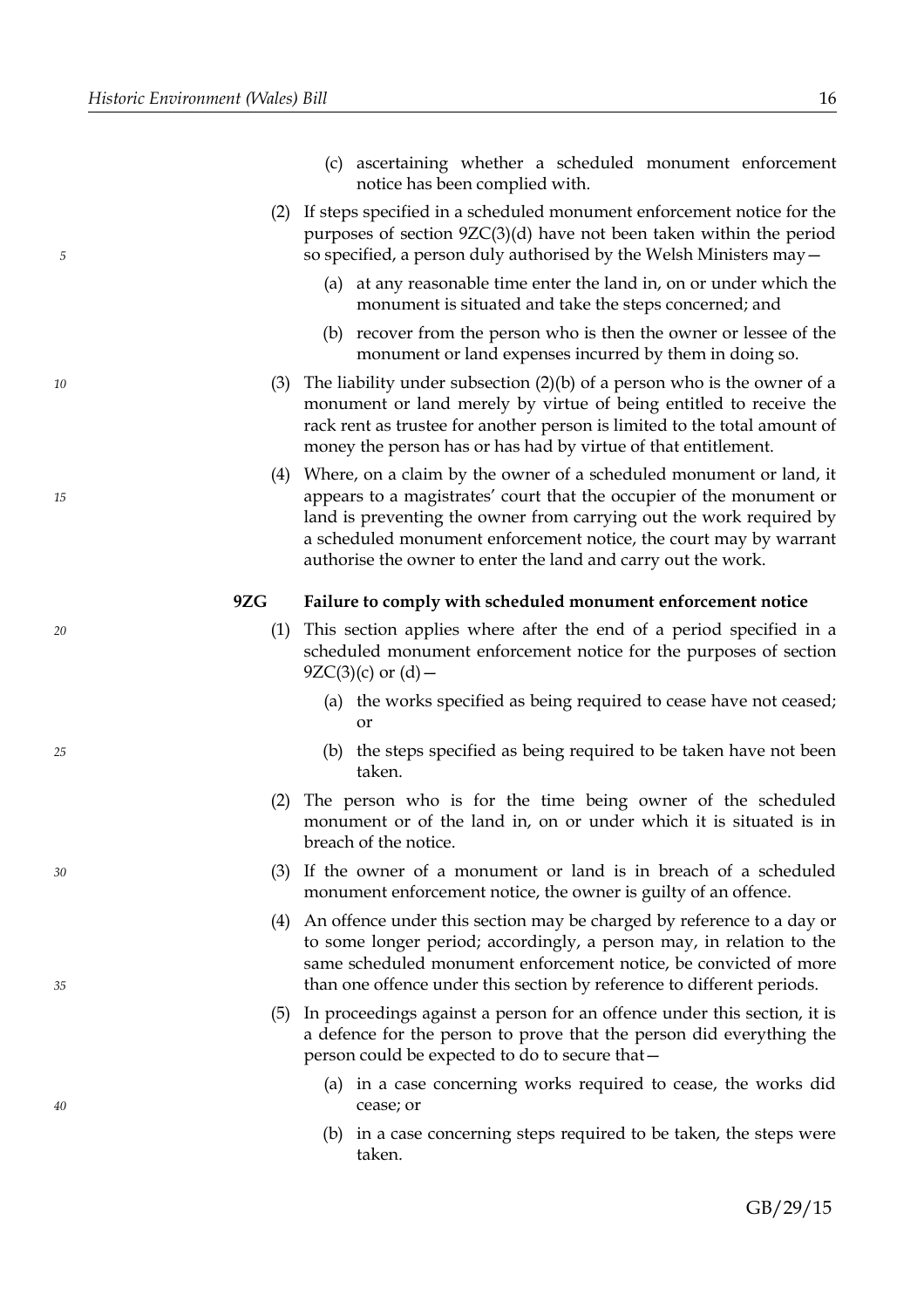(c) ascertaining whether a scheduled monument enforcement notice has been complied with.

(2) If steps specified in a scheduled monument enforcement notice for the purposes of section 9ZC(3)(d) have not been taken within the period so specified, a person duly authorised by the Welsh Ministers may—

(a) at any reasonable time enter the land in, on or under which the monument is situated and take the steps concerned; and

(b) recover from the person who is then the owner or lessee of the monument or land expenses incurred by them in doing so.

(3) The liability under subsection (2)(b) of a person who is the owner of a monument or land merely by virtue of being entitled to receive the rack rent as trustee for another person is limited to the total amount of money the person has or has had by virtue of that entitlement.

(4) Where, on a claim by the owner of a scheduled monument or land, it appears to a magistrates' court that the occupier of the monument or land is preventing the owner from carrying out the work required by a scheduled monument enforcement notice, the court may by warrant authorise the owner to enter the land and carry out the work.

**9ZG Failure to comply with scheduled monument enforcement notice**

(1) This section applies where after the end of a period specified in a scheduled monument enforcement notice for the purposes of section 9ZC(3)(c) or (d)—

(a) the works specified as being required to cease have not ceased; or

(b) the steps specified as being required to be taken have not been taken.

(2) The person who is for the time being owner of the scheduled monument or of the land in, on or under which it is situated is in breach of the notice.

(3) If the owner of a monument or land is in breach of a scheduled monument enforcement notice, the owner is guilty of an offence.

(4) An offence under this section may be charged by reference to a day or to some longer period; accordingly, a person may, in relation to the same scheduled monument enforcement notice, be convicted of more than one offence under this section by reference to different periods.

(5) In proceedings against a person for an offence under this section, it is a defence for the person to prove that the person did everything the person could be expected to do to secure that—

(a) in a case concerning works required to cease, the works did cease; or

(b) in a case concerning steps required to be taken, the steps were taken.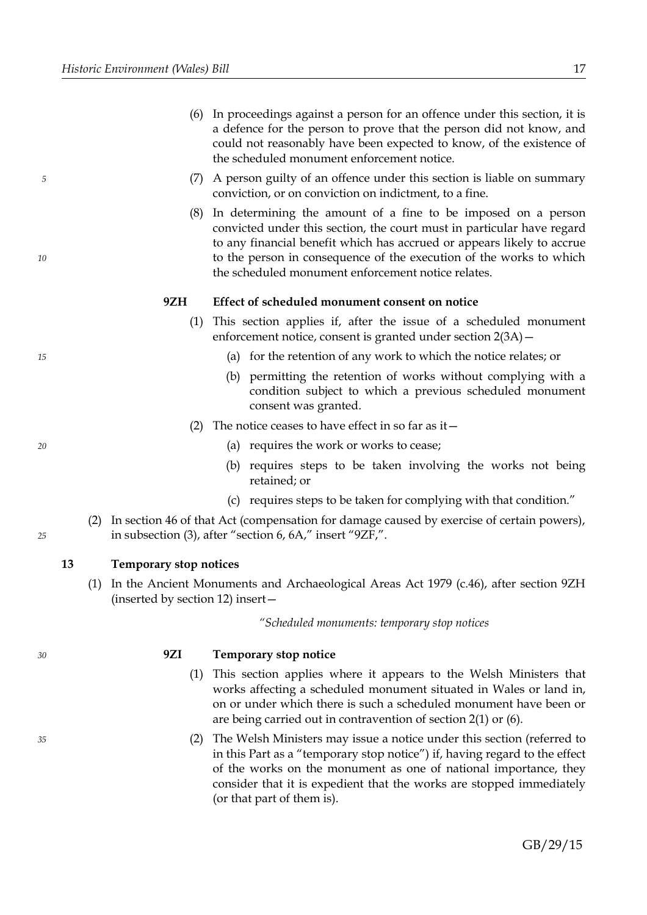(6) In proceedings against a person for an offence under this section, it is a defence for the person to prove that the person did not know, and could not reasonably have been expected to know, of the existence of the scheduled monument enforcement notice.

(7) A person guilty of an offence under this section is liable on summary conviction, or on conviction on indictment, to a fine.

(8) In determining the amount of a fine to be imposed on a person convicted under this section, the court must in particular have regard to any financial benefit which has accrued or appears likely to accrue to the person in consequence of the execution of the works to which the scheduled monument enforcement notice relates.

**9ZH Effect of scheduled monument consent on notice**

(1) This section applies if, after the issue of a scheduled monument enforcement notice, consent is granted under section 2(3A)—

(a) for the retention of any work to which the notice relates; or

(b) permitting the retention of works without complying with a condition subject to which a previous scheduled monument consent was granted.

(2) The notice ceases to have effect in so far as it—

(a) requires the work or works to cease;

(b) requires steps to be taken involving the works not being retained; or

(c) requires steps to be taken for complying with that condition."

(2) In section 46 of that Act (compensation for damage caused by exercise of certain powers), in subsection (3), after "section 6, 6A," insert "9ZF,".

**13 Temporary stop notices**

(1) In the Ancient Monuments and Archaeological Areas Act 1979 (c.46), after section 9ZH (inserted by section 12) insert—

*"Scheduled monuments: temporary stop notices*

**9ZI Temporary stop notice**

(1) This section applies where it appears to the Welsh Ministers that works affecting a scheduled monument situated in Wales or land in, on or under which there is such a scheduled monument have been or are being carried out in contravention of section 2(1) or (6).

(2) The Welsh Ministers may issue a notice under this section (referred to in this Part as a "temporary stop notice") if, having regard to the effect of the works on the monument as one of national importance, they consider that it is expedient that the works are stopped immediately (or that part of them is).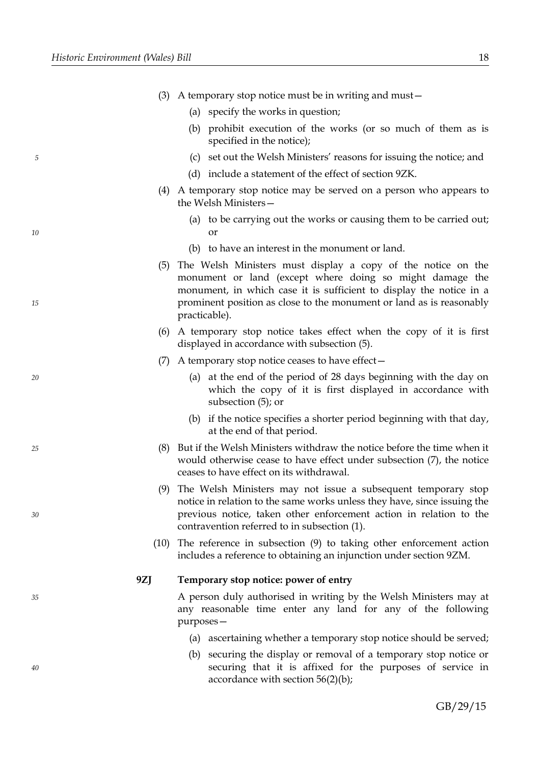(3) A temporary stop notice must be in writing and must—

(a) specify the works in question;

(b) prohibit execution of the works (or so much of them as is specified in the notice);

(c) set out the Welsh Ministers' reasons for issuing the notice; and

(d) include a statement of the effect of section 9ZK.

(4) A temporary stop notice may be served on a person who appears to the Welsh Ministers—

(a) to be carrying out the works or causing them to be carried out; or

(b) to have an interest in the monument or land.

(5) The Welsh Ministers must display a copy of the notice on the monument or land (except where doing so might damage the monument, in which case it is sufficient to display the notice in a prominent position as close to the monument or land as is reasonably practicable).

(6) A temporary stop notice takes effect when the copy of it is first displayed in accordance with subsection (5).

(7) A temporary stop notice ceases to have effect—

(a) at the end of the period of 28 days beginning with the day on which the copy of it is first displayed in accordance with subsection (5); or

(b) if the notice specifies a shorter period beginning with that day, at the end of that period.

(8) But if the Welsh Ministers withdraw the notice before the time when it would otherwise cease to have effect under subsection (7), the notice ceases to have effect on its withdrawal.

(9) The Welsh Ministers may not issue a subsequent temporary stop notice in relation to the same works unless they have, since issuing the previous notice, taken other enforcement action in relation to the contravention referred to in subsection (1).

(10) The reference in subsection (9) to taking other enforcement action includes a reference to obtaining an injunction under section 9ZM.

**9ZJ Temporary stop notice: power of entry**

A person duly authorised in writing by the Welsh Ministers may at any reasonable time enter any land for any of the following purposes—

(a) ascertaining whether a temporary stop notice should be served;

(b) securing the display or removal of a temporary stop notice or securing that it is affixed for the purposes of service in accordance with section 56(2)(b);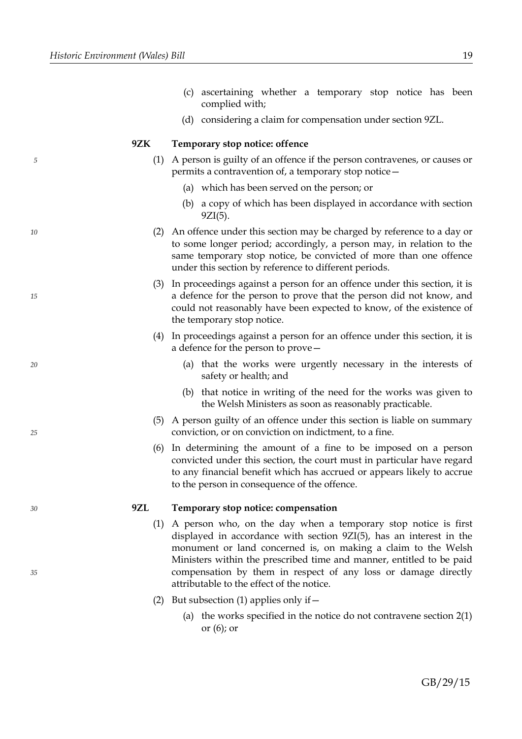(c) ascertaining whether a temporary stop notice has been complied with;

(d) considering a claim for compensation under section 9ZL.

**9ZK Temporary stop notice: offence**

(1) A person is guilty of an offence if the person contravenes, or causes or permits a contravention of, a temporary stop notice—

(a) which has been served on the person; or

(b) a copy of which has been displayed in accordance with section 9ZI(5).

(2) An offence under this section may be charged by reference to a day or to some longer period; accordingly, a person may, in relation to the same temporary stop notice, be convicted of more than one offence under this section by reference to different periods.

(3) In proceedings against a person for an offence under this section, it is a defence for the person to prove that the person did not know, and could not reasonably have been expected to know, of the existence of the temporary stop notice.

(4) In proceedings against a person for an offence under this section, it is a defence for the person to prove—

(a) that the works were urgently necessary in the interests of safety or health; and

(b) that notice in writing of the need for the works was given to the Welsh Ministers as soon as reasonably practicable.

(5) A person guilty of an offence under this section is liable on summary conviction, or on conviction on indictment, to a fine.

(6) In determining the amount of a fine to be imposed on a person convicted under this section, the court must in particular have regard to any financial benefit which has accrued or appears likely to accrue to the person in consequence of the offence.

**9ZL Temporary stop notice: compensation**

(1) A person who, on the day when a temporary stop notice is first displayed in accordance with section 9ZI(5), has an interest in the monument or land concerned is, on making a claim to the Welsh Ministers within the prescribed time and manner, entitled to be paid compensation by them in respect of any loss or damage directly attributable to the effect of the notice.

(2) But subsection (1) applies only if—

(a) the works specified in the notice do not contravene section 2(1) or (6); or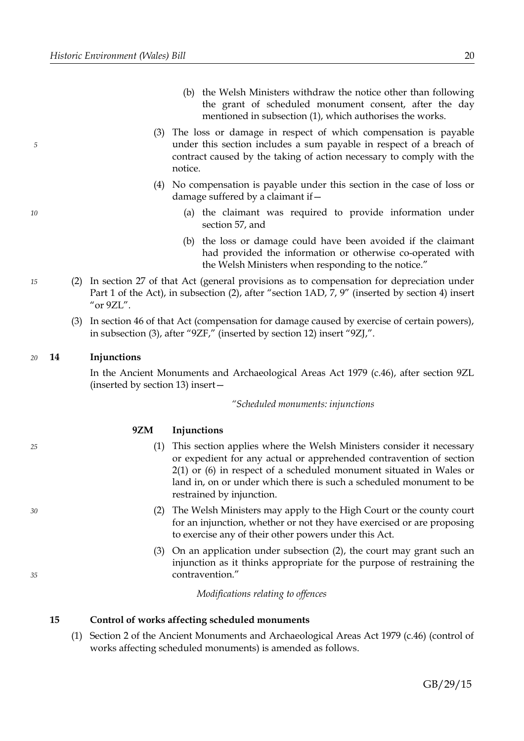(b) the Welsh Ministers withdraw the notice other than following the grant of scheduled monument consent, after the day mentioned in subsection (1), which authorises the works.

(3) The loss or damage in respect of which compensation is payable under this section includes a sum payable in respect of a breach of contract caused by the taking of action necessary to comply with the notice.

(4) No compensation is payable under this section in the case of loss or damage suffered by a claimant if—

(a) the claimant was required to provide information under section 57, and

(b) the loss or damage could have been avoided if the claimant had provided the information or otherwise co-operated with the Welsh Ministers when responding to the notice."

(2) In section 27 of that Act (general provisions as to compensation for depreciation under Part 1 of the Act), in subsection (2), after "section 1AD, 7, 9" (inserted by section 4) insert "or 9ZL".

(3) In section 46 of that Act (compensation for damage caused by exercise of certain powers), in subsection (3), after "9ZF," (inserted by section 12) insert "9ZJ,".

### 14 Injunctions

In the Ancient Monuments and Archaeological Areas Act 1979 (c.46), after section 9ZL (inserted by section 13) insert—

*"Scheduled monuments: injunctions*

**9ZM Injunctions**

(1) This section applies where the Welsh Ministers consider it necessary or expedient for any actual or apprehended contravention of section 2(1) or (6) in respect of a scheduled monument situated in Wales or land in, on or under which there is such a scheduled monument to be restrained by injunction.

(2) The Welsh Ministers may apply to the High Court or the county court for an injunction, whether or not they have exercised or are proposing to exercise any of their other powers under this Act.

(3) On an application under subsection (2), the court may grant such an injunction as it thinks appropriate for the purpose of restraining the contravention."

*Modifications relating to offences*

### 15 Control of works affecting scheduled monuments

(1) Section 2 of the Ancient Monuments and Archaeological Areas Act 1979 (c.46) (control of works affecting scheduled monuments) is amended as follows.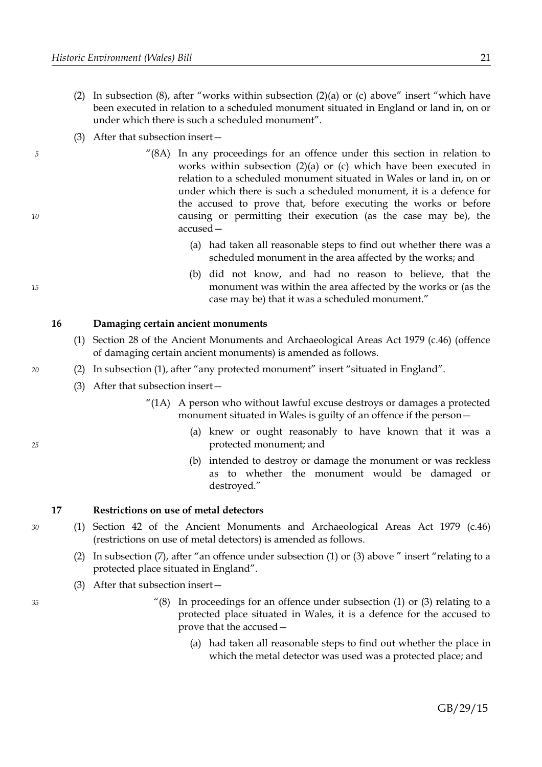(2) In subsection (8), after "works within subsection (2)(a) or (c) above" insert "which have been executed in relation to a scheduled monument situated in England or land in, on or under which there is such a scheduled monument".

(3) After that subsection insert—

> "(8A) In any proceedings for an offence under this section in relation to works within subsection (2)(a) or (c) which have been executed in relation to a scheduled monument situated in Wales or land in, on or under which there is such a scheduled monument, it is a defence for the accused to prove that, before executing the works or before causing or permitting their execution (as the case may be), the accused—
>
> (a) had taken all reasonable steps to find out whether there was a scheduled monument in the area affected by the works; and
>
> (b) did not know, and had no reason to believe, that the monument was within the area affected by the works or (as the case may be) that it was a scheduled monument."

### 16 Damaging certain ancient monuments

(1) Section 28 of the Ancient Monuments and Archaeological Areas Act 1979 (c.46) (offence of damaging certain ancient monuments) is amended as follows.

(2) In subsection (1), after "any protected monument" insert "situated in England".

(3) After that subsection insert—

> "(1A) A person who without lawful excuse destroys or damages a protected monument situated in Wales is guilty of an offence if the person—
>
> (a) knew or ought reasonably to have known that it was a protected monument; and
>
> (b) intended to destroy or damage the monument or was reckless as to whether the monument would be damaged or destroyed."

### 17 Restrictions on use of metal detectors

(1) Section 42 of the Ancient Monuments and Archaeological Areas Act 1979 (c.46) (restrictions on use of metal detectors) is amended as follows.

(2) In subsection (7), after "an offence under subsection (1) or (3) above " insert "relating to a protected place situated in England".

(3) After that subsection insert—

> "(8) In proceedings for an offence under subsection (1) or (3) relating to a protected place situated in Wales, it is a defence for the accused to prove that the accused—
>
> (a) had taken all reasonable steps to find out whether the place in which the metal detector was used was a protected place; and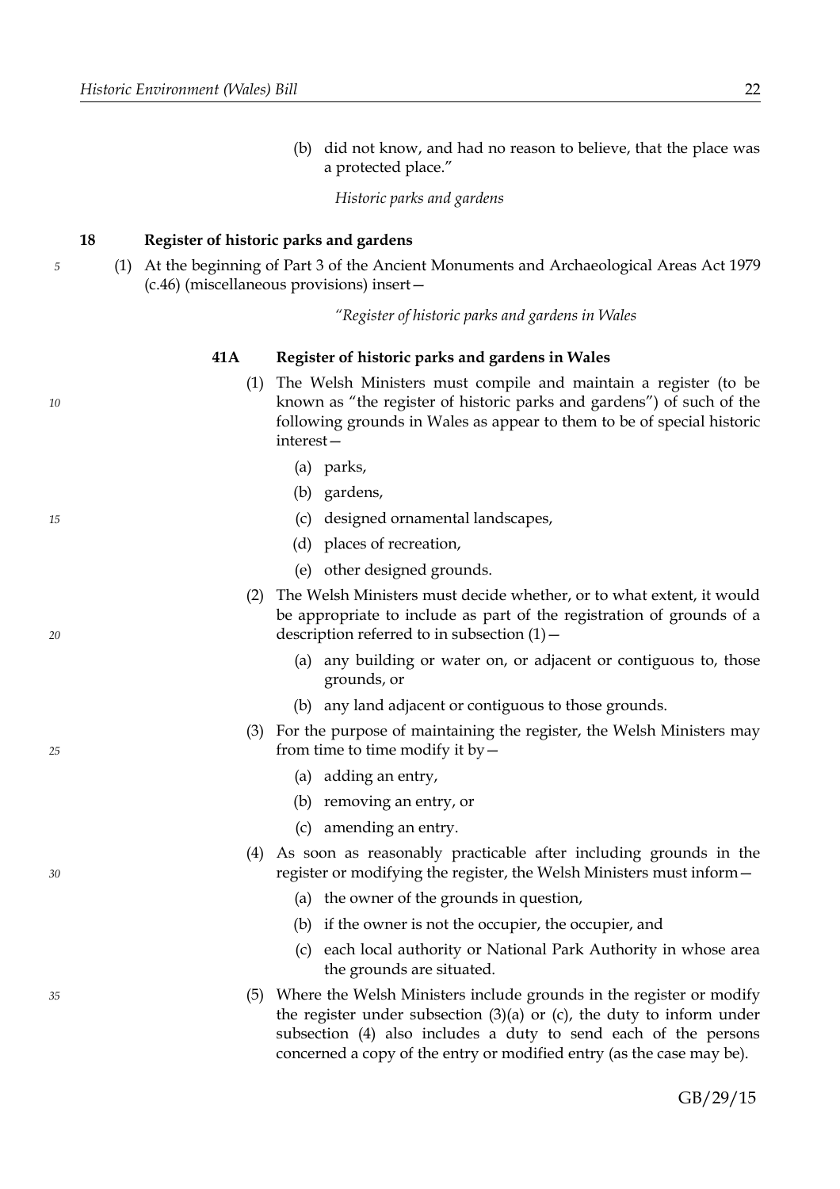(b) did not know, and had no reason to believe, that the place was a protected place."

*Historic parks and gardens*

### 18 Register of historic parks and gardens

(1) At the beginning of Part 3 of the Ancient Monuments and Archaeological Areas Act 1979 (c.46) (miscellaneous provisions) insert—

*"Register of historic parks and gardens in Wales*

**41A Register of historic parks and gardens in Wales**

(1) The Welsh Ministers must compile and maintain a register (to be known as "the register of historic parks and gardens") of such of the following grounds in Wales as appear to them to be of special historic interest—

(a) parks,

(b) gardens,

(c) designed ornamental landscapes,

(d) places of recreation,

(e) other designed grounds.

(2) The Welsh Ministers must decide whether, or to what extent, it would be appropriate to include as part of the registration of grounds of a description referred to in subsection (1)—

(a) any building or water on, or adjacent or contiguous to, those grounds, or

(b) any land adjacent or contiguous to those grounds.

(3) For the purpose of maintaining the register, the Welsh Ministers may from time to time modify it by—

(a) adding an entry,

(b) removing an entry, or

(c) amending an entry.

(4) As soon as reasonably practicable after including grounds in the register or modifying the register, the Welsh Ministers must inform—

(a) the owner of the grounds in question,

(b) if the owner is not the occupier, the occupier, and

(c) each local authority or National Park Authority in whose area the grounds are situated.

(5) Where the Welsh Ministers include grounds in the register or modify the register under subsection (3)(a) or (c), the duty to inform under subsection (4) also includes a duty to send each of the persons concerned a copy of the entry or modified entry (as the case may be).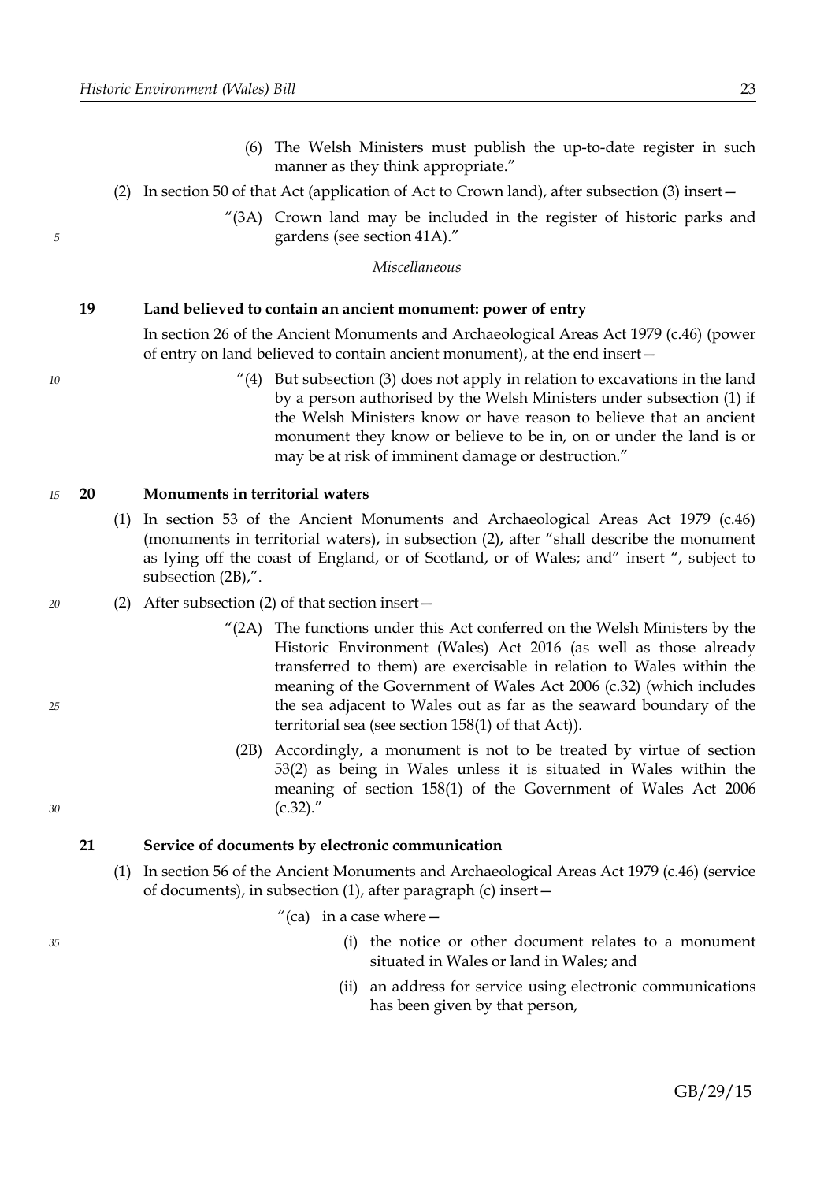(6) The Welsh Ministers must publish the up-to-date register in such manner as they think appropriate."

(2) In section 50 of that Act (application of Act to Crown land), after subsection (3) insert—

"(3A) Crown land may be included in the register of historic parks and gardens (see section 41A)."

*Miscellaneous*

**19 Land believed to contain an ancient monument: power of entry**

In section 26 of the Ancient Monuments and Archaeological Areas Act 1979 (c.46) (power of entry on land believed to contain ancient monument), at the end insert—

"(4) But subsection (3) does not apply in relation to excavations in the land by a person authorised by the Welsh Ministers under subsection (1) if the Welsh Ministers know or have reason to believe that an ancient monument they know or believe to be in, on or under the land is or may be at risk of imminent damage or destruction."

**20 Monuments in territorial waters**

(1) In section 53 of the Ancient Monuments and Archaeological Areas Act 1979 (c.46) (monuments in territorial waters), in subsection (2), after "shall describe the monument as lying off the coast of England, or of Scotland, or of Wales; and" insert ", subject to subsection (2B),".

(2) After subsection (2) of that section insert—

"(2A) The functions under this Act conferred on the Welsh Ministers by the Historic Environment (Wales) Act 2016 (as well as those already transferred to them) are exercisable in relation to Wales within the meaning of the Government of Wales Act 2006 (c.32) (which includes the sea adjacent to Wales out as far as the seaward boundary of the territorial sea (see section 158(1) of that Act)).

(2B) Accordingly, a monument is not to be treated by virtue of section 53(2) as being in Wales unless it is situated in Wales within the meaning of section 158(1) of the Government of Wales Act 2006 (c.32)."

**21 Service of documents by electronic communication**

(1) In section 56 of the Ancient Monuments and Archaeological Areas Act 1979 (c.46) (service of documents), in subsection (1), after paragraph (c) insert—

"(ca) in a case where—

(i) the notice or other document relates to a monument situated in Wales or land in Wales; and

(ii) an address for service using electronic communications has been given by that person,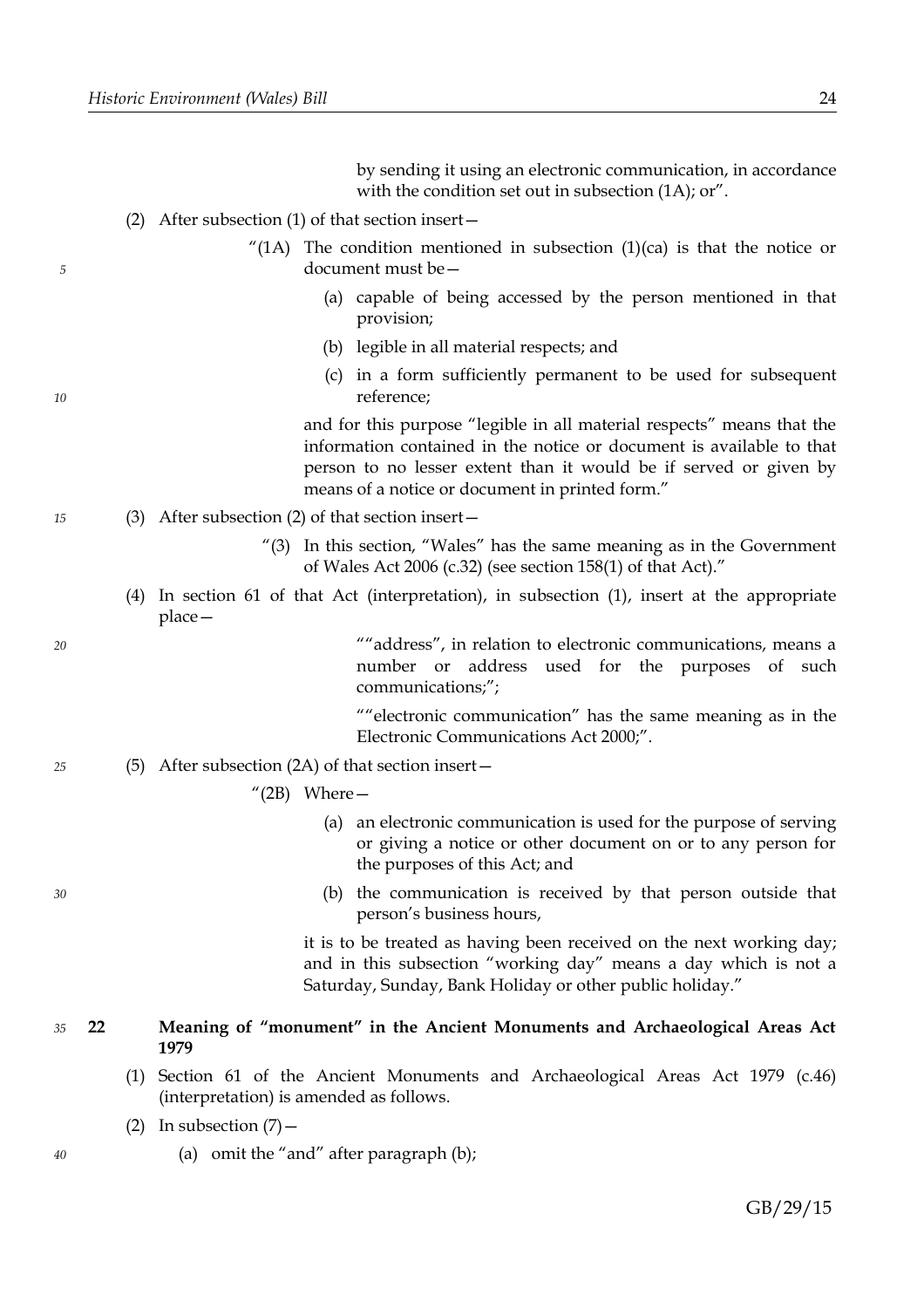by sending it using an electronic communication, in accordance with the condition set out in subsection (1A); or".

(2) After subsection (1) of that section insert—

"(1A) The condition mentioned in subsection (1)(ca) is that the notice or document must be—

(a) capable of being accessed by the person mentioned in that provision;

(b) legible in all material respects; and

(c) in a form sufficiently permanent to be used for subsequent reference;

and for this purpose "legible in all material respects" means that the information contained in the notice or document is available to that person to no lesser extent than it would be if served or given by means of a notice or document in printed form."

(3) After subsection (2) of that section insert—

"(3) In this section, "Wales" has the same meaning as in the Government of Wales Act 2006 (c.32) (see section 158(1) of that Act)."

(4) In section 61 of that Act (interpretation), in subsection (1), insert at the appropriate place—

""address", in relation to electronic communications, means a number or address used for the purposes of such communications;";

""electronic communication" has the same meaning as in the Electronic Communications Act 2000;".

(5) After subsection (2A) of that section insert—

"(2B) Where—

(a) an electronic communication is used for the purpose of serving or giving a notice or other document on or to any person for the purposes of this Act; and

(b) the communication is received by that person outside that person's business hours,

it is to be treated as having been received on the next working day; and in this subsection "working day" means a day which is not a Saturday, Sunday, Bank Holiday or other public holiday."

### 22 Meaning of "monument" in the Ancient Monuments and Archaeological Areas Act 1979

(1) Section 61 of the Ancient Monuments and Archaeological Areas Act 1979 (c.46) (interpretation) is amended as follows.

(2) In subsection (7)—

(a) omit the "and" after paragraph (b);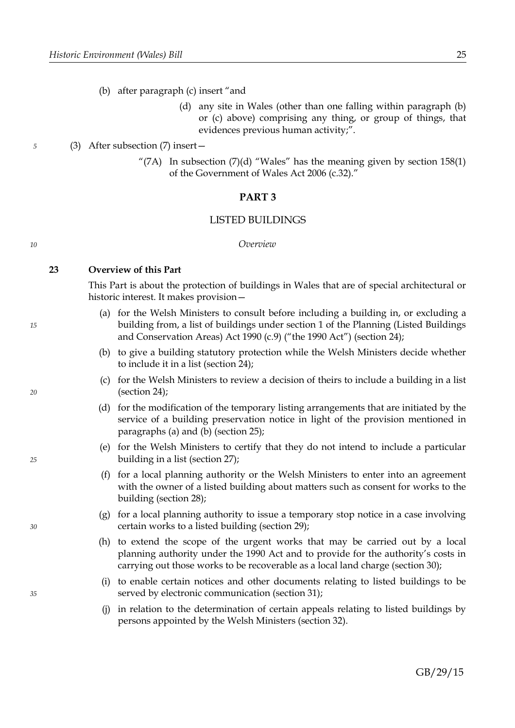(b) after paragraph (c) insert "and

> (d) any site in Wales (other than one falling within paragraph (b) or (c) above) comprising any thing, or group of things, that evidences previous human activity;".

(3) After subsection (7) insert—

> "(7A) In subsection (7)(d) "Wales" has the meaning given by section 158(1) of the Government of Wales Act 2006 (c.32)."

## PART 3

## LISTED BUILDINGS

*Overview*

### 23 Overview of this Part

This Part is about the protection of buildings in Wales that are of special architectural or historic interest. It makes provision—

(a) for the Welsh Ministers to consult before including a building in, or excluding a building from, a list of buildings under section 1 of the Planning (Listed Buildings and Conservation Areas) Act 1990 (c.9) ("the 1990 Act") (section 24);

(b) to give a building statutory protection while the Welsh Ministers decide whether to include it in a list (section 24);

(c) for the Welsh Ministers to review a decision of theirs to include a building in a list (section 24);

(d) for the modification of the temporary listing arrangements that are initiated by the service of a building preservation notice in light of the provision mentioned in paragraphs (a) and (b) (section 25);

(e) for the Welsh Ministers to certify that they do not intend to include a particular building in a list (section 27);

(f) for a local planning authority or the Welsh Ministers to enter into an agreement with the owner of a listed building about matters such as consent for works to the building (section 28);

(g) for a local planning authority to issue a temporary stop notice in a case involving certain works to a listed building (section 29);

(h) to extend the scope of the urgent works that may be carried out by a local planning authority under the 1990 Act and to provide for the authority's costs in carrying out those works to be recoverable as a local land charge (section 30);

(i) to enable certain notices and other documents relating to listed buildings to be served by electronic communication (section 31);

(j) in relation to the determination of certain appeals relating to listed buildings by persons appointed by the Welsh Ministers (section 32).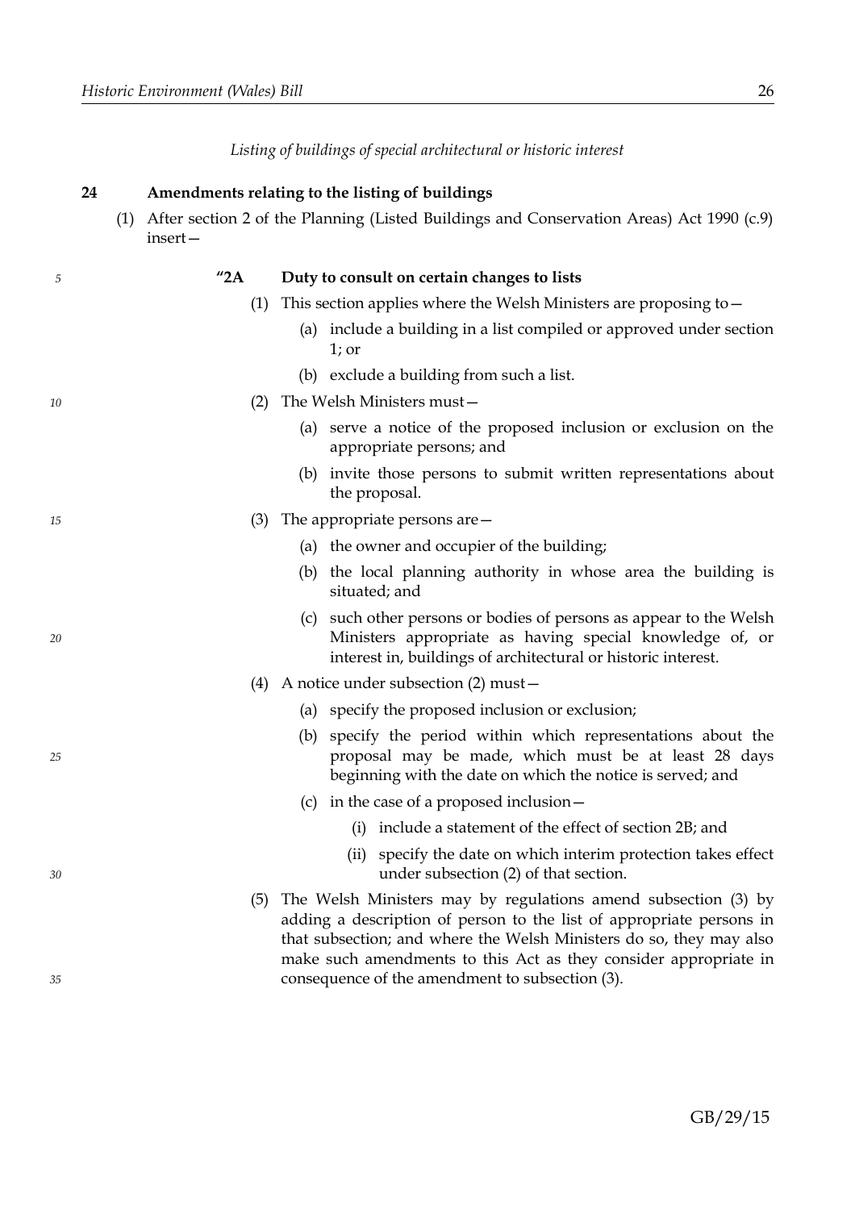*Listing of buildings of special architectural or historic interest*

**24 Amendments relating to the listing of buildings**

(1) After section 2 of the Planning (Listed Buildings and Conservation Areas) Act 1990 (c.9) insert—

**"2A Duty to consult on certain changes to lists**

(1) This section applies where the Welsh Ministers are proposing to—

(a) include a building in a list compiled or approved under section 1; or

(b) exclude a building from such a list.

(2) The Welsh Ministers must—

(a) serve a notice of the proposed inclusion or exclusion on the appropriate persons; and

(b) invite those persons to submit written representations about the proposal.

(3) The appropriate persons are—

(a) the owner and occupier of the building;

(b) the local planning authority in whose area the building is situated; and

(c) such other persons or bodies of persons as appear to the Welsh Ministers appropriate as having special knowledge of, or interest in, buildings of architectural or historic interest.

(4) A notice under subsection (2) must—

(a) specify the proposed inclusion or exclusion;

(b) specify the period within which representations about the proposal may be made, which must be at least 28 days beginning with the date on which the notice is served; and

(c) in the case of a proposed inclusion—

(i) include a statement of the effect of section 2B; and

(ii) specify the date on which interim protection takes effect under subsection (2) of that section.

(5) The Welsh Ministers may by regulations amend subsection (3) by adding a description of person to the list of appropriate persons in that subsection; and where the Welsh Ministers do so, they may also make such amendments to this Act as they consider appropriate in consequence of the amendment to subsection (3).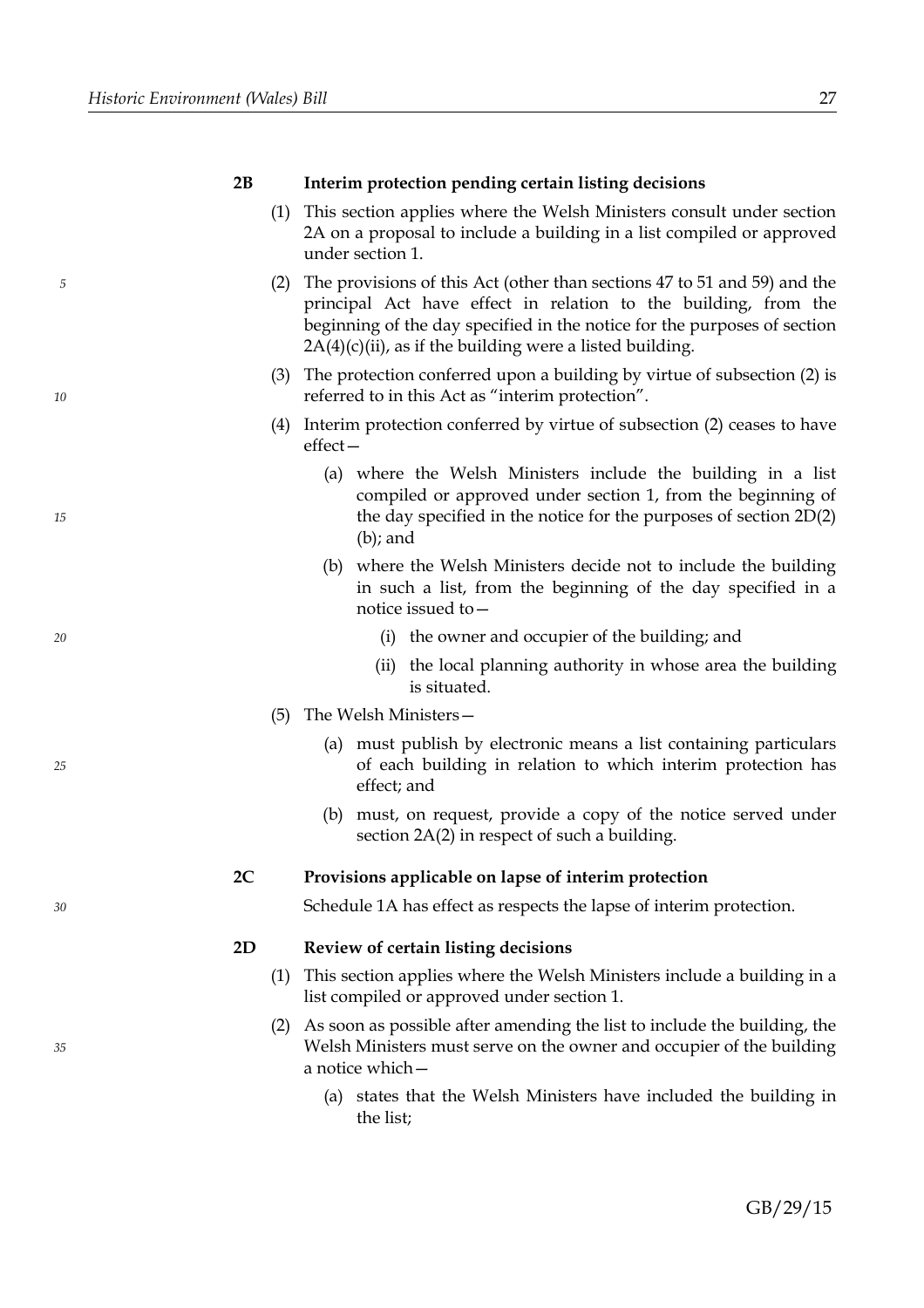**2B Interim protection pending certain listing decisions**

(1) This section applies where the Welsh Ministers consult under section 2A on a proposal to include a building in a list compiled or approved under section 1.

(2) The provisions of this Act (other than sections 47 to 51 and 59) and the principal Act have effect in relation to the building, from the beginning of the day specified in the notice for the purposes of section 2A(4)(c)(ii), as if the building were a listed building.

(3) The protection conferred upon a building by virtue of subsection (2) is referred to in this Act as "interim protection".

(4) Interim protection conferred by virtue of subsection (2) ceases to have effect—

- (a) where the Welsh Ministers include the building in a list compiled or approved under section 1, from the beginning of the day specified in the notice for the purposes of section 2D(2)(b); and
- (b) where the Welsh Ministers decide not to include the building in such a list, from the beginning of the day specified in a notice issued to—
  - (i) the owner and occupier of the building; and
  - (ii) the local planning authority in whose area the building is situated.

(5) The Welsh Ministers—

- (a) must publish by electronic means a list containing particulars of each building in relation to which interim protection has effect; and
- (b) must, on request, provide a copy of the notice served under section 2A(2) in respect of such a building.

**2C Provisions applicable on lapse of interim protection**

Schedule 1A has effect as respects the lapse of interim protection.

**2D Review of certain listing decisions**

(1) This section applies where the Welsh Ministers include a building in a list compiled or approved under section 1.

(2) As soon as possible after amending the list to include the building, the Welsh Ministers must serve on the owner and occupier of the building a notice which—

- (a) states that the Welsh Ministers have included the building in the list;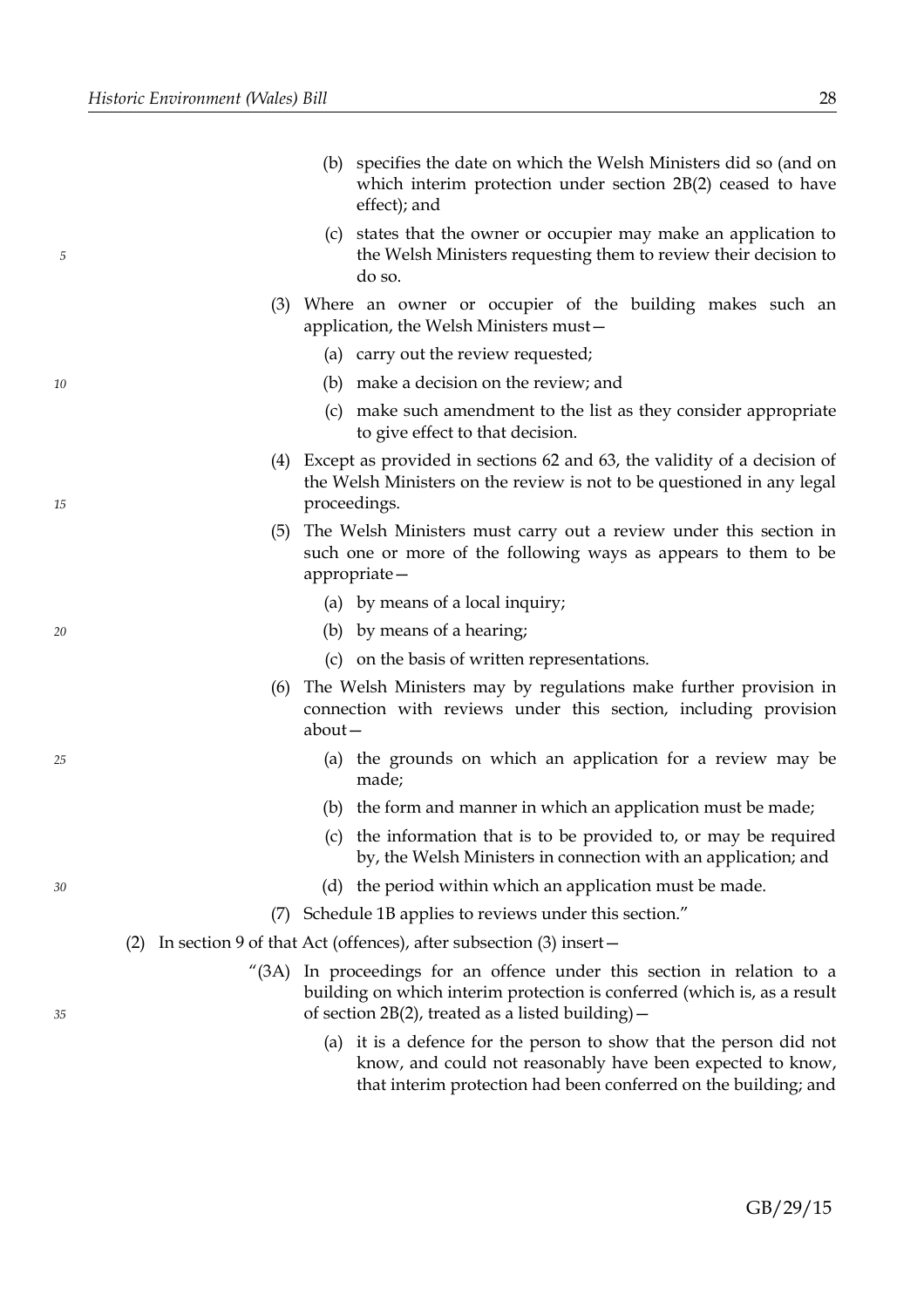(b) specifies the date on which the Welsh Ministers did so (and on which interim protection under section 2B(2) ceased to have effect); and

(c) states that the owner or occupier may make an application to the Welsh Ministers requesting them to review their decision to do so.

(3) Where an owner or occupier of the building makes such an application, the Welsh Ministers must—

(a) carry out the review requested;

(b) make a decision on the review; and

(c) make such amendment to the list as they consider appropriate to give effect to that decision.

(4) Except as provided in sections 62 and 63, the validity of a decision of the Welsh Ministers on the review is not to be questioned in any legal proceedings.

(5) The Welsh Ministers must carry out a review under this section in such one or more of the following ways as appears to them to be appropriate—

(a) by means of a local inquiry;

(b) by means of a hearing;

(c) on the basis of written representations.

(6) The Welsh Ministers may by regulations make further provision in connection with reviews under this section, including provision about—

(a) the grounds on which an application for a review may be made;

(b) the form and manner in which an application must be made;

(c) the information that is to be provided to, or may be required by, the Welsh Ministers in connection with an application; and

(d) the period within which an application must be made.

(7) Schedule 1B applies to reviews under this section."

(2) In section 9 of that Act (offences), after subsection (3) insert—

"(3A) In proceedings for an offence under this section in relation to a building on which interim protection is conferred (which is, as a result of section 2B(2), treated as a listed building)—

(a) it is a defence for the person to show that the person did not know, and could not reasonably have been expected to know, that interim protection had been conferred on the building; and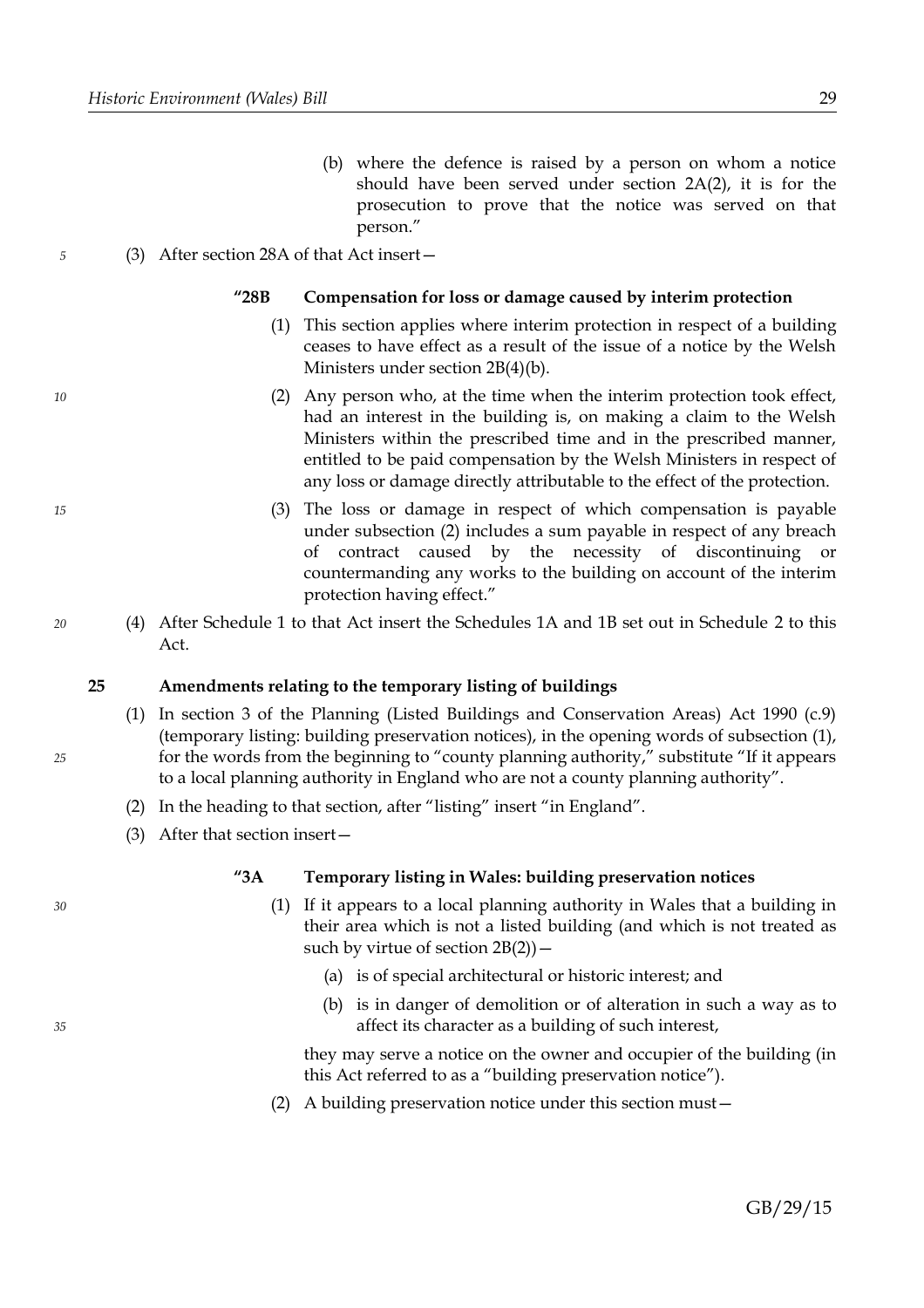(b) where the defence is raised by a person on whom a notice should have been served under section 2A(2), it is for the prosecution to prove that the notice was served on that person."

(3) After section 28A of that Act insert—

**"28B Compensation for loss or damage caused by interim protection**

(1) This section applies where interim protection in respect of a building ceases to have effect as a result of the issue of a notice by the Welsh Ministers under section 2B(4)(b).

(2) Any person who, at the time when the interim protection took effect, had an interest in the building is, on making a claim to the Welsh Ministers within the prescribed time and in the prescribed manner, entitled to be paid compensation by the Welsh Ministers in respect of any loss or damage directly attributable to the effect of the protection.

(3) The loss or damage in respect of which compensation is payable under subsection (2) includes a sum payable in respect of any breach of contract caused by the necessity of discontinuing or countermanding any works to the building on account of the interim protection having effect."

(4) After Schedule 1 to that Act insert the Schedules 1A and 1B set out in Schedule 2 to this Act.

**25 Amendments relating to the temporary listing of buildings**

(1) In section 3 of the Planning (Listed Buildings and Conservation Areas) Act 1990 (c.9) (temporary listing: building preservation notices), in the opening words of subsection (1), for the words from the beginning to "county planning authority," substitute "If it appears to a local planning authority in England who are not a county planning authority".

(2) In the heading to that section, after "listing" insert "in England".

(3) After that section insert—

**"3A Temporary listing in Wales: building preservation notices**

(1) If it appears to a local planning authority in Wales that a building in their area which is not a listed building (and which is not treated as such by virtue of section 2B(2))—

(a) is of special architectural or historic interest; and

(b) is in danger of demolition or of alteration in such a way as to affect its character as a building of such interest,

they may serve a notice on the owner and occupier of the building (in this Act referred to as a "building preservation notice").

(2) A building preservation notice under this section must—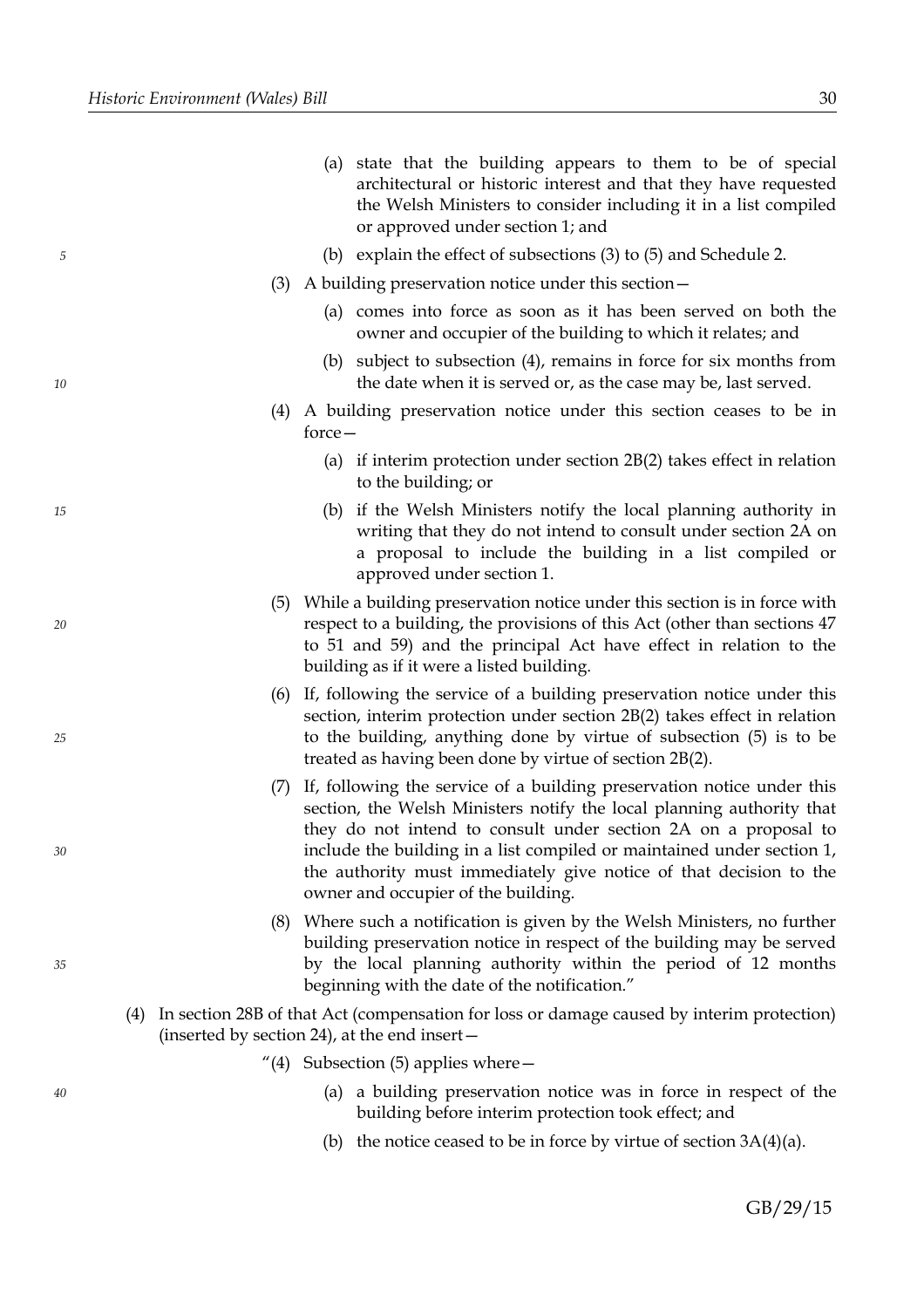(a) state that the building appears to them to be of special architectural or historic interest and that they have requested the Welsh Ministers to consider including it in a list compiled or approved under section 1; and

(b) explain the effect of subsections (3) to (5) and Schedule 2.

(3) A building preservation notice under this section—

(a) comes into force as soon as it has been served on both the owner and occupier of the building to which it relates; and

(b) subject to subsection (4), remains in force for six months from the date when it is served or, as the case may be, last served.

(4) A building preservation notice under this section ceases to be in force—

(a) if interim protection under section 2B(2) takes effect in relation to the building; or

(b) if the Welsh Ministers notify the local planning authority in writing that they do not intend to consult under section 2A on a proposal to include the building in a list compiled or approved under section 1.

(5) While a building preservation notice under this section is in force with respect to a building, the provisions of this Act (other than sections 47 to 51 and 59) and the principal Act have effect in relation to the building as if it were a listed building.

(6) If, following the service of a building preservation notice under this section, interim protection under section 2B(2) takes effect in relation to the building, anything done by virtue of subsection (5) is to be treated as having been done by virtue of section 2B(2).

(7) If, following the service of a building preservation notice under this section, the Welsh Ministers notify the local planning authority that they do not intend to consult under section 2A on a proposal to include the building in a list compiled or maintained under section 1, the authority must immediately give notice of that decision to the owner and occupier of the building.

(8) Where such a notification is given by the Welsh Ministers, no further building preservation notice in respect of the building may be served by the local planning authority within the period of 12 months beginning with the date of the notification."

(4) In section 28B of that Act (compensation for loss or damage caused by interim protection) (inserted by section 24), at the end insert—

"(4) Subsection (5) applies where—

(a) a building preservation notice was in force in respect of the building before interim protection took effect; and

(b) the notice ceased to be in force by virtue of section 3A(4)(a).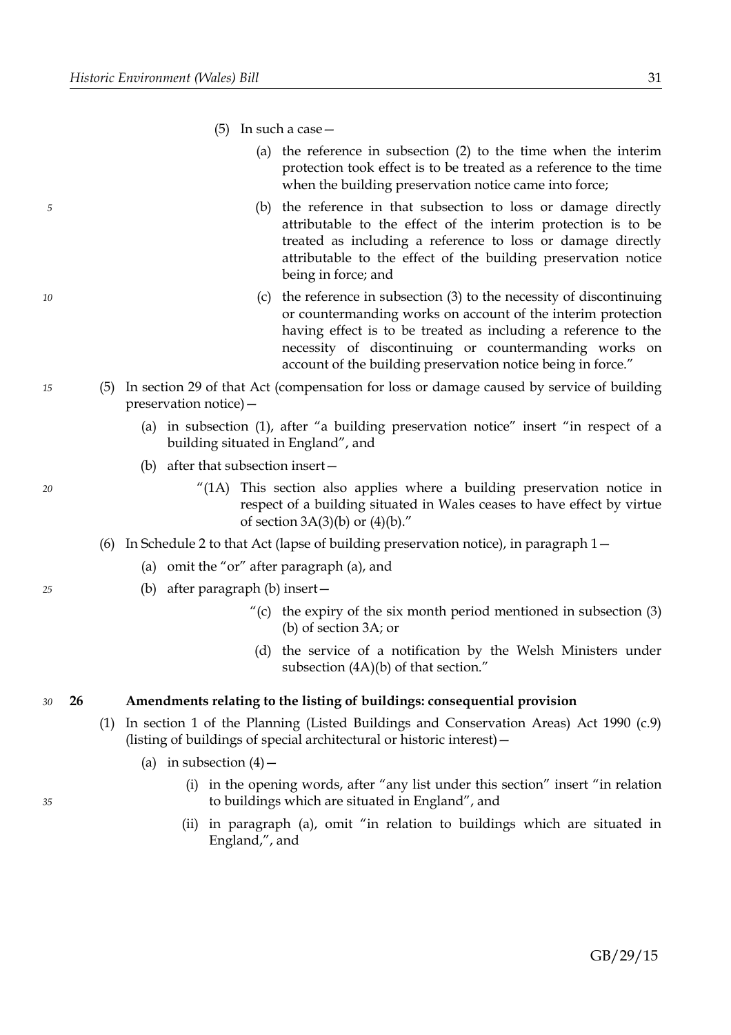(5) In such a case—

(a) the reference in subsection (2) to the time when the interim protection took effect is to be treated as a reference to the time when the building preservation notice came into force;

(b) the reference in that subsection to loss or damage directly attributable to the effect of the interim protection is to be treated as including a reference to loss or damage directly attributable to the effect of the building preservation notice being in force; and

(c) the reference in subsection (3) to the necessity of discontinuing or countermanding works on account of the interim protection having effect is to be treated as including a reference to the necessity of discontinuing or countermanding works on account of the building preservation notice being in force."

(5) In section 29 of that Act (compensation for loss or damage caused by service of building preservation notice)—

(a) in subsection (1), after "a building preservation notice" insert "in respect of a building situated in England", and

(b) after that subsection insert—

"(1A) This section also applies where a building preservation notice in respect of a building situated in Wales ceases to have effect by virtue of section 3A(3)(b) or (4)(b)."

(6) In Schedule 2 to that Act (lapse of building preservation notice), in paragraph 1—

(a) omit the "or" after paragraph (a), and

(b) after paragraph (b) insert—

"(c) the expiry of the six month period mentioned in subsection (3)(b) of section 3A; or

(d) the service of a notification by the Welsh Ministers under subsection (4A)(b) of that section."

**26 Amendments relating to the listing of buildings: consequential provision**

(1) In section 1 of the Planning (Listed Buildings and Conservation Areas) Act 1990 (c.9) (listing of buildings of special architectural or historic interest)—

(a) in subsection (4)—

(i) in the opening words, after "any list under this section" insert "in relation to buildings which are situated in England", and

(ii) in paragraph (a), omit "in relation to buildings which are situated in England,", and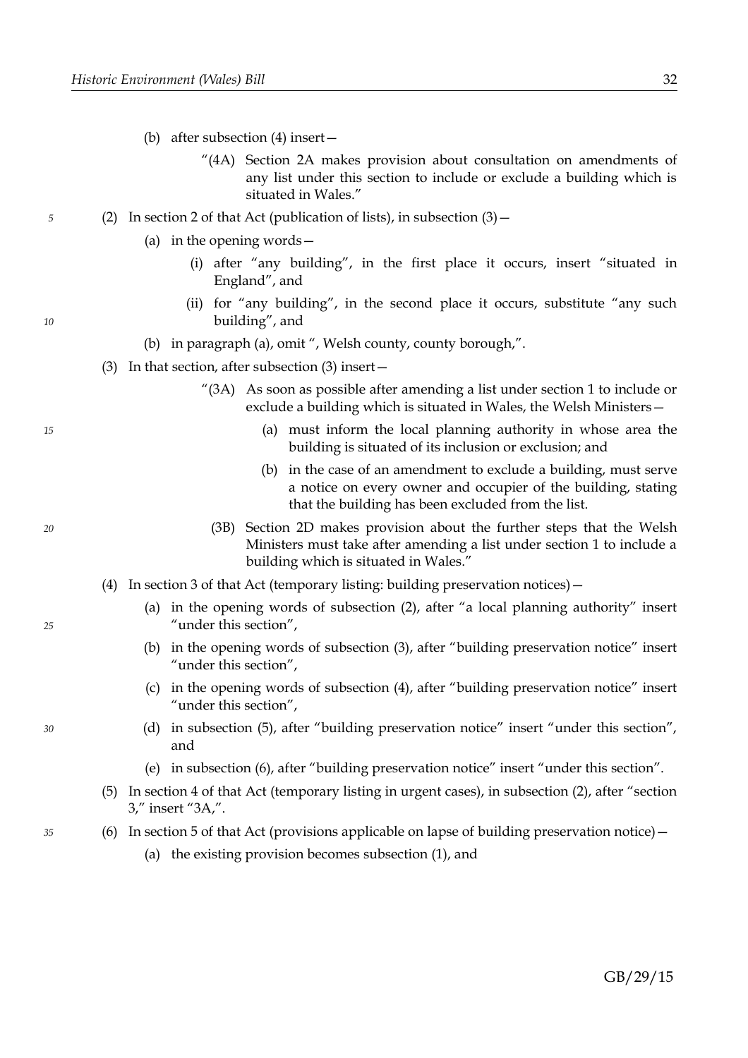(b) after subsection (4) insert—

"(4A) Section 2A makes provision about consultation on amendments of any list under this section to include or exclude a building which is situated in Wales."

(2) In section 2 of that Act (publication of lists), in subsection (3)—

(a) in the opening words—

(i) after "any building", in the first place it occurs, insert "situated in England", and

(ii) for "any building", in the second place it occurs, substitute "any such building", and

(b) in paragraph (a), omit ", Welsh county, county borough,".

(3) In that section, after subsection (3) insert—

"(3A) As soon as possible after amending a list under section 1 to include or exclude a building which is situated in Wales, the Welsh Ministers—

(a) must inform the local planning authority in whose area the building is situated of its inclusion or exclusion; and

(b) in the case of an amendment to exclude a building, must serve a notice on every owner and occupier of the building, stating that the building has been excluded from the list.

(3B) Section 2D makes provision about the further steps that the Welsh Ministers must take after amending a list under section 1 to include a building which is situated in Wales."

(4) In section 3 of that Act (temporary listing: building preservation notices)—

(a) in the opening words of subsection (2), after "a local planning authority" insert "under this section",

(b) in the opening words of subsection (3), after "building preservation notice" insert "under this section",

(c) in the opening words of subsection (4), after "building preservation notice" insert "under this section",

(d) in subsection (5), after "building preservation notice" insert "under this section", and

(e) in subsection (6), after "building preservation notice" insert "under this section".

(5) In section 4 of that Act (temporary listing in urgent cases), in subsection (2), after "section 3," insert "3A,".

(6) In section 5 of that Act (provisions applicable on lapse of building preservation notice)—

(a) the existing provision becomes subsection (1), and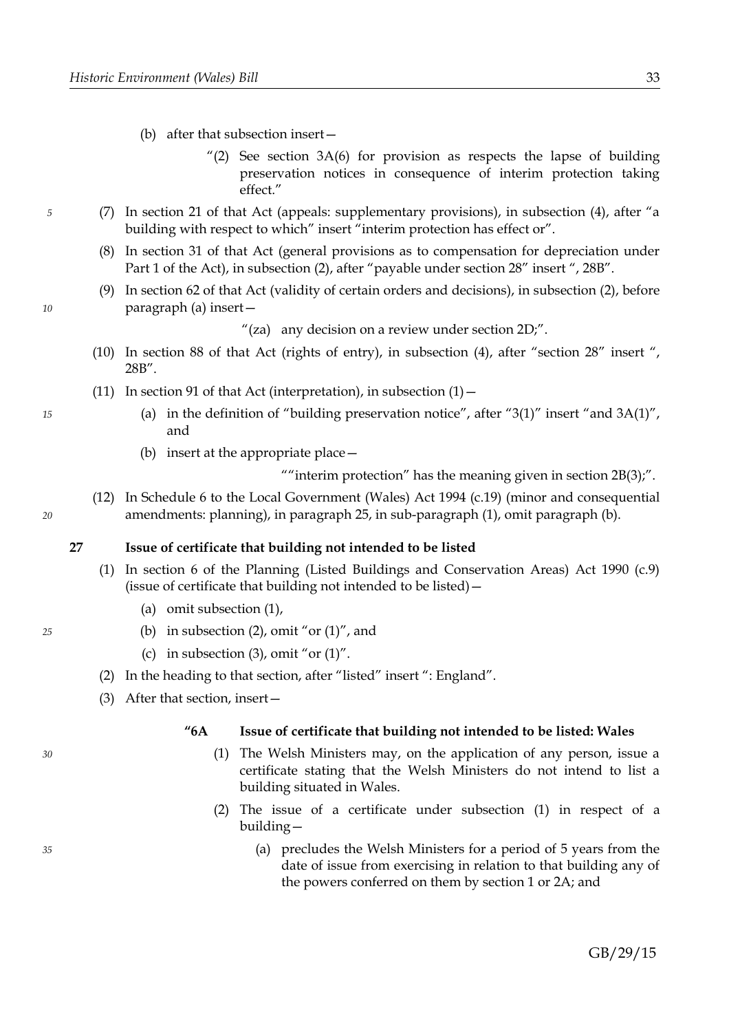(b) after that subsection insert—

"(2) See section 3A(6) for provision as respects the lapse of building preservation notices in consequence of interim protection taking effect."

(7) In section 21 of that Act (appeals: supplementary provisions), in subsection (4), after "a building with respect to which" insert "interim protection has effect or".

(8) In section 31 of that Act (general provisions as to compensation for depreciation under Part 1 of the Act), in subsection (2), after "payable under section 28" insert ", 28B".

(9) In section 62 of that Act (validity of certain orders and decisions), in subsection (2), before paragraph (a) insert—

"(za) any decision on a review under section 2D;".

(10) In section 88 of that Act (rights of entry), in subsection (4), after "section 28" insert ", 28B".

(11) In section 91 of that Act (interpretation), in subsection (1)—

(a) in the definition of "building preservation notice", after "3(1)" insert "and 3A(1)", and

(b) insert at the appropriate place—

""interim protection" has the meaning given in section 2B(3);".

(12) In Schedule 6 to the Local Government (Wales) Act 1994 (c.19) (minor and consequential amendments: planning), in paragraph 25, in sub-paragraph (1), omit paragraph (b).

## 27 Issue of certificate that building not intended to be listed

(1) In section 6 of the Planning (Listed Buildings and Conservation Areas) Act 1990 (c.9) (issue of certificate that building not intended to be listed)—

(a) omit subsection (1),

(b) in subsection (2), omit "or (1)", and

(c) in subsection (3), omit "or (1)".

(2) In the heading to that section, after "listed" insert ": England".

(3) After that section, insert—

**"6A Issue of certificate that building not intended to be listed: Wales**

(1) The Welsh Ministers may, on the application of any person, issue a certificate stating that the Welsh Ministers do not intend to list a building situated in Wales.

(2) The issue of a certificate under subsection (1) in respect of a building—

(a) precludes the Welsh Ministers for a period of 5 years from the date of issue from exercising in relation to that building any of the powers conferred on them by section 1 or 2A; and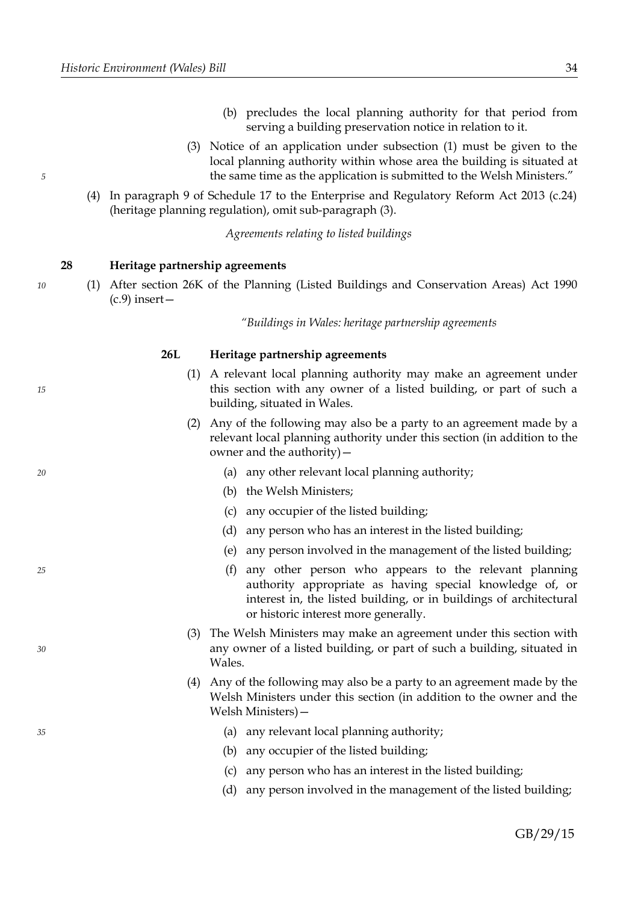(b) precludes the local planning authority for that period from serving a building preservation notice in relation to it.

(3) Notice of an application under subsection (1) must be given to the local planning authority within whose area the building is situated at the same time as the application is submitted to the Welsh Ministers."

(4) In paragraph 9 of Schedule 17 to the Enterprise and Regulatory Reform Act 2013 (c.24) (heritage planning regulation), omit sub-paragraph (3).

*Agreements relating to listed buildings*

**28 Heritage partnership agreements**

(1) After section 26K of the Planning (Listed Buildings and Conservation Areas) Act 1990 (c.9) insert—

*"Buildings in Wales: heritage partnership agreements*

**26L Heritage partnership agreements**

(1) A relevant local planning authority may make an agreement under this section with any owner of a listed building, or part of such a building, situated in Wales.

(2) Any of the following may also be a party to an agreement made by a relevant local planning authority under this section (in addition to the owner and the authority)—

(a) any other relevant local planning authority;

(b) the Welsh Ministers;

(c) any occupier of the listed building;

(d) any person who has an interest in the listed building;

(e) any person involved in the management of the listed building;

(f) any other person who appears to the relevant planning authority appropriate as having special knowledge of, or interest in, the listed building, or in buildings of architectural or historic interest more generally.

(3) The Welsh Ministers may make an agreement under this section with any owner of a listed building, or part of such a building, situated in Wales.

(4) Any of the following may also be a party to an agreement made by the Welsh Ministers under this section (in addition to the owner and the Welsh Ministers)—

(a) any relevant local planning authority;

(b) any occupier of the listed building;

(c) any person who has an interest in the listed building;

(d) any person involved in the management of the listed building;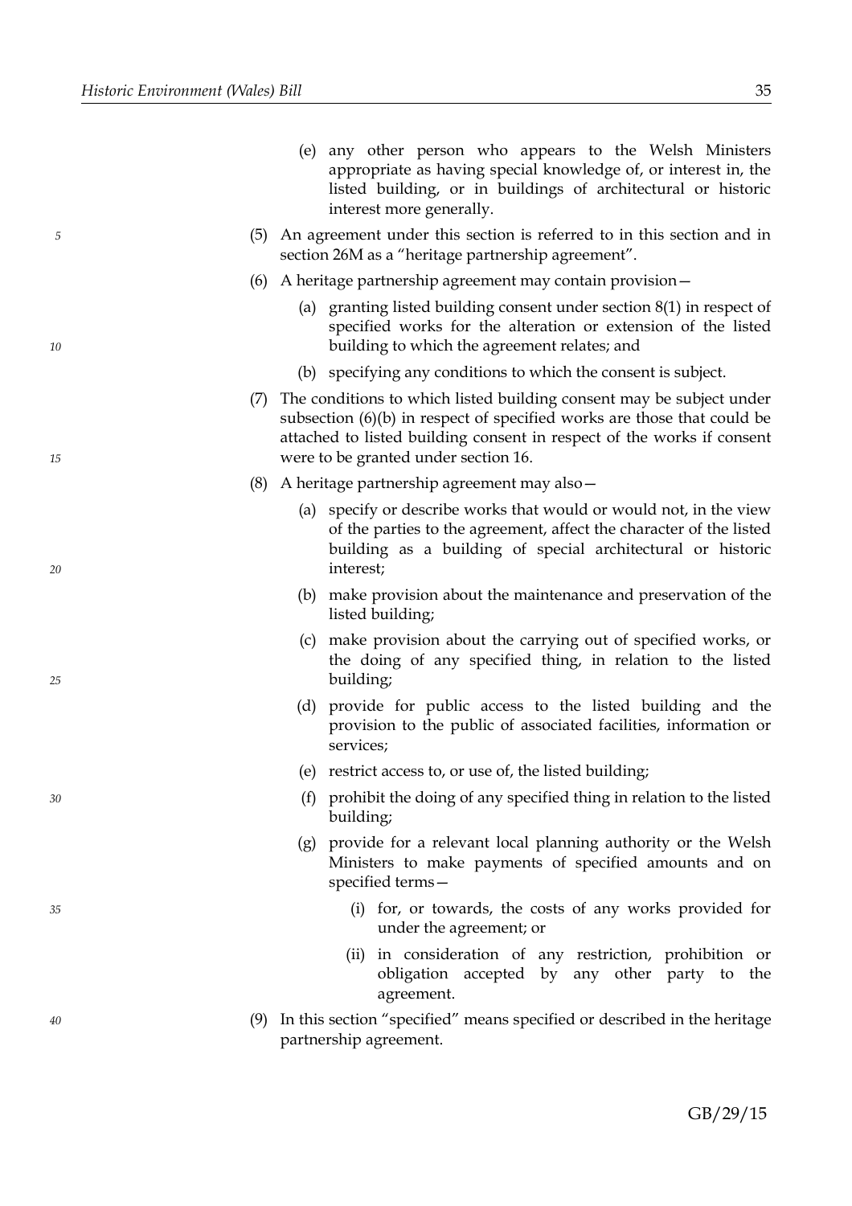(e) any other person who appears to the Welsh Ministers appropriate as having special knowledge of, or interest in, the listed building, or in buildings of architectural or historic interest more generally.

(5) An agreement under this section is referred to in this section and in section 26M as a "heritage partnership agreement".

(6) A heritage partnership agreement may contain provision—

(a) granting listed building consent under section 8(1) in respect of specified works for the alteration or extension of the listed building to which the agreement relates; and

(b) specifying any conditions to which the consent is subject.

(7) The conditions to which listed building consent may be subject under subsection (6)(b) in respect of specified works are those that could be attached to listed building consent in respect of the works if consent were to be granted under section 16.

(8) A heritage partnership agreement may also—

(a) specify or describe works that would or would not, in the view of the parties to the agreement, affect the character of the listed building as a building of special architectural or historic interest;

(b) make provision about the maintenance and preservation of the listed building;

(c) make provision about the carrying out of specified works, or the doing of any specified thing, in relation to the listed building;

(d) provide for public access to the listed building and the provision to the public of associated facilities, information or services;

(e) restrict access to, or use of, the listed building;

(f) prohibit the doing of any specified thing in relation to the listed building;

(g) provide for a relevant local planning authority or the Welsh Ministers to make payments of specified amounts and on specified terms—

(i) for, or towards, the costs of any works provided for under the agreement; or

(ii) in consideration of any restriction, prohibition or obligation accepted by any other party to the agreement.

(9) In this section "specified" means specified or described in the heritage partnership agreement.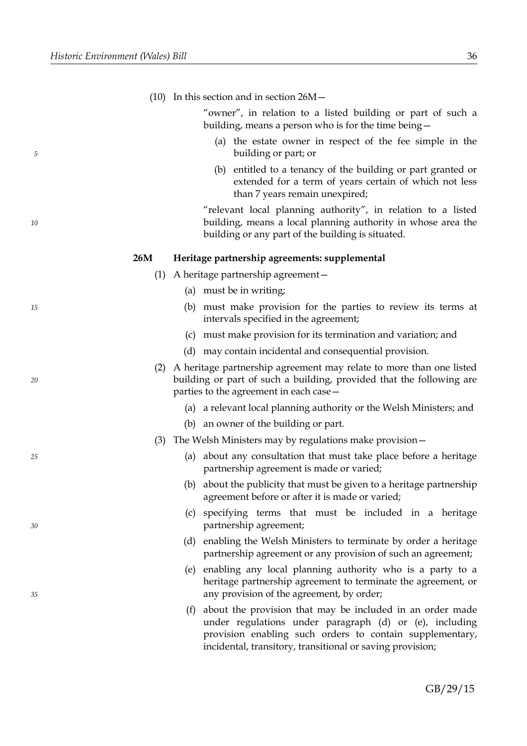(10) In this section and in section 26M—

"owner", in relation to a listed building or part of such a building, means a person who is for the time being—

(a) the estate owner in respect of the fee simple in the building or part; or

(b) entitled to a tenancy of the building or part granted or extended for a term of years certain of which not less than 7 years remain unexpired;

"relevant local planning authority", in relation to a listed building, means a local planning authority in whose area the building or any part of the building is situated.

**26M Heritage partnership agreements: supplemental**

(1) A heritage partnership agreement—

(a) must be in writing;

(b) must make provision for the parties to review its terms at intervals specified in the agreement;

(c) must make provision for its termination and variation; and

(d) may contain incidental and consequential provision.

(2) A heritage partnership agreement may relate to more than one listed building or part of such a building, provided that the following are parties to the agreement in each case—

(a) a relevant local planning authority or the Welsh Ministers; and

(b) an owner of the building or part.

(3) The Welsh Ministers may by regulations make provision—

(a) about any consultation that must take place before a heritage partnership agreement is made or varied;

(b) about the publicity that must be given to a heritage partnership agreement before or after it is made or varied;

(c) specifying terms that must be included in a heritage partnership agreement;

(d) enabling the Welsh Ministers to terminate by order a heritage partnership agreement or any provision of such an agreement;

(e) enabling any local planning authority who is a party to a heritage partnership agreement to terminate the agreement, or any provision of the agreement, by order;

(f) about the provision that may be included in an order made under regulations under paragraph (d) or (e), including provision enabling such orders to contain supplementary, incidental, transitory, transitional or saving provision;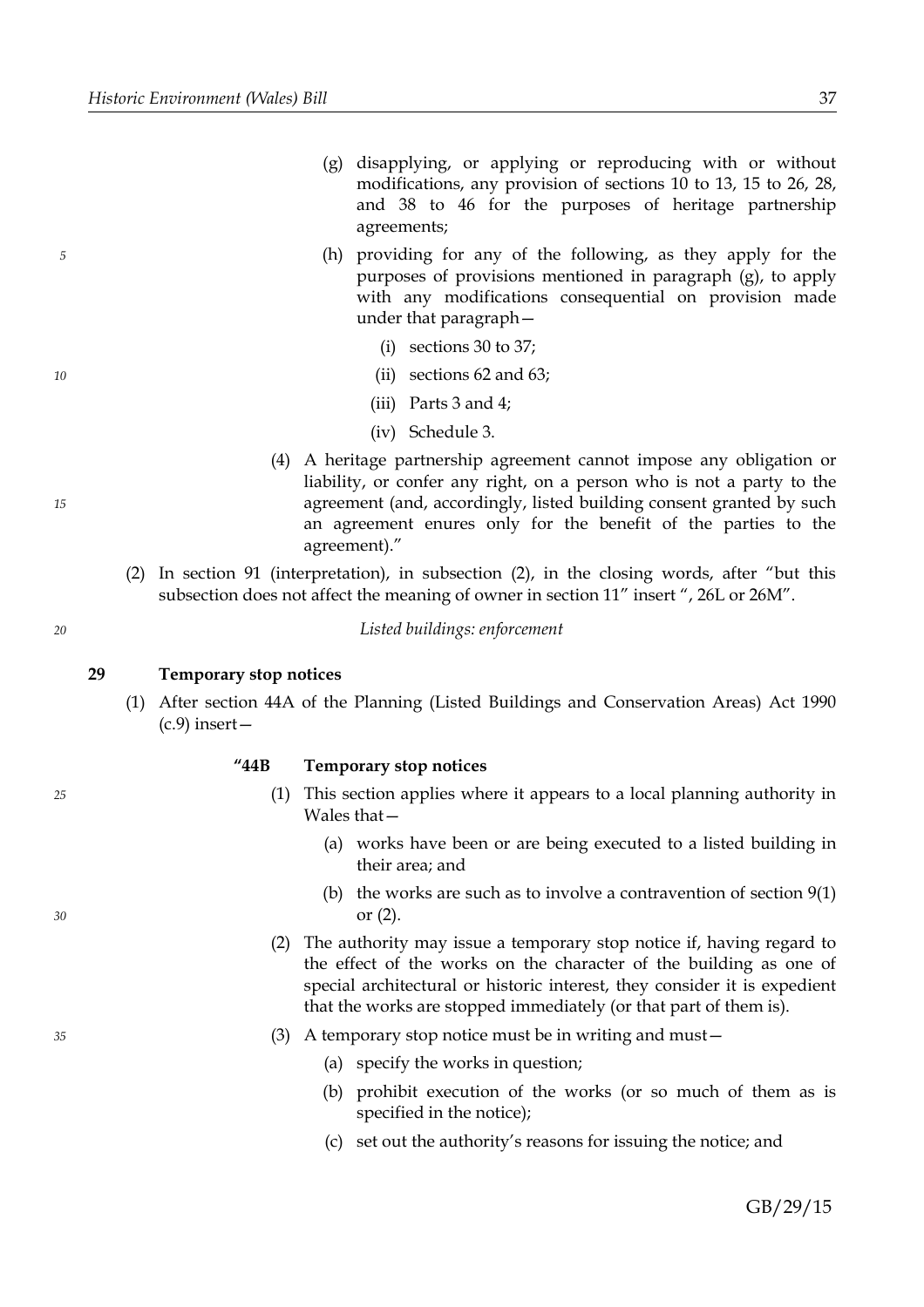(g) disapplying, or applying or reproducing with or without modifications, any provision of sections 10 to 13, 15 to 26, 28, and 38 to 46 for the purposes of heritage partnership agreements;

(h) providing for any of the following, as they apply for the purposes of provisions mentioned in paragraph (g), to apply with any modifications consequential on provision made under that paragraph—

(i) sections 30 to 37;

(ii) sections 62 and 63;

(iii) Parts 3 and 4;

(iv) Schedule 3.

(4) A heritage partnership agreement cannot impose any obligation or liability, or confer any right, on a person who is not a party to the agreement (and, accordingly, listed building consent granted by such an agreement enures only for the benefit of the parties to the agreement)."

(2) In section 91 (interpretation), in subsection (2), in the closing words, after "but this subsection does not affect the meaning of owner in section 11" insert ", 26L or 26M".

*Listed buildings: enforcement*

**29 Temporary stop notices**

(1) After section 44A of the Planning (Listed Buildings and Conservation Areas) Act 1990 (c.9) insert—

**"44B Temporary stop notices**

(1) This section applies where it appears to a local planning authority in Wales that—

(a) works have been or are being executed to a listed building in their area; and

(b) the works are such as to involve a contravention of section 9(1) or (2).

(2) The authority may issue a temporary stop notice if, having regard to the effect of the works on the character of the building as one of special architectural or historic interest, they consider it is expedient that the works are stopped immediately (or that part of them is).

(3) A temporary stop notice must be in writing and must—

(a) specify the works in question;

(b) prohibit execution of the works (or so much of them as is specified in the notice);

(c) set out the authority's reasons for issuing the notice; and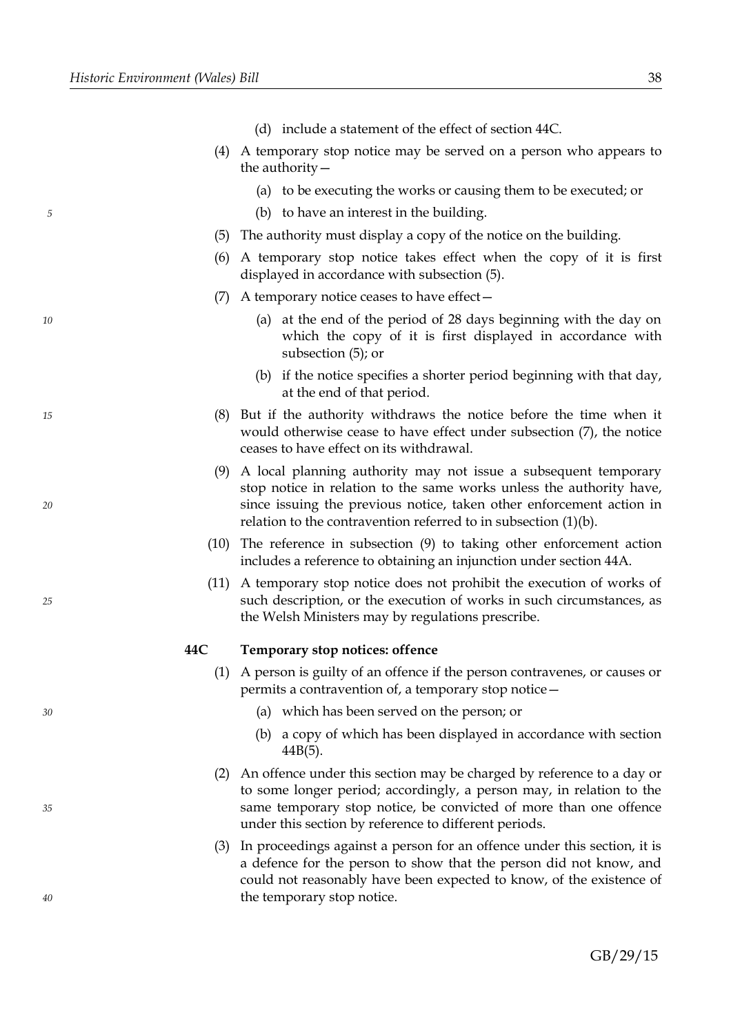(d) include a statement of the effect of section 44C.

(4) A temporary stop notice may be served on a person who appears to the authority—

(a) to be executing the works or causing them to be executed; or

(b) to have an interest in the building.

(5) The authority must display a copy of the notice on the building.

(6) A temporary stop notice takes effect when the copy of it is first displayed in accordance with subsection (5).

(7) A temporary notice ceases to have effect—

(a) at the end of the period of 28 days beginning with the day on which the copy of it is first displayed in accordance with subsection (5); or

(b) if the notice specifies a shorter period beginning with that day, at the end of that period.

(8) But if the authority withdraws the notice before the time when it would otherwise cease to have effect under subsection (7), the notice ceases to have effect on its withdrawal.

(9) A local planning authority may not issue a subsequent temporary stop notice in relation to the same works unless the authority have, since issuing the previous notice, taken other enforcement action in relation to the contravention referred to in subsection (1)(b).

(10) The reference in subsection (9) to taking other enforcement action includes a reference to obtaining an injunction under section 44A.

(11) A temporary stop notice does not prohibit the execution of works of such description, or the execution of works in such circumstances, as the Welsh Ministers may by regulations prescribe.

### 44C Temporary stop notices: offence

(1) A person is guilty of an offence if the person contravenes, or causes or permits a contravention of, a temporary stop notice—

(a) which has been served on the person; or

(b) a copy of which has been displayed in accordance with section 44B(5).

(2) An offence under this section may be charged by reference to a day or to some longer period; accordingly, a person may, in relation to the same temporary stop notice, be convicted of more than one offence under this section by reference to different periods.

(3) In proceedings against a person for an offence under this section, it is a defence for the person to show that the person did not know, and could not reasonably have been expected to know, of the existence of the temporary stop notice.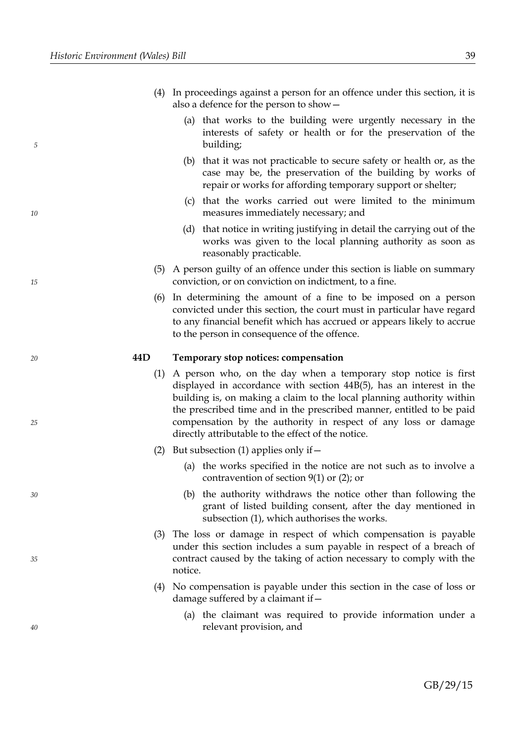(4) In proceedings against a person for an offence under this section, it is also a defence for the person to show—

(a) that works to the building were urgently necessary in the interests of safety or health or for the preservation of the building;

(b) that it was not practicable to secure safety or health or, as the case may be, the preservation of the building by works of repair or works for affording temporary support or shelter;

(c) that the works carried out were limited to the minimum measures immediately necessary; and

(d) that notice in writing justifying in detail the carrying out of the works was given to the local planning authority as soon as reasonably practicable.

(5) A person guilty of an offence under this section is liable on summary conviction, or on conviction on indictment, to a fine.

(6) In determining the amount of a fine to be imposed on a person convicted under this section, the court must in particular have regard to any financial benefit which has accrued or appears likely to accrue to the person in consequence of the offence.

**44D Temporary stop notices: compensation**

(1) A person who, on the day when a temporary stop notice is first displayed in accordance with section 44B(5), has an interest in the building is, on making a claim to the local planning authority within the prescribed time and in the prescribed manner, entitled to be paid compensation by the authority in respect of any loss or damage directly attributable to the effect of the notice.

(2) But subsection (1) applies only if—

(a) the works specified in the notice are not such as to involve a contravention of section 9(1) or (2); or

(b) the authority withdraws the notice other than following the grant of listed building consent, after the day mentioned in subsection (1), which authorises the works.

(3) The loss or damage in respect of which compensation is payable under this section includes a sum payable in respect of a breach of contract caused by the taking of action necessary to comply with the notice.

(4) No compensation is payable under this section in the case of loss or damage suffered by a claimant if—

(a) the claimant was required to provide information under a relevant provision, and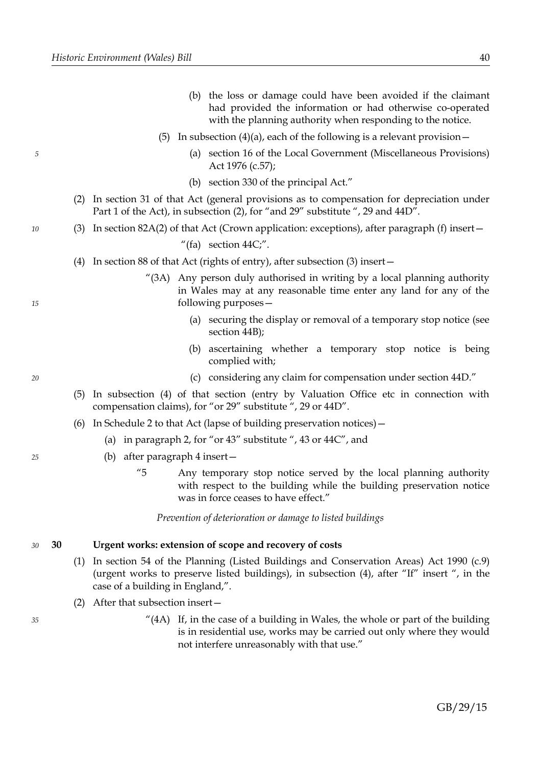(b) the loss or damage could have been avoided if the claimant had provided the information or had otherwise co-operated with the planning authority when responding to the notice.

(5) In subsection (4)(a), each of the following is a relevant provision—

(a) section 16 of the Local Government (Miscellaneous Provisions) Act 1976 (c.57);

(b) section 330 of the principal Act."

(2) In section 31 of that Act (general provisions as to compensation for depreciation under Part 1 of the Act), in subsection (2), for "and 29" substitute ", 29 and 44D".

(3) In section 82A(2) of that Act (Crown application: exceptions), after paragraph (f) insert—

"(fa) section 44C;".

(4) In section 88 of that Act (rights of entry), after subsection (3) insert—

"(3A) Any person duly authorised in writing by a local planning authority in Wales may at any reasonable time enter any land for any of the following purposes—

(a) securing the display or removal of a temporary stop notice (see section 44B);

(b) ascertaining whether a temporary stop notice is being complied with;

(c) considering any claim for compensation under section 44D."

(5) In subsection (4) of that section (entry by Valuation Office etc in connection with compensation claims), for "or 29" substitute ", 29 or 44D".

(6) In Schedule 2 to that Act (lapse of building preservation notices)—

(a) in paragraph 2, for "or 43" substitute ", 43 or 44C", and

(b) after paragraph 4 insert—

"5 Any temporary stop notice served by the local planning authority with respect to the building while the building preservation notice was in force ceases to have effect."

*Prevention of deterioration or damage to listed buildings*

**30 Urgent works: extension of scope and recovery of costs**

(1) In section 54 of the Planning (Listed Buildings and Conservation Areas) Act 1990 (c.9) (urgent works to preserve listed buildings), in subsection (4), after "If" insert ", in the case of a building in England,".

(2) After that subsection insert—

"(4A) If, in the case of a building in Wales, the whole or part of the building is in residential use, works may be carried out only where they would not interfere unreasonably with that use."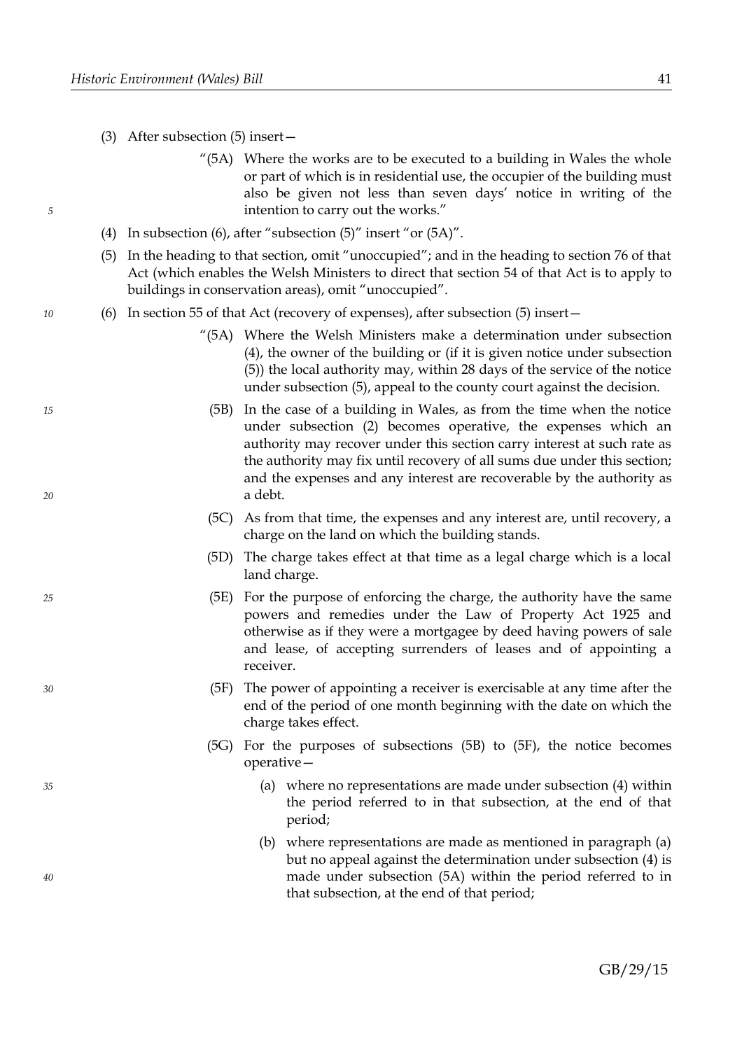(3) After subsection (5) insert—

> "(5A) Where the works are to be executed to a building in Wales the whole or part of which is in residential use, the occupier of the building must also be given not less than seven days' notice in writing of the intention to carry out the works."

(4) In subsection (6), after "subsection (5)" insert "or (5A)".

(5) In the heading to that section, omit "unoccupied"; and in the heading to section 76 of that Act (which enables the Welsh Ministers to direct that section 54 of that Act is to apply to buildings in conservation areas), omit "unoccupied".

(6) In section 55 of that Act (recovery of expenses), after subsection (5) insert—

> "(5A) Where the Welsh Ministers make a determination under subsection (4), the owner of the building or (if it is given notice under subsection (5)) the local authority may, within 28 days of the service of the notice under subsection (5), appeal to the county court against the decision.
>
> (5B) In the case of a building in Wales, as from the time when the notice under subsection (2) becomes operative, the expenses which an authority may recover under this section carry interest at such rate as the authority may fix until recovery of all sums due under this section; and the expenses and any interest are recoverable by the authority as a debt.
>
> (5C) As from that time, the expenses and any interest are, until recovery, a charge on the land on which the building stands.
>
> (5D) The charge takes effect at that time as a legal charge which is a local land charge.
>
> (5E) For the purpose of enforcing the charge, the authority have the same powers and remedies under the Law of Property Act 1925 and otherwise as if they were a mortgagee by deed having powers of sale and lease, of accepting surrenders of leases and of appointing a receiver.
>
> (5F) The power of appointing a receiver is exercisable at any time after the end of the period of one month beginning with the date on which the charge takes effect.
>
> (5G) For the purposes of subsections (5B) to (5F), the notice becomes operative—
>
> (a) where no representations are made under subsection (4) within the period referred to in that subsection, at the end of that period;
>
> (b) where representations are made as mentioned in paragraph (a) but no appeal against the determination under subsection (4) is made under subsection (5A) within the period referred to in that subsection, at the end of that period;

GB/29/15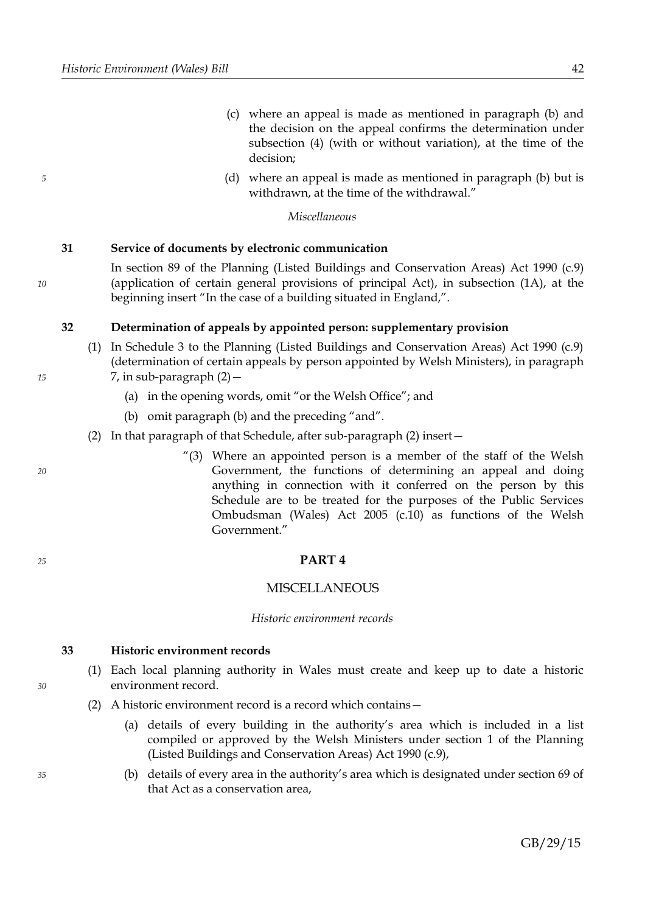(c) where an appeal is made as mentioned in paragraph (b) and the decision on the appeal confirms the determination under subsection (4) (with or without variation), at the time of the decision;

(d) where an appeal is made as mentioned in paragraph (b) but is withdrawn, at the time of the withdrawal."

*Miscellaneous*

**31 Service of documents by electronic communication**

In section 89 of the Planning (Listed Buildings and Conservation Areas) Act 1990 (c.9) (application of certain general provisions of principal Act), in subsection (1A), at the beginning insert "In the case of a building situated in England,".

**32 Determination of appeals by appointed person: supplementary provision**

(1) In Schedule 3 to the Planning (Listed Buildings and Conservation Areas) Act 1990 (c.9) (determination of certain appeals by person appointed by Welsh Ministers), in paragraph 7, in sub-paragraph (2)—

(a) in the opening words, omit "or the Welsh Office"; and

(b) omit paragraph (b) and the preceding "and".

(2) In that paragraph of that Schedule, after sub-paragraph (2) insert—

"(3) Where an appointed person is a member of the staff of the Welsh Government, the functions of determining an appeal and doing anything in connection with it conferred on the person by this Schedule are to be treated for the purposes of the Public Services Ombudsman (Wales) Act 2005 (c.10) as functions of the Welsh Government."

## PART 4

## MISCELLANEOUS

*Historic environment records*

**33 Historic environment records**

(1) Each local planning authority in Wales must create and keep up to date a historic environment record.

(2) A historic environment record is a record which contains—

(a) details of every building in the authority's area which is included in a list compiled or approved by the Welsh Ministers under section 1 of the Planning (Listed Buildings and Conservation Areas) Act 1990 (c.9),

(b) details of every area in the authority's area which is designated under section 69 of that Act as a conservation area,

GB/29/15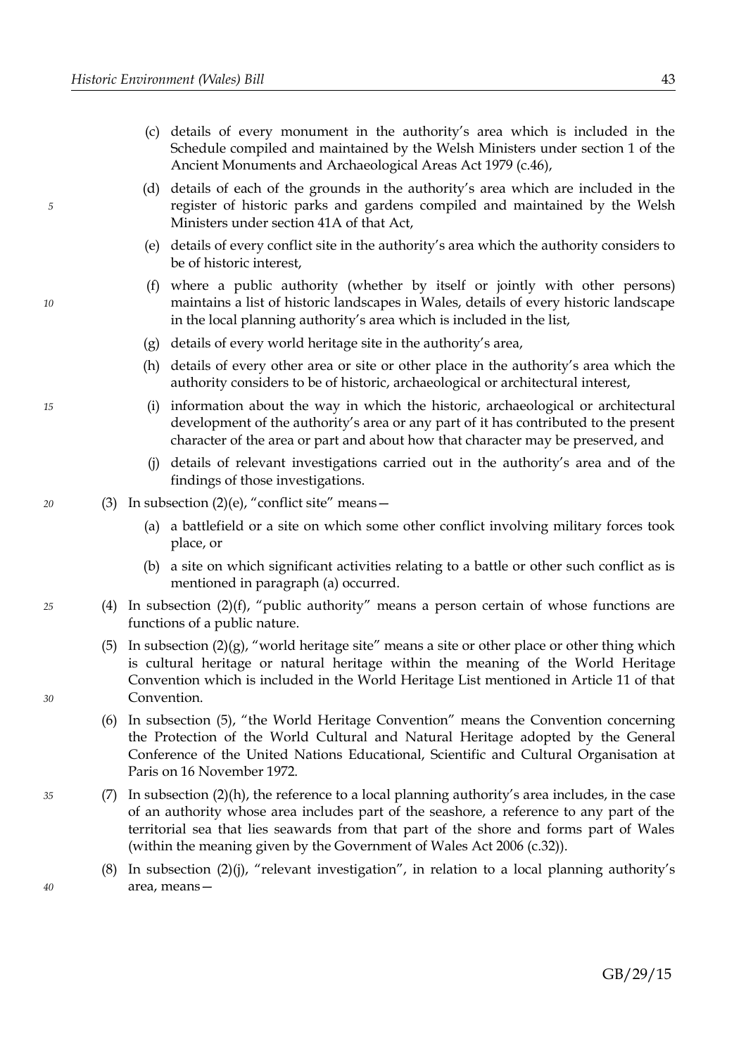(c) details of every monument in the authority's area which is included in the Schedule compiled and maintained by the Welsh Ministers under section 1 of the Ancient Monuments and Archaeological Areas Act 1979 (c.46),

(d) details of each of the grounds in the authority's area which are included in the register of historic parks and gardens compiled and maintained by the Welsh Ministers under section 41A of that Act,

(e) details of every conflict site in the authority's area which the authority considers to be of historic interest,

(f) where a public authority (whether by itself or jointly with other persons) maintains a list of historic landscapes in Wales, details of every historic landscape in the local planning authority's area which is included in the list,

(g) details of every world heritage site in the authority's area,

(h) details of every other area or site or other place in the authority's area which the authority considers to be of historic, archaeological or architectural interest,

(i) information about the way in which the historic, archaeological or architectural development of the authority's area or any part of it has contributed to the present character of the area or part and about how that character may be preserved, and

(j) details of relevant investigations carried out in the authority's area and of the findings of those investigations.

(3) In subsection (2)(e), "conflict site" means—

(a) a battlefield or a site on which some other conflict involving military forces took place, or

(b) a site on which significant activities relating to a battle or other such conflict as is mentioned in paragraph (a) occurred.

(4) In subsection (2)(f), "public authority" means a person certain of whose functions are functions of a public nature.

(5) In subsection (2)(g), "world heritage site" means a site or other place or other thing which is cultural heritage or natural heritage within the meaning of the World Heritage Convention which is included in the World Heritage List mentioned in Article 11 of that Convention.

(6) In subsection (5), "the World Heritage Convention" means the Convention concerning the Protection of the World Cultural and Natural Heritage adopted by the General Conference of the United Nations Educational, Scientific and Cultural Organisation at Paris on 16 November 1972.

(7) In subsection (2)(h), the reference to a local planning authority's area includes, in the case of an authority whose area includes part of the seashore, a reference to any part of the territorial sea that lies seawards from that part of the shore and forms part of Wales (within the meaning given by the Government of Wales Act 2006 (c.32)).

(8) In subsection (2)(j), "relevant investigation", in relation to a local planning authority's area, means—

GB/29/15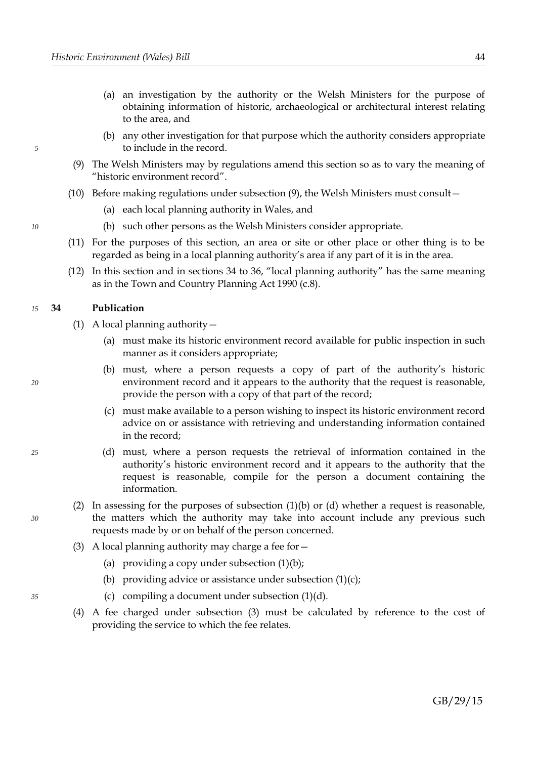(a) an investigation by the authority or the Welsh Ministers for the purpose of obtaining information of historic, archaeological or architectural interest relating to the area, and

(b) any other investigation for that purpose which the authority considers appropriate to include in the record.

(9) The Welsh Ministers may by regulations amend this section so as to vary the meaning of "historic environment record".

(10) Before making regulations under subsection (9), the Welsh Ministers must consult—

(a) each local planning authority in Wales, and

(b) such other persons as the Welsh Ministers consider appropriate.

(11) For the purposes of this section, an area or site or other place or other thing is to be regarded as being in a local planning authority's area if any part of it is in the area.

(12) In this section and in sections 34 to 36, "local planning authority" has the same meaning as in the Town and Country Planning Act 1990 (c.8).

**34 Publication**

(1) A local planning authority—

(a) must make its historic environment record available for public inspection in such manner as it considers appropriate;

(b) must, where a person requests a copy of part of the authority's historic environment record and it appears to the authority that the request is reasonable, provide the person with a copy of that part of the record;

(c) must make available to a person wishing to inspect its historic environment record advice on or assistance with retrieving and understanding information contained in the record;

(d) must, where a person requests the retrieval of information contained in the authority's historic environment record and it appears to the authority that the request is reasonable, compile for the person a document containing the information.

(2) In assessing for the purposes of subsection (1)(b) or (d) whether a request is reasonable, the matters which the authority may take into account include any previous such requests made by or on behalf of the person concerned.

(3) A local planning authority may charge a fee for—

(a) providing a copy under subsection (1)(b);

(b) providing advice or assistance under subsection (1)(c);

(c) compiling a document under subsection (1)(d).

(4) A fee charged under subsection (3) must be calculated by reference to the cost of providing the service to which the fee relates.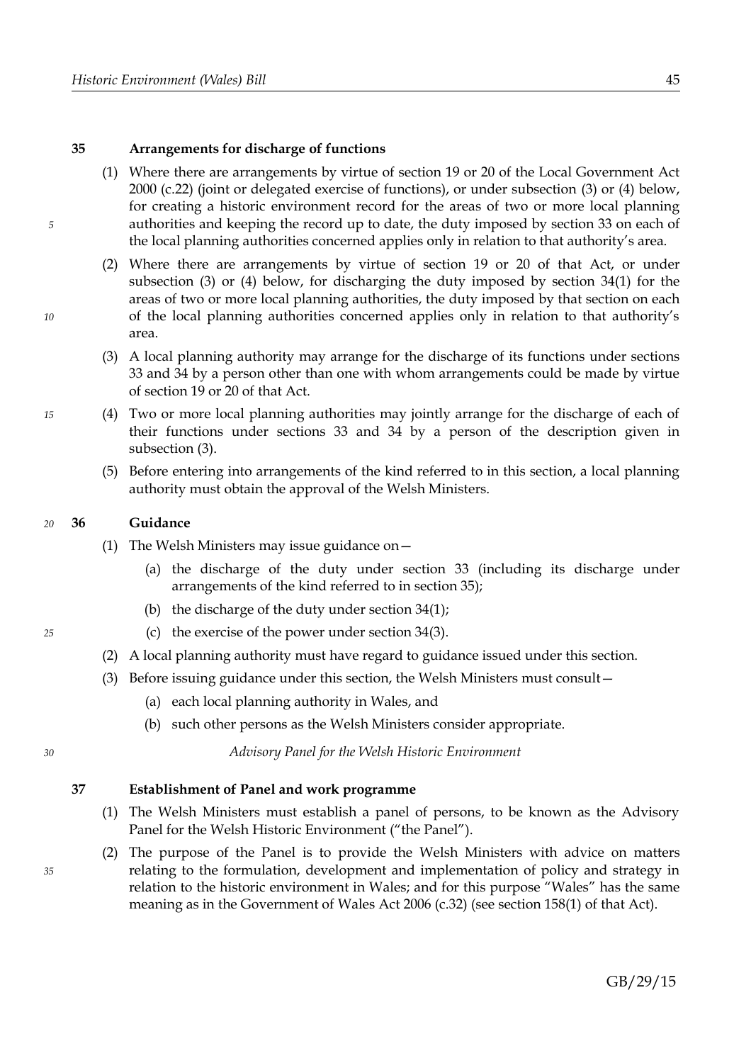### 35 Arrangements for discharge of functions

(1) Where there are arrangements by virtue of section 19 or 20 of the Local Government Act 2000 (c.22) (joint or delegated exercise of functions), or under subsection (3) or (4) below, for creating a historic environment record for the areas of two or more local planning authorities and keeping the record up to date, the duty imposed by section 33 on each of the local planning authorities concerned applies only in relation to that authority's area.

(2) Where there are arrangements by virtue of section 19 or 20 of that Act, or under subsection (3) or (4) below, for discharging the duty imposed by section 34(1) for the areas of two or more local planning authorities, the duty imposed by that section on each of the local planning authorities concerned applies only in relation to that authority's area.

(3) A local planning authority may arrange for the discharge of its functions under sections 33 and 34 by a person other than one with whom arrangements could be made by virtue of section 19 or 20 of that Act.

(4) Two or more local planning authorities may jointly arrange for the discharge of each of their functions under sections 33 and 34 by a person of the description given in subsection (3).

(5) Before entering into arrangements of the kind referred to in this section, a local planning authority must obtain the approval of the Welsh Ministers.

### 36 Guidance

(1) The Welsh Ministers may issue guidance on—

(a) the discharge of the duty under section 33 (including its discharge under arrangements of the kind referred to in section 35);

(b) the discharge of the duty under section 34(1);

(c) the exercise of the power under section 34(3).

(2) A local planning authority must have regard to guidance issued under this section.

(3) Before issuing guidance under this section, the Welsh Ministers must consult—

(a) each local planning authority in Wales, and

(b) such other persons as the Welsh Ministers consider appropriate.

*Advisory Panel for the Welsh Historic Environment*

### 37 Establishment of Panel and work programme

(1) The Welsh Ministers must establish a panel of persons, to be known as the Advisory Panel for the Welsh Historic Environment ("the Panel").

(2) The purpose of the Panel is to provide the Welsh Ministers with advice on matters relating to the formulation, development and implementation of policy and strategy in relation to the historic environment in Wales; and for this purpose "Wales" has the same meaning as in the Government of Wales Act 2006 (c.32) (see section 158(1) of that Act).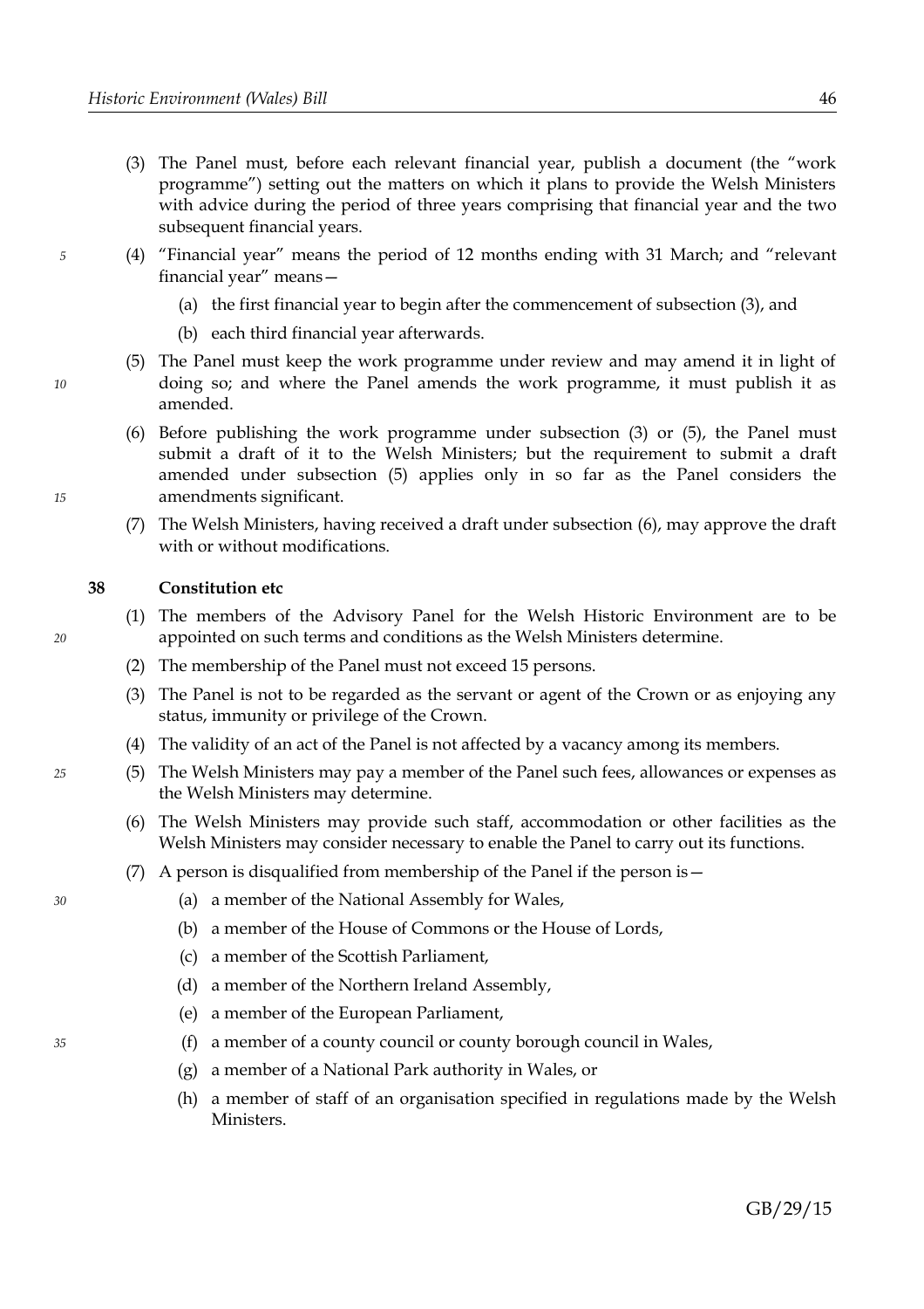(3) The Panel must, before each relevant financial year, publish a document (the "work programme") setting out the matters on which it plans to provide the Welsh Ministers with advice during the period of three years comprising that financial year and the two subsequent financial years.

(4) "Financial year" means the period of 12 months ending with 31 March; and "relevant financial year" means—

(a) the first financial year to begin after the commencement of subsection (3), and

(b) each third financial year afterwards.

(5) The Panel must keep the work programme under review and may amend it in light of doing so; and where the Panel amends the work programme, it must publish it as amended.

(6) Before publishing the work programme under subsection (3) or (5), the Panel must submit a draft of it to the Welsh Ministers; but the requirement to submit a draft amended under subsection (5) applies only in so far as the Panel considers the amendments significant.

(7) The Welsh Ministers, having received a draft under subsection (6), may approve the draft with or without modifications.

**38 Constitution etc**

(1) The members of the Advisory Panel for the Welsh Historic Environment are to be appointed on such terms and conditions as the Welsh Ministers determine.

(2) The membership of the Panel must not exceed 15 persons.

(3) The Panel is not to be regarded as the servant or agent of the Crown or as enjoying any status, immunity or privilege of the Crown.

(4) The validity of an act of the Panel is not affected by a vacancy among its members.

(5) The Welsh Ministers may pay a member of the Panel such fees, allowances or expenses as the Welsh Ministers may determine.

(6) The Welsh Ministers may provide such staff, accommodation or other facilities as the Welsh Ministers may consider necessary to enable the Panel to carry out its functions.

(7) A person is disqualified from membership of the Panel if the person is—

(a) a member of the National Assembly for Wales,

(b) a member of the House of Commons or the House of Lords,

(c) a member of the Scottish Parliament,

(d) a member of the Northern Ireland Assembly,

(e) a member of the European Parliament,

(f) a member of a county council or county borough council in Wales,

(g) a member of a National Park authority in Wales, or

(h) a member of staff of an organisation specified in regulations made by the Welsh Ministers.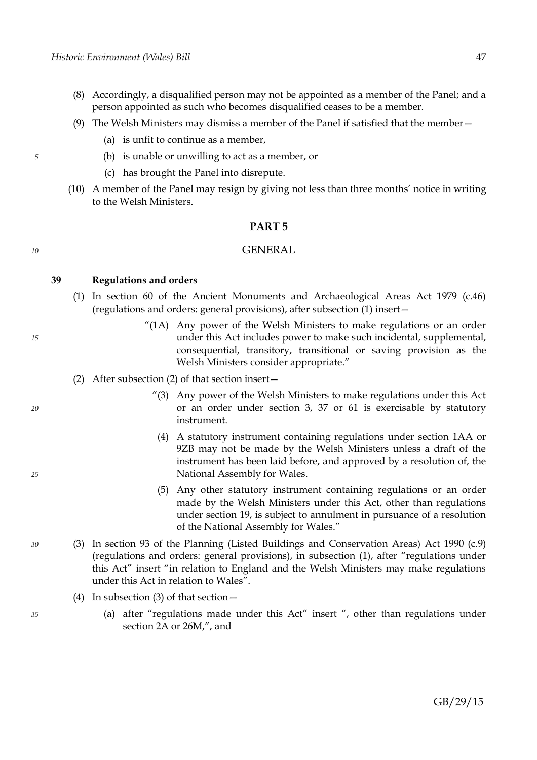(8) Accordingly, a disqualified person may not be appointed as a member of the Panel; and a person appointed as such who becomes disqualified ceases to be a member.

(9) The Welsh Ministers may dismiss a member of the Panel if satisfied that the member—

(a) is unfit to continue as a member,

(b) is unable or unwilling to act as a member, or

(c) has brought the Panel into disrepute.

(10) A member of the Panel may resign by giving not less than three months' notice in writing to the Welsh Ministers.

## PART 5

## GENERAL

### 39 Regulations and orders

(1) In section 60 of the Ancient Monuments and Archaeological Areas Act 1979 (c.46) (regulations and orders: general provisions), after subsection (1) insert—

"(1A) Any power of the Welsh Ministers to make regulations or an order under this Act includes power to make such incidental, supplemental, consequential, transitory, transitional or saving provision as the Welsh Ministers consider appropriate."

(2) After subsection (2) of that section insert—

"(3) Any power of the Welsh Ministers to make regulations under this Act or an order under section 3, 37 or 61 is exercisable by statutory instrument.

(4) A statutory instrument containing regulations under section 1AA or 9ZB may not be made by the Welsh Ministers unless a draft of the instrument has been laid before, and approved by a resolution of, the National Assembly for Wales.

(5) Any other statutory instrument containing regulations or an order made by the Welsh Ministers under this Act, other than regulations under section 19, is subject to annulment in pursuance of a resolution of the National Assembly for Wales."

(3) In section 93 of the Planning (Listed Buildings and Conservation Areas) Act 1990 (c.9) (regulations and orders: general provisions), in subsection (1), after "regulations under this Act" insert "in relation to England and the Welsh Ministers may make regulations under this Act in relation to Wales".

(4) In subsection (3) of that section—

(a) after "regulations made under this Act" insert ", other than regulations under section 2A or 26M,", and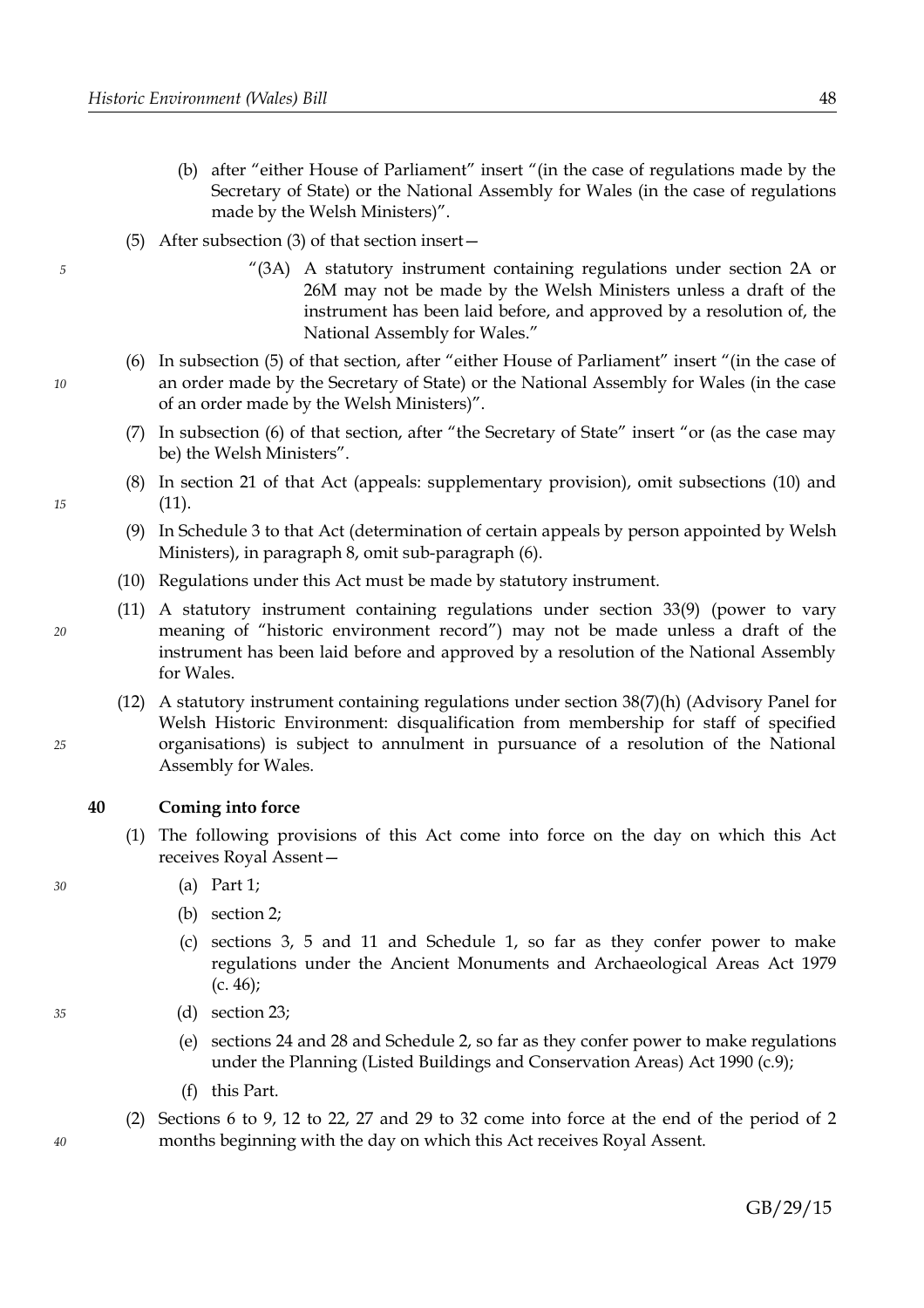(b) after "either House of Parliament" insert "(in the case of regulations made by the Secretary of State) or the National Assembly for Wales (in the case of regulations made by the Welsh Ministers)".

(5) After subsection (3) of that section insert—

> "(3A) A statutory instrument containing regulations under section 2A or 26M may not be made by the Welsh Ministers unless a draft of the instrument has been laid before, and approved by a resolution of, the National Assembly for Wales."

(6) In subsection (5) of that section, after "either House of Parliament" insert "(in the case of an order made by the Secretary of State) or the National Assembly for Wales (in the case of an order made by the Welsh Ministers)".

(7) In subsection (6) of that section, after "the Secretary of State" insert "or (as the case may be) the Welsh Ministers".

(8) In section 21 of that Act (appeals: supplementary provision), omit subsections (10) and (11).

(9) In Schedule 3 to that Act (determination of certain appeals by person appointed by Welsh Ministers), in paragraph 8, omit sub-paragraph (6).

(10) Regulations under this Act must be made by statutory instrument.

(11) A statutory instrument containing regulations under section 33(9) (power to vary meaning of "historic environment record") may not be made unless a draft of the instrument has been laid before and approved by a resolution of the National Assembly for Wales.

(12) A statutory instrument containing regulations under section 38(7)(h) (Advisory Panel for Welsh Historic Environment: disqualification from membership for staff of specified organisations) is subject to annulment in pursuance of a resolution of the National Assembly for Wales.

### 40 Coming into force

(1) The following provisions of this Act come into force on the day on which this Act receives Royal Assent—

(a) Part 1;

(b) section 2;

(c) sections 3, 5 and 11 and Schedule 1, so far as they confer power to make regulations under the Ancient Monuments and Archaeological Areas Act 1979 (c. 46);

(d) section 23;

(e) sections 24 and 28 and Schedule 2, so far as they confer power to make regulations under the Planning (Listed Buildings and Conservation Areas) Act 1990 (c.9);

(f) this Part.

(2) Sections 6 to 9, 12 to 22, 27 and 29 to 32 come into force at the end of the period of 2 months beginning with the day on which this Act receives Royal Assent.

GB/29/15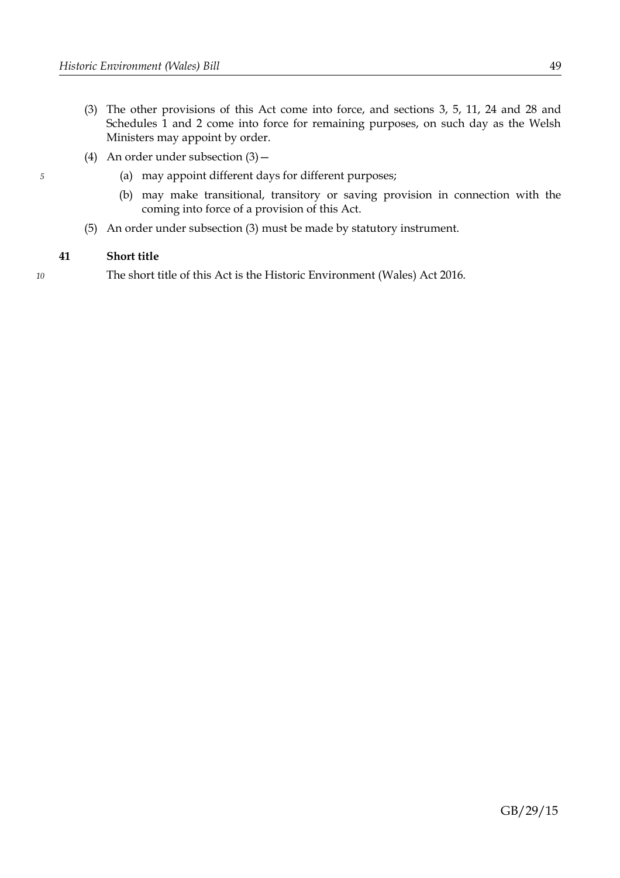(3) The other provisions of this Act come into force, and sections 3, 5, 11, 24 and 28 and Schedules 1 and 2 come into force for remaining purposes, on such day as the Welsh Ministers may appoint by order.

(4) An order under subsection (3)—

 (a) may appoint different days for different purposes;

 (b) may make transitional, transitory or saving provision in connection with the coming into force of a provision of this Act.

(5) An order under subsection (3) must be made by statutory instrument.

### 41 Short title

The short title of this Act is the Historic Environment (Wales) Act 2016.

GB/29/15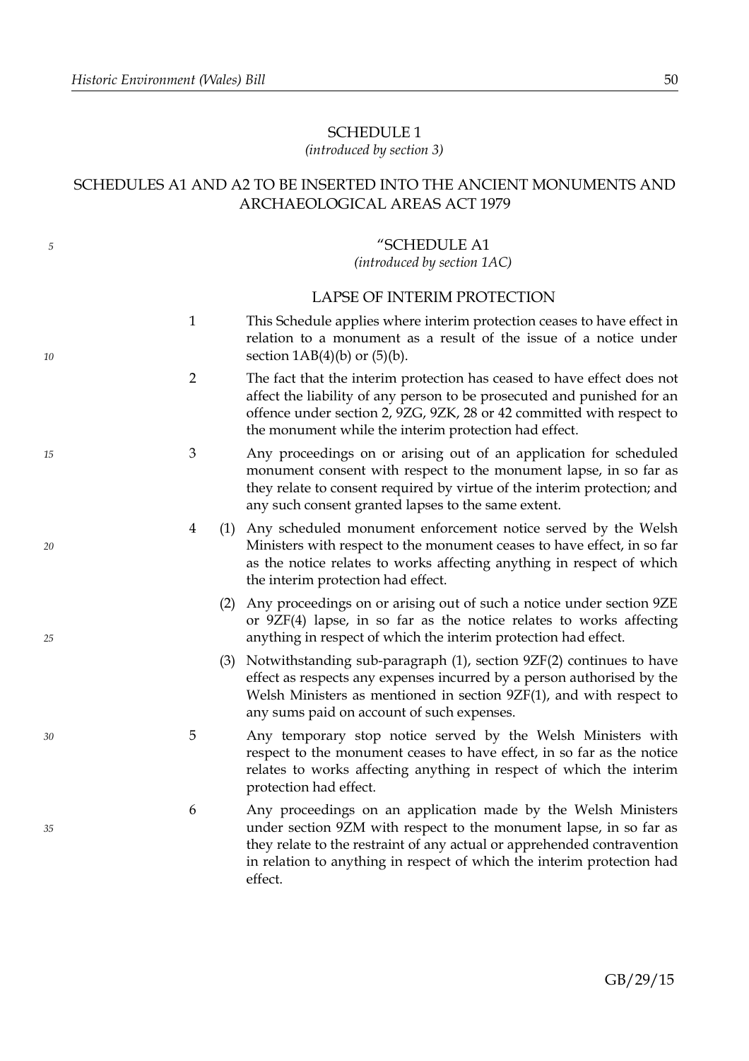## SCHEDULE 1

*(introduced by section 3)*

## SCHEDULES A1 AND A2 TO BE INSERTED INTO THE ANCIENT MONUMENTS AND ARCHAEOLOGICAL AREAS ACT 1979

### "SCHEDULE A1

*(introduced by section 1AC)*

### LAPSE OF INTERIM PROTECTION

1 This Schedule applies where interim protection ceases to have effect in relation to a monument as a result of the issue of a notice under section 1AB(4)(b) or (5)(b).

2 The fact that the interim protection has ceased to have effect does not affect the liability of any person to be prosecuted and punished for an offence under section 2, 9ZG, 9ZK, 28 or 42 committed with respect to the monument while the interim protection had effect.

3 Any proceedings on or arising out of an application for scheduled monument consent with respect to the monument lapse, in so far as they relate to consent required by virtue of the interim protection; and any such consent granted lapses to the same extent.

4 (1) Any scheduled monument enforcement notice served by the Welsh Ministers with respect to the monument ceases to have effect, in so far as the notice relates to works affecting anything in respect of which the interim protection had effect.

(2) Any proceedings on or arising out of such a notice under section 9ZE or 9ZF(4) lapse, in so far as the notice relates to works affecting anything in respect of which the interim protection had effect.

(3) Notwithstanding sub-paragraph (1), section 9ZF(2) continues to have effect as respects any expenses incurred by a person authorised by the Welsh Ministers as mentioned in section 9ZF(1), and with respect to any sums paid on account of such expenses.

5 Any temporary stop notice served by the Welsh Ministers with respect to the monument ceases to have effect, in so far as the notice relates to works affecting anything in respect of which the interim protection had effect.

6 Any proceedings on an application made by the Welsh Ministers under section 9ZM with respect to the monument lapse, in so far as they relate to the restraint of any actual or apprehended contravention in relation to anything in respect of which the interim protection had effect.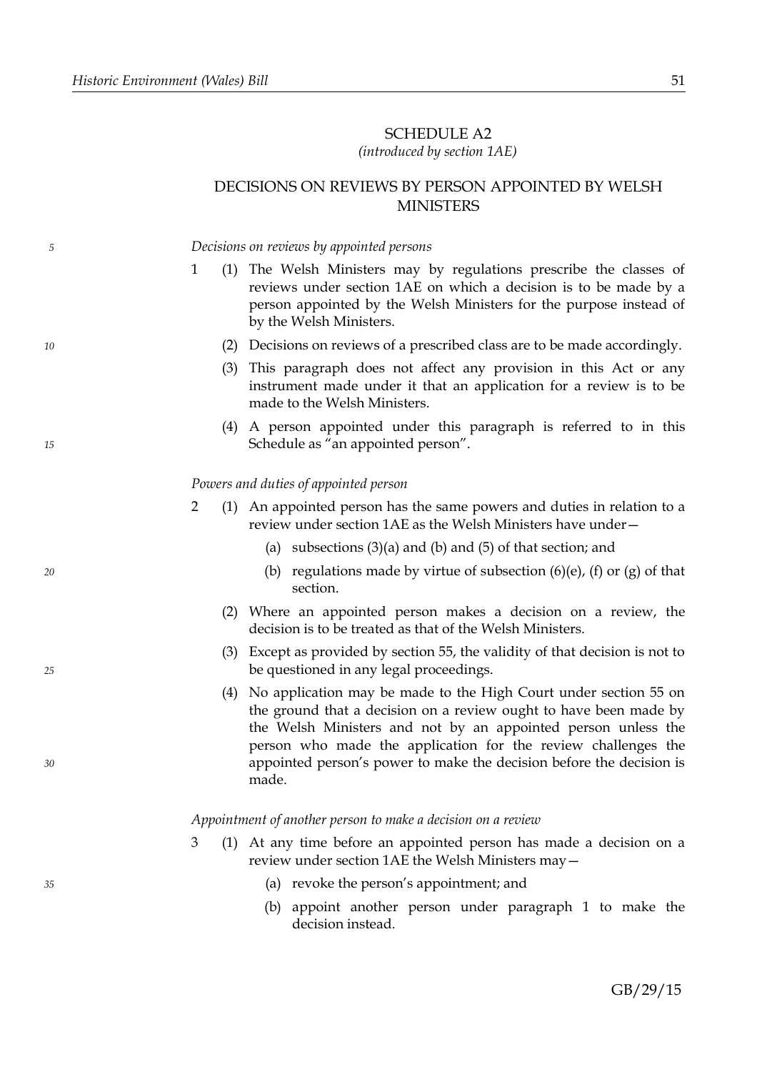# SCHEDULE A2

*(introduced by section 1AE)*

## DECISIONS ON REVIEWS BY PERSON APPOINTED BY WELSH MINISTERS

*Decisions on reviews by appointed persons*

1 (1) The Welsh Ministers may by regulations prescribe the classes of reviews under section 1AE on which a decision is to be made by a person appointed by the Welsh Ministers for the purpose instead of by the Welsh Ministers.

(2) Decisions on reviews of a prescribed class are to be made accordingly.

(3) This paragraph does not affect any provision in this Act or any instrument made under it that an application for a review is to be made to the Welsh Ministers.

(4) A person appointed under this paragraph is referred to in this Schedule as "an appointed person".

*Powers and duties of appointed person*

2 (1) An appointed person has the same powers and duties in relation to a review under section 1AE as the Welsh Ministers have under—

(a) subsections (3)(a) and (b) and (5) of that section; and

(b) regulations made by virtue of subsection (6)(e), (f) or (g) of that section.

(2) Where an appointed person makes a decision on a review, the decision is to be treated as that of the Welsh Ministers.

(3) Except as provided by section 55, the validity of that decision is not to be questioned in any legal proceedings.

(4) No application may be made to the High Court under section 55 on the ground that a decision on a review ought to have been made by the Welsh Ministers and not by an appointed person unless the person who made the application for the review challenges the appointed person's power to make the decision before the decision is made.

*Appointment of another person to make a decision on a review*

3 (1) At any time before an appointed person has made a decision on a review under section 1AE the Welsh Ministers may—

(a) revoke the person's appointment; and

(b) appoint another person under paragraph 1 to make the decision instead.

GB/29/15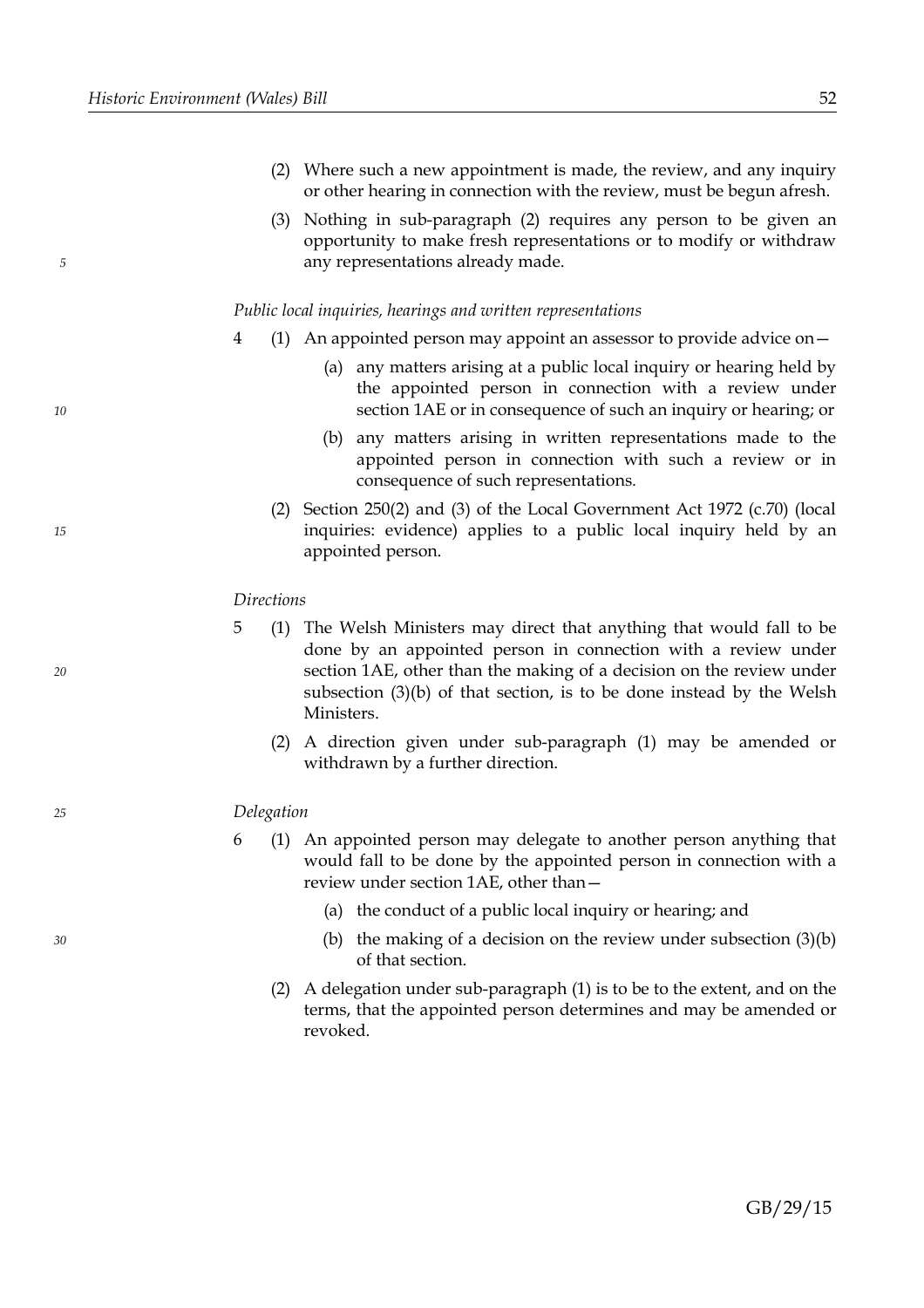(2) Where such a new appointment is made, the review, and any inquiry or other hearing in connection with the review, must be begun afresh.

(3) Nothing in sub-paragraph (2) requires any person to be given an opportunity to make fresh representations or to modify or withdraw any representations already made.

*Public local inquiries, hearings and written representations*

4 (1) An appointed person may appoint an assessor to provide advice on—

(a) any matters arising at a public local inquiry or hearing held by the appointed person in connection with a review under section 1AE or in consequence of such an inquiry or hearing; or

(b) any matters arising in written representations made to the appointed person in connection with such a review or in consequence of such representations.

(2) Section 250(2) and (3) of the Local Government Act 1972 (c.70) (local inquiries: evidence) applies to a public local inquiry held by an appointed person.

*Directions*

5 (1) The Welsh Ministers may direct that anything that would fall to be done by an appointed person in connection with a review under section 1AE, other than the making of a decision on the review under subsection (3)(b) of that section, is to be done instead by the Welsh Ministers.

(2) A direction given under sub-paragraph (1) may be amended or withdrawn by a further direction.

*Delegation*

6 (1) An appointed person may delegate to another person anything that would fall to be done by the appointed person in connection with a review under section 1AE, other than—

(a) the conduct of a public local inquiry or hearing; and

(b) the making of a decision on the review under subsection (3)(b) of that section.

(2) A delegation under sub-paragraph (1) is to be to the extent, and on the terms, that the appointed person determines and may be amended or revoked.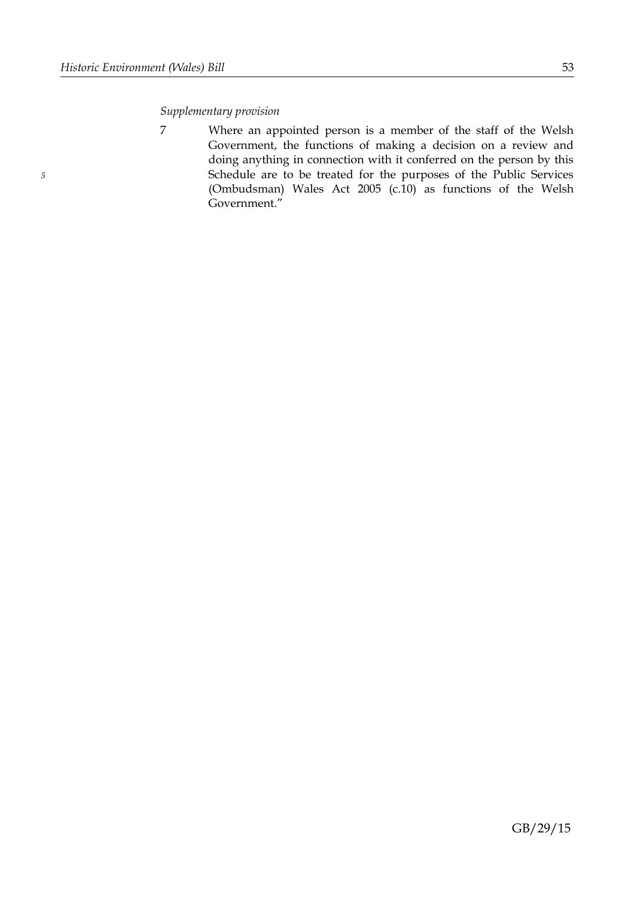*Supplementary provision*

7 Where an appointed person is a member of the staff of the Welsh Government, the functions of making a decision on a review and doing anything in connection with it conferred on the person by this Schedule are to be treated for the purposes of the Public Services (Ombudsman) Wales Act 2005 (c.10) as functions of the Welsh Government."

GB/29/15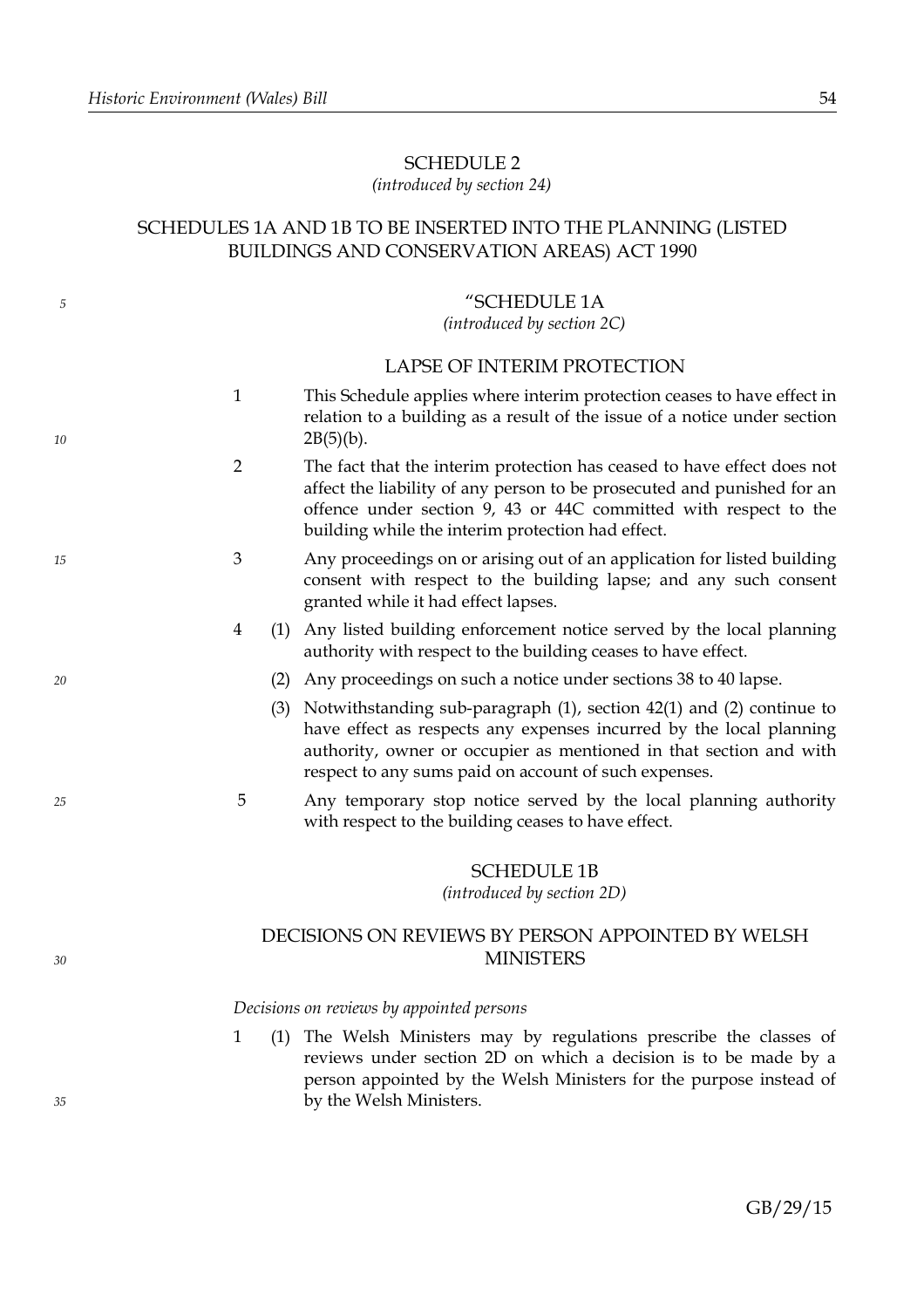## SCHEDULE 2

*(introduced by section 24)*

## SCHEDULES 1A AND 1B TO BE INSERTED INTO THE PLANNING (LISTED BUILDINGS AND CONSERVATION AREAS) ACT 1990

### "SCHEDULE 1A

*(introduced by section 2C)*

### LAPSE OF INTERIM PROTECTION

1 This Schedule applies where interim protection ceases to have effect in relation to a building as a result of the issue of a notice under section 2B(5)(b).

2 The fact that the interim protection has ceased to have effect does not affect the liability of any person to be prosecuted and punished for an offence under section 9, 43 or 44C committed with respect to the building while the interim protection had effect.

3 Any proceedings on or arising out of an application for listed building consent with respect to the building lapse; and any such consent granted while it had effect lapses.

4 (1) Any listed building enforcement notice served by the local planning authority with respect to the building ceases to have effect.

(2) Any proceedings on such a notice under sections 38 to 40 lapse.

(3) Notwithstanding sub-paragraph (1), section 42(1) and (2) continue to have effect as respects any expenses incurred by the local planning authority, owner or occupier as mentioned in that section and with respect to any sums paid on account of such expenses.

5 Any temporary stop notice served by the local planning authority with respect to the building ceases to have effect.

### SCHEDULE 1B

*(introduced by section 2D)*

### DECISIONS ON REVIEWS BY PERSON APPOINTED BY WELSH MINISTERS

*Decisions on reviews by appointed persons*

1 (1) The Welsh Ministers may by regulations prescribe the classes of reviews under section 2D on which a decision is to be made by a person appointed by the Welsh Ministers for the purpose instead of by the Welsh Ministers.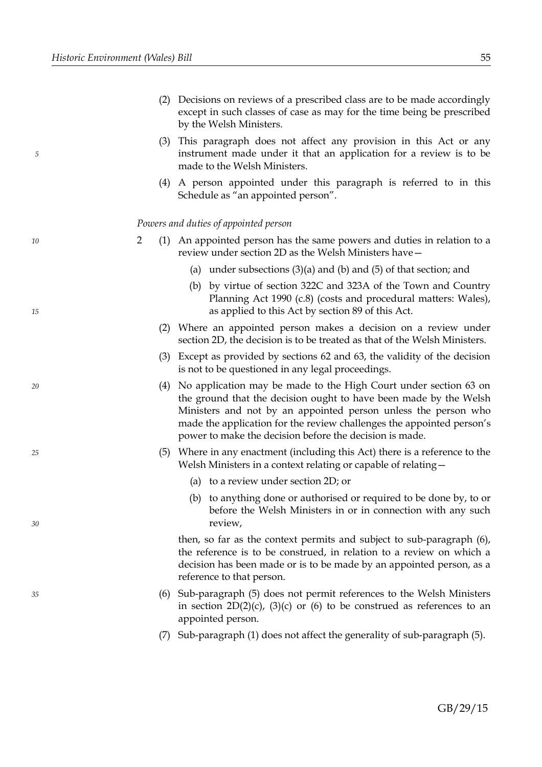(2) Decisions on reviews of a prescribed class are to be made accordingly except in such classes of case as may for the time being be prescribed by the Welsh Ministers.

(3) This paragraph does not affect any provision in this Act or any instrument made under it that an application for a review is to be made to the Welsh Ministers.

(4) A person appointed under this paragraph is referred to in this Schedule as "an appointed person".

*Powers and duties of appointed person*

2 (1) An appointed person has the same powers and duties in relation to a review under section 2D as the Welsh Ministers have—

(a) under subsections (3)(a) and (b) and (5) of that section; and

(b) by virtue of section 322C and 323A of the Town and Country Planning Act 1990 (c.8) (costs and procedural matters: Wales), as applied to this Act by section 89 of this Act.

(2) Where an appointed person makes a decision on a review under section 2D, the decision is to be treated as that of the Welsh Ministers.

(3) Except as provided by sections 62 and 63, the validity of the decision is not to be questioned in any legal proceedings.

(4) No application may be made to the High Court under section 63 on the ground that the decision ought to have been made by the Welsh Ministers and not by an appointed person unless the person who made the application for the review challenges the appointed person's power to make the decision before the decision is made.

(5) Where in any enactment (including this Act) there is a reference to the Welsh Ministers in a context relating or capable of relating—

(a) to a review under section 2D; or

(b) to anything done or authorised or required to be done by, to or before the Welsh Ministers in or in connection with any such review,

then, so far as the context permits and subject to sub-paragraph (6), the reference is to be construed, in relation to a review on which a decision has been made or is to be made by an appointed person, as a reference to that person.

(6) Sub-paragraph (5) does not permit references to the Welsh Ministers in section 2D(2)(c), (3)(c) or (6) to be construed as references to an appointed person.

(7) Sub-paragraph (1) does not affect the generality of sub-paragraph (5).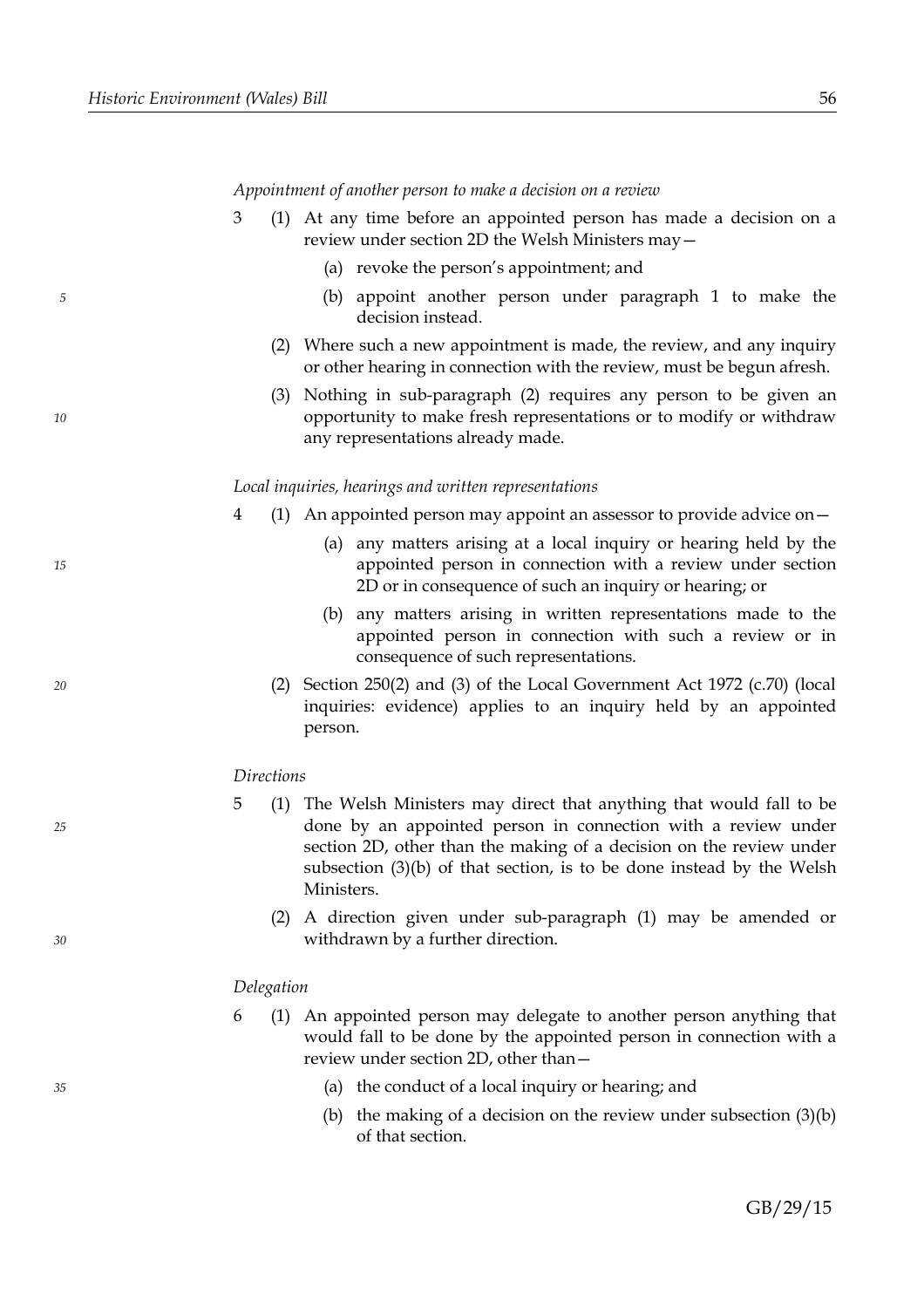*Appointment of another person to make a decision on a review*

3 (1) At any time before an appointed person has made a decision on a review under section 2D the Welsh Ministers may—

(a) revoke the person's appointment; and

(b) appoint another person under paragraph 1 to make the decision instead.

(2) Where such a new appointment is made, the review, and any inquiry or other hearing in connection with the review, must be begun afresh.

(3) Nothing in sub-paragraph (2) requires any person to be given an opportunity to make fresh representations or to modify or withdraw any representations already made.

*Local inquiries, hearings and written representations*

4 (1) An appointed person may appoint an assessor to provide advice on—

(a) any matters arising at a local inquiry or hearing held by the appointed person in connection with a review under section 2D or in consequence of such an inquiry or hearing; or

(b) any matters arising in written representations made to the appointed person in connection with such a review or in consequence of such representations.

(2) Section 250(2) and (3) of the Local Government Act 1972 (c.70) (local inquiries: evidence) applies to an inquiry held by an appointed person.

*Directions*

5 (1) The Welsh Ministers may direct that anything that would fall to be done by an appointed person in connection with a review under section 2D, other than the making of a decision on the review under subsection (3)(b) of that section, is to be done instead by the Welsh Ministers.

(2) A direction given under sub-paragraph (1) may be amended or withdrawn by a further direction.

*Delegation*

6 (1) An appointed person may delegate to another person anything that would fall to be done by the appointed person in connection with a review under section 2D, other than—

(a) the conduct of a local inquiry or hearing; and

(b) the making of a decision on the review under subsection (3)(b) of that section.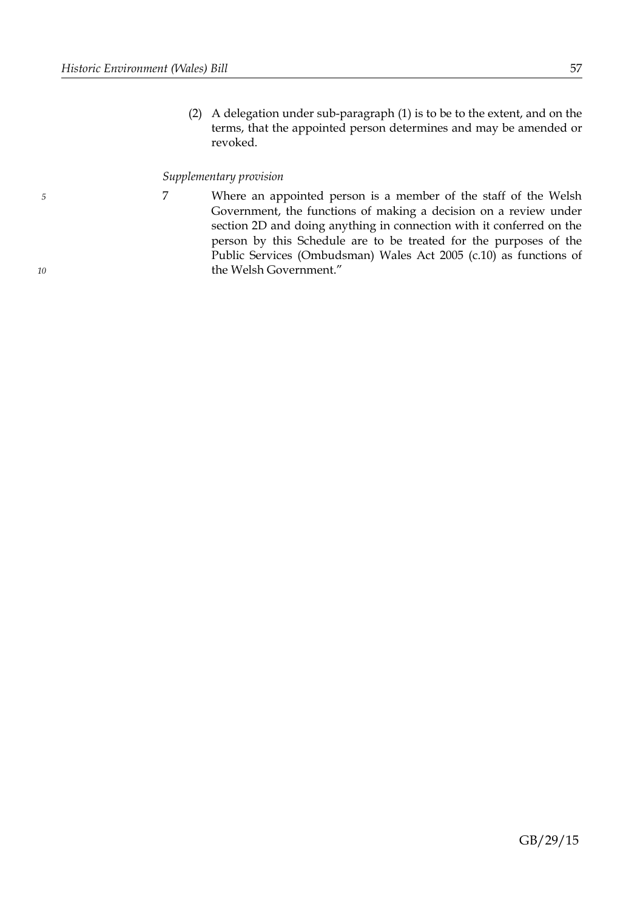(2) A delegation under sub-paragraph (1) is to be to the extent, and on the terms, that the appointed person determines and may be amended or revoked.

*Supplementary provision*

7 Where an appointed person is a member of the staff of the Welsh Government, the functions of making a decision on a review under section 2D and doing anything in connection with it conferred on the person by this Schedule are to be treated for the purposes of the Public Services (Ombudsman) Wales Act 2005 (c.10) as functions of the Welsh Government."

GB/29/15